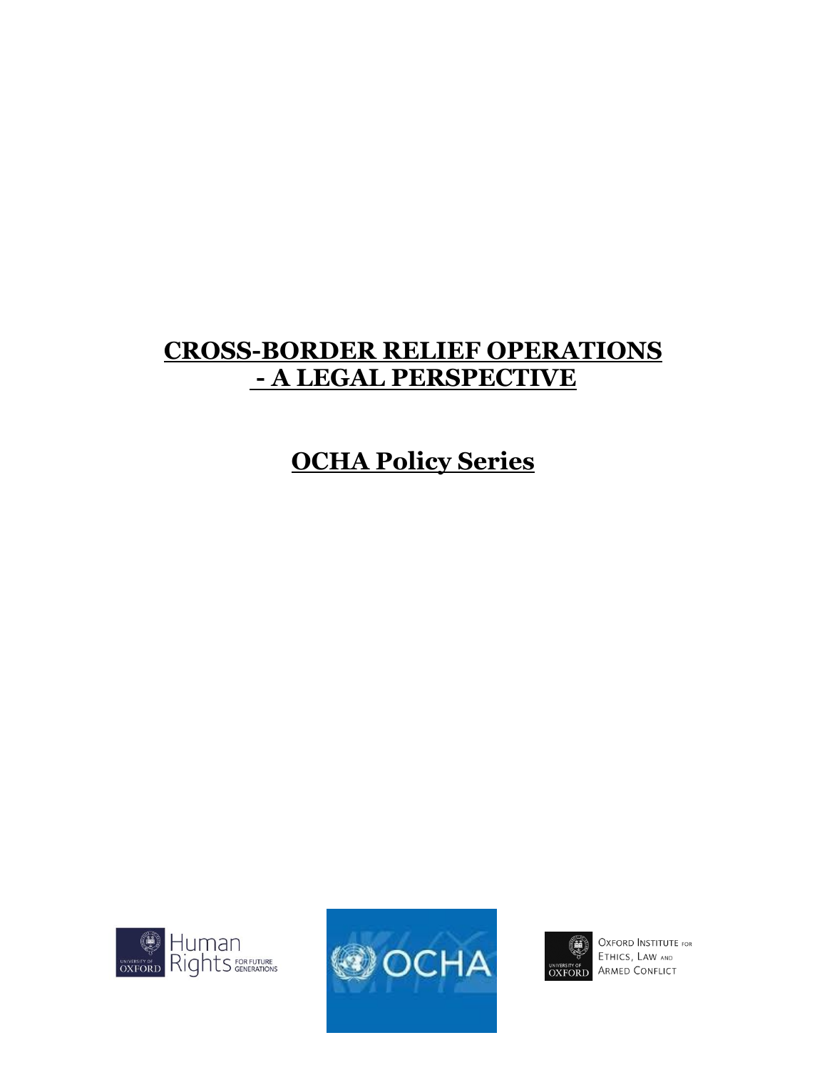# CROSS-BORDER RELIEF OPERATIONS - A LEGAL PERSPECTIVE

## OCHA Policy Series

University of Oxford Human Rights for Future Generations

OCHA

University of Oxford Oxford Institute for Ethics, Law and Armed Conflict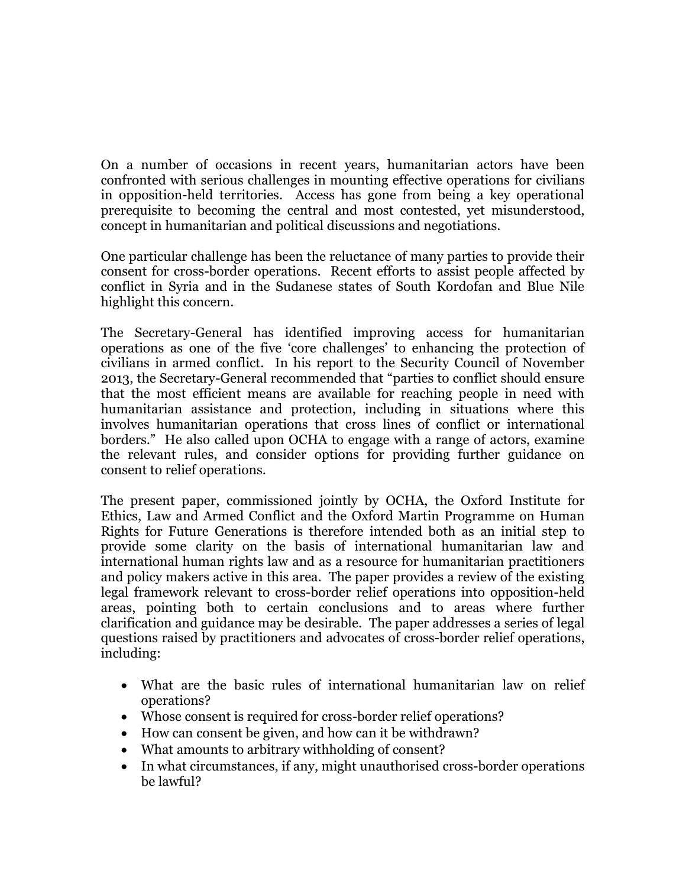On a number of occasions in recent years, humanitarian actors have been confronted with serious challenges in mounting effective operations for civilians in opposition-held territories. Access has gone from being a key operational prerequisite to becoming the central and most contested, yet misunderstood, concept in humanitarian and political discussions and negotiations.

One particular challenge has been the reluctance of many parties to provide their consent for cross-border operations. Recent efforts to assist people affected by conflict in Syria and in the Sudanese states of South Kordofan and Blue Nile highlight this concern.

The Secretary-General has identified improving access for humanitarian operations as one of the five 'core challenges' to enhancing the protection of civilians in armed conflict. In his report to the Security Council of November 2013, the Secretary-General recommended that "parties to conflict should ensure that the most efficient means are available for reaching people in need with humanitarian assistance and protection, including in situations where this involves humanitarian operations that cross lines of conflict or international borders." He also called upon OCHA to engage with a range of actors, examine the relevant rules, and consider options for providing further guidance on consent to relief operations.

The present paper, commissioned jointly by OCHA, the Oxford Institute for Ethics, Law and Armed Conflict and the Oxford Martin Programme on Human Rights for Future Generations is therefore intended both as an initial step to provide some clarity on the basis of international humanitarian law and international human rights law and as a resource for humanitarian practitioners and policy makers active in this area. The paper provides a review of the existing legal framework relevant to cross-border relief operations into opposition-held areas, pointing both to certain conclusions and to areas where further clarification and guidance may be desirable. The paper addresses a series of legal questions raised by practitioners and advocates of cross-border relief operations, including:

- What are the basic rules of international humanitarian law on relief operations?
- Whose consent is required for cross-border relief operations?
- How can consent be given, and how can it be withdrawn?
- What amounts to arbitrary withholding of consent?
- In what circumstances, if any, might unauthorised cross-border operations be lawful?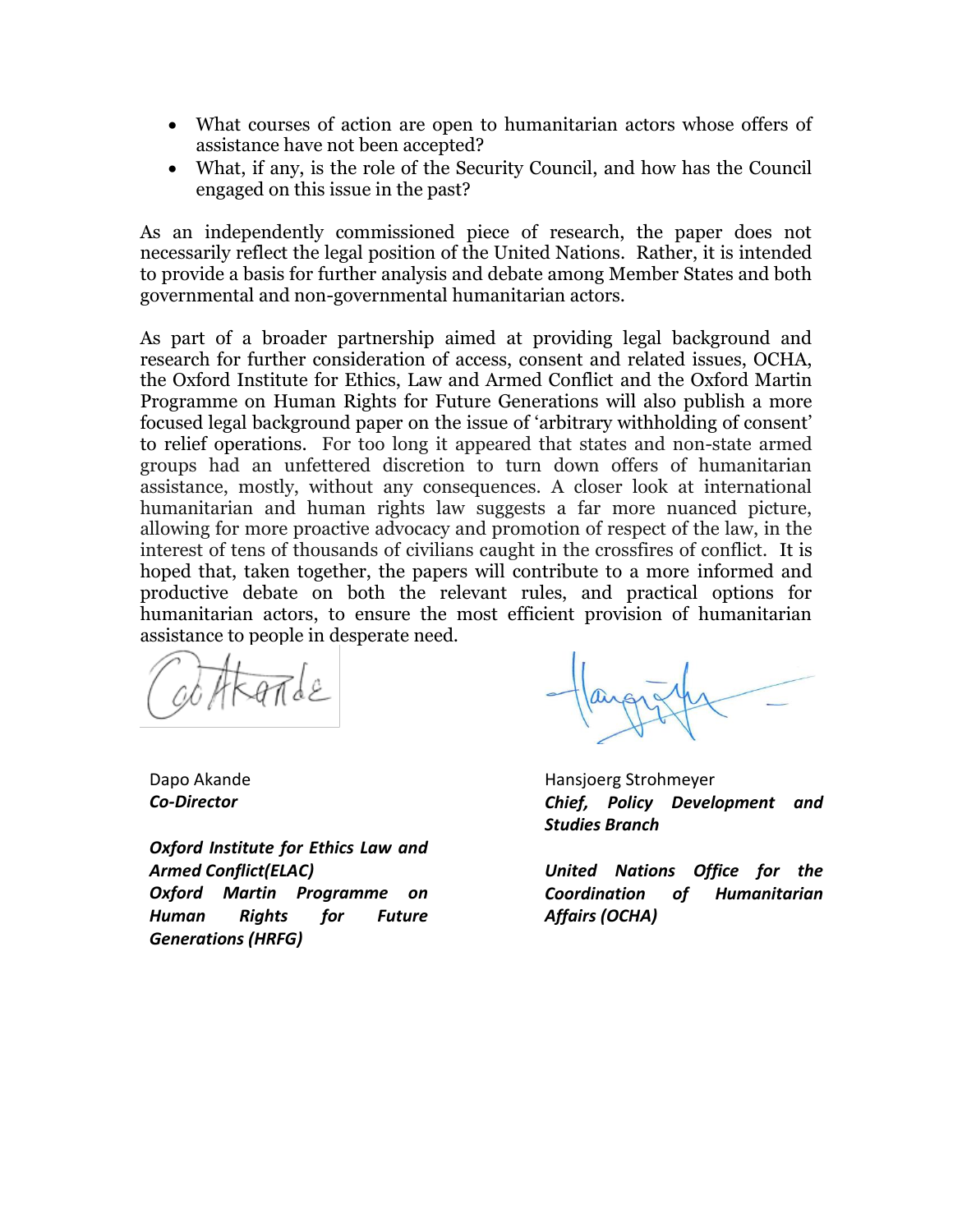- What courses of action are open to humanitarian actors whose offers of assistance have not been accepted?
- What, if any, is the role of the Security Council, and how has the Council engaged on this issue in the past?

As an independently commissioned piece of research, the paper does not necessarily reflect the legal position of the United Nations. Rather, it is intended to provide a basis for further analysis and debate among Member States and both governmental and non-governmental humanitarian actors.

As part of a broader partnership aimed at providing legal background and research for further consideration of access, consent and related issues, OCHA, the Oxford Institute for Ethics, Law and Armed Conflict and the Oxford Martin Programme on Human Rights for Future Generations will also publish a more focused legal background paper on the issue of 'arbitrary withholding of consent' to relief operations. For too long it appeared that states and non-state armed groups had an unfettered discretion to turn down offers of humanitarian assistance, mostly, without any consequences. A closer look at international humanitarian and human rights law suggests a far more nuanced picture, allowing for more proactive advocacy and promotion of respect of the law, in the interest of tens of thousands of civilians caught in the crossfires of conflict. It is hoped that, taken together, the papers will contribute to a more informed and productive debate on both the relevant rules, and practical options for humanitarian actors, to ensure the most efficient provision of humanitarian assistance to people in desperate need.

Dapo Akande
***Co-Director***

***Oxford Institute for Ethics Law and Armed Conflict(ELAC)***
***Oxford Martin Programme on Human Rights for Future Generations (HRFG)***

Hansjoerg Strohmeyer
***Chief, Policy Development and Studies Branch***

***United Nations Office for the Coordination of Humanitarian Affairs (OCHA)***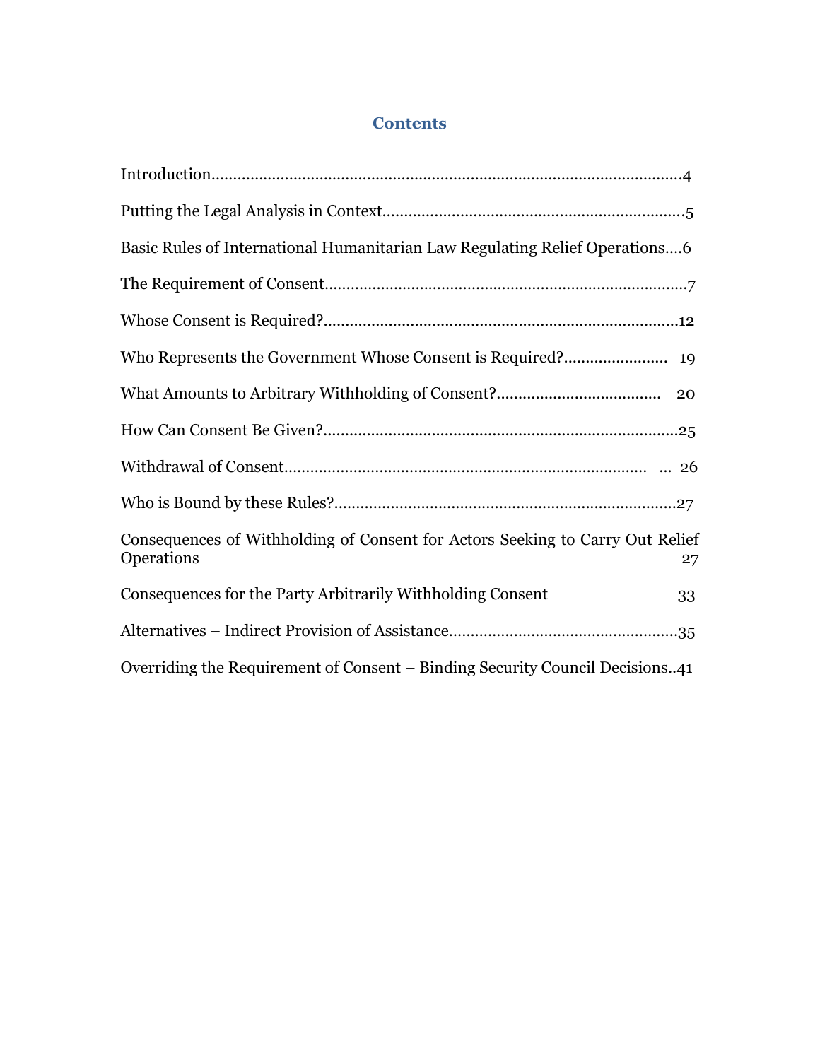# Contents

Introduction........................................................................................................4

Putting the Legal Analysis in Context.......................................................................5

Basic Rules of International Humanitarian Law Regulating Relief Operations....6

The Requirement of Consent....................................................................................7

Whose Consent is Required?..................................................................................12

Who Represents the Government Whose Consent is Required?........................ 19

What Amounts to Arbitrary Withholding of Consent?..................................... 20

How Can Consent Be Given?..................................................................................25

Withdrawal of Consent...................................................................................... ... 26

Who is Bound by these Rules?...............................................................................27

Consequences of Withholding of Consent for Actors Seeking to Carry Out Relief Operations 27

Consequences for the Party Arbitrarily Withholding Consent 33

Alternatives – Indirect Provision of Assistance....................................................35

Overriding the Requirement of Consent – Binding Security Council Decisions..41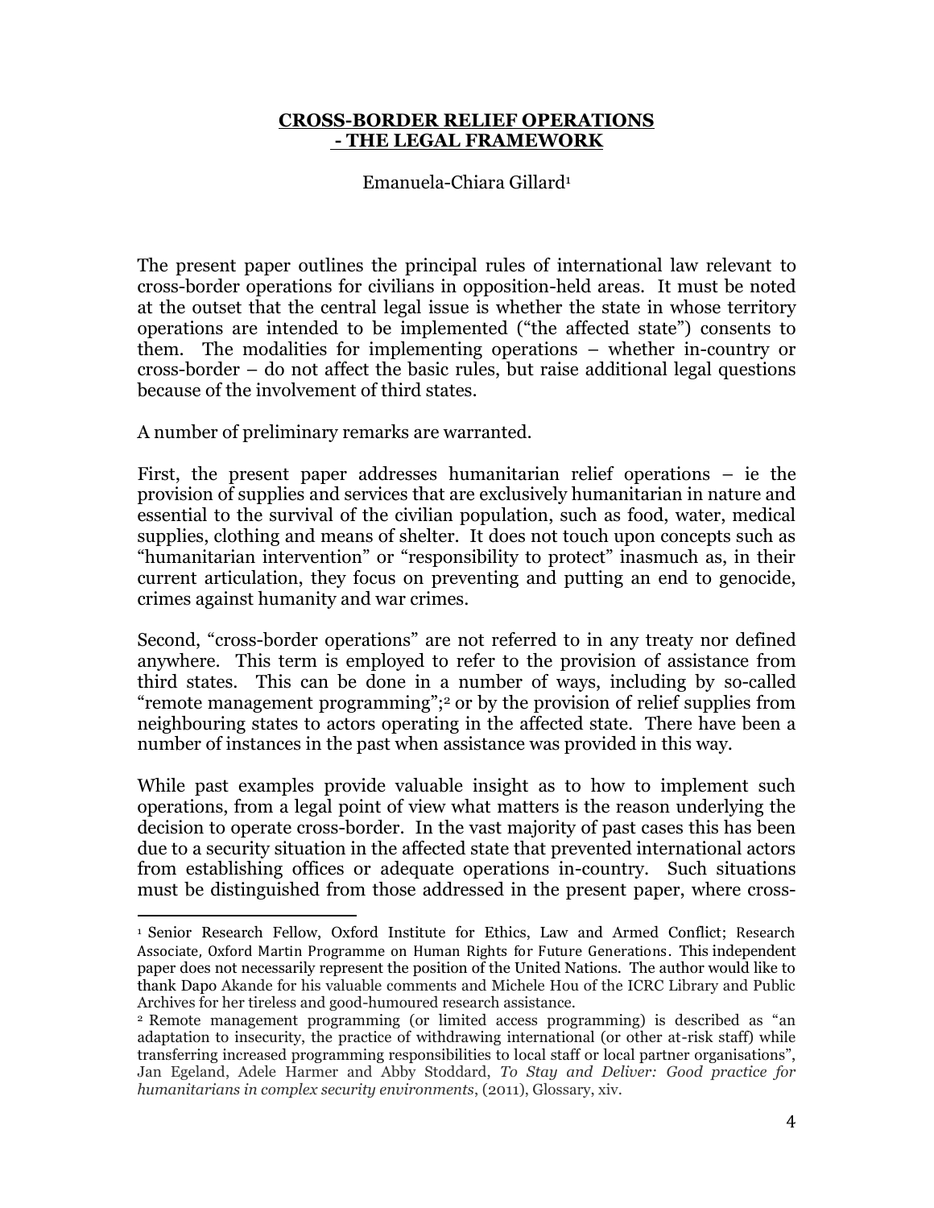**CROSS-BORDER RELIEF OPERATIONS**
**- THE LEGAL FRAMEWORK**

Emanuela-Chiara Gillard[1]

The present paper outlines the principal rules of international law relevant to cross-border operations for civilians in opposition-held areas. It must be noted at the outset that the central legal issue is whether the state in whose territory operations are intended to be implemented ("the affected state") consents to them. The modalities for implementing operations – whether in-country or cross-border – do not affect the basic rules, but raise additional legal questions because of the involvement of third states.

A number of preliminary remarks are warranted.

First, the present paper addresses humanitarian relief operations – ie the provision of supplies and services that are exclusively humanitarian in nature and essential to the survival of the civilian population, such as food, water, medical supplies, clothing and means of shelter. It does not touch upon concepts such as "humanitarian intervention" or "responsibility to protect" inasmuch as, in their current articulation, they focus on preventing and putting an end to genocide, crimes against humanity and war crimes.

Second, "cross-border operations" are not referred to in any treaty nor defined anywhere. This term is employed to refer to the provision of assistance from third states. This can be done in a number of ways, including by so-called "remote management programming";[2] or by the provision of relief supplies from neighbouring states to actors operating in the affected state. There have been a number of instances in the past when assistance was provided in this way.

While past examples provide valuable insight as to how to implement such operations, from a legal point of view what matters is the reason underlying the decision to operate cross-border. In the vast majority of past cases this has been due to a security situation in the affected state that prevented international actors from establishing offices or adequate operations in-country. Such situations must be distinguished from those addressed in the present paper, where cross-

---

[1] Senior Research Fellow, Oxford Institute for Ethics, Law and Armed Conflict; Research Associate, Oxford Martin Programme on Human Rights for Future Generations. This independent paper does not necessarily represent the position of the United Nations. The author would like to thank Dapo Akande for his valuable comments and Michele Hou of the ICRC Library and Public Archives for her tireless and good-humoured research assistance.

[2] Remote management programming (or limited access programming) is described as "an adaptation to insecurity, the practice of withdrawing international (or other at-risk staff) while transferring increased programming responsibilities to local staff or local partner organisations", Jan Egeland, Adele Harmer and Abby Stoddard, *To Stay and Deliver: Good practice for humanitarians in complex security environments*, (2011), Glossary, xiv.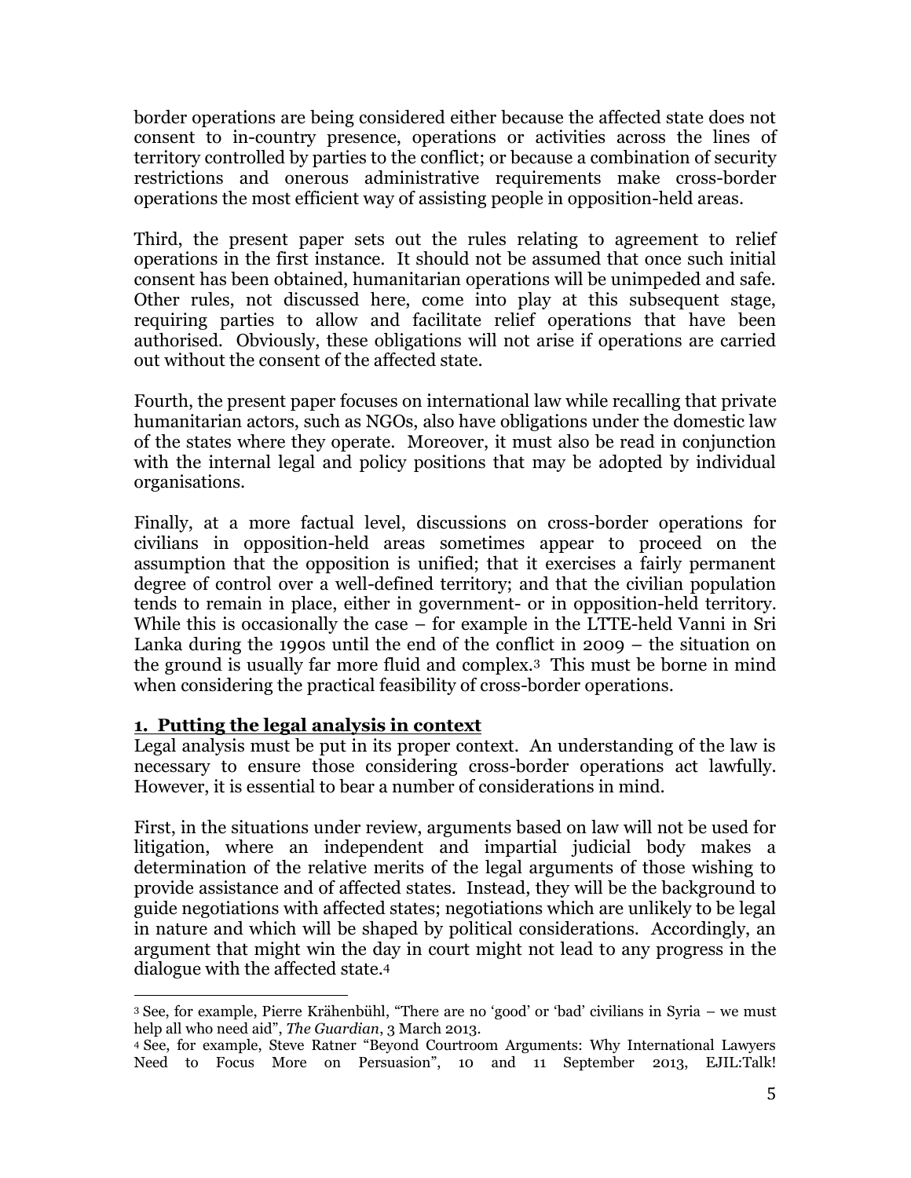border operations are being considered either because the affected state does not consent to in-country presence, operations or activities across the lines of territory controlled by parties to the conflict; or because a combination of security restrictions and onerous administrative requirements make cross-border operations the most efficient way of assisting people in opposition-held areas.

Third, the present paper sets out the rules relating to agreement to relief operations in the first instance. It should not be assumed that once such initial consent has been obtained, humanitarian operations will be unimpeded and safe. Other rules, not discussed here, come into play at this subsequent stage, requiring parties to allow and facilitate relief operations that have been authorised. Obviously, these obligations will not arise if operations are carried out without the consent of the affected state.

Fourth, the present paper focuses on international law while recalling that private humanitarian actors, such as NGOs, also have obligations under the domestic law of the states where they operate. Moreover, it must also be read in conjunction with the internal legal and policy positions that may be adopted by individual organisations.

Finally, at a more factual level, discussions on cross-border operations for civilians in opposition-held areas sometimes appear to proceed on the assumption that the opposition is unified; that it exercises a fairly permanent degree of control over a well-defined territory; and that the civilian population tends to remain in place, either in government- or in opposition-held territory. While this is occasionally the case – for example in the LTTE-held Vanni in Sri Lanka during the 1990s until the end of the conflict in 2009 – the situation on the ground is usually far more fluid and complex.[3] This must be borne in mind when considering the practical feasibility of cross-border operations.

## 1. Putting the legal analysis in context

Legal analysis must be put in its proper context. An understanding of the law is necessary to ensure those considering cross-border operations act lawfully. However, it is essential to bear a number of considerations in mind.

First, in the situations under review, arguments based on law will not be used for litigation, where an independent and impartial judicial body makes a determination of the relative merits of the legal arguments of those wishing to provide assistance and of affected states. Instead, they will be the background to guide negotiations with affected states; negotiations which are unlikely to be legal in nature and which will be shaped by political considerations. Accordingly, an argument that might win the day in court might not lead to any progress in the dialogue with the affected state.[4]

---

[3] See, for example, Pierre Krähenbühl, "There are no 'good' or 'bad' civilians in Syria – we must help all who need aid", *The Guardian*, 3 March 2013.

[4] See, for example, Steve Ratner "Beyond Courtroom Arguments: Why International Lawyers Need to Focus More on Persuasion", 10 and 11 September 2013, EJIL:Talk!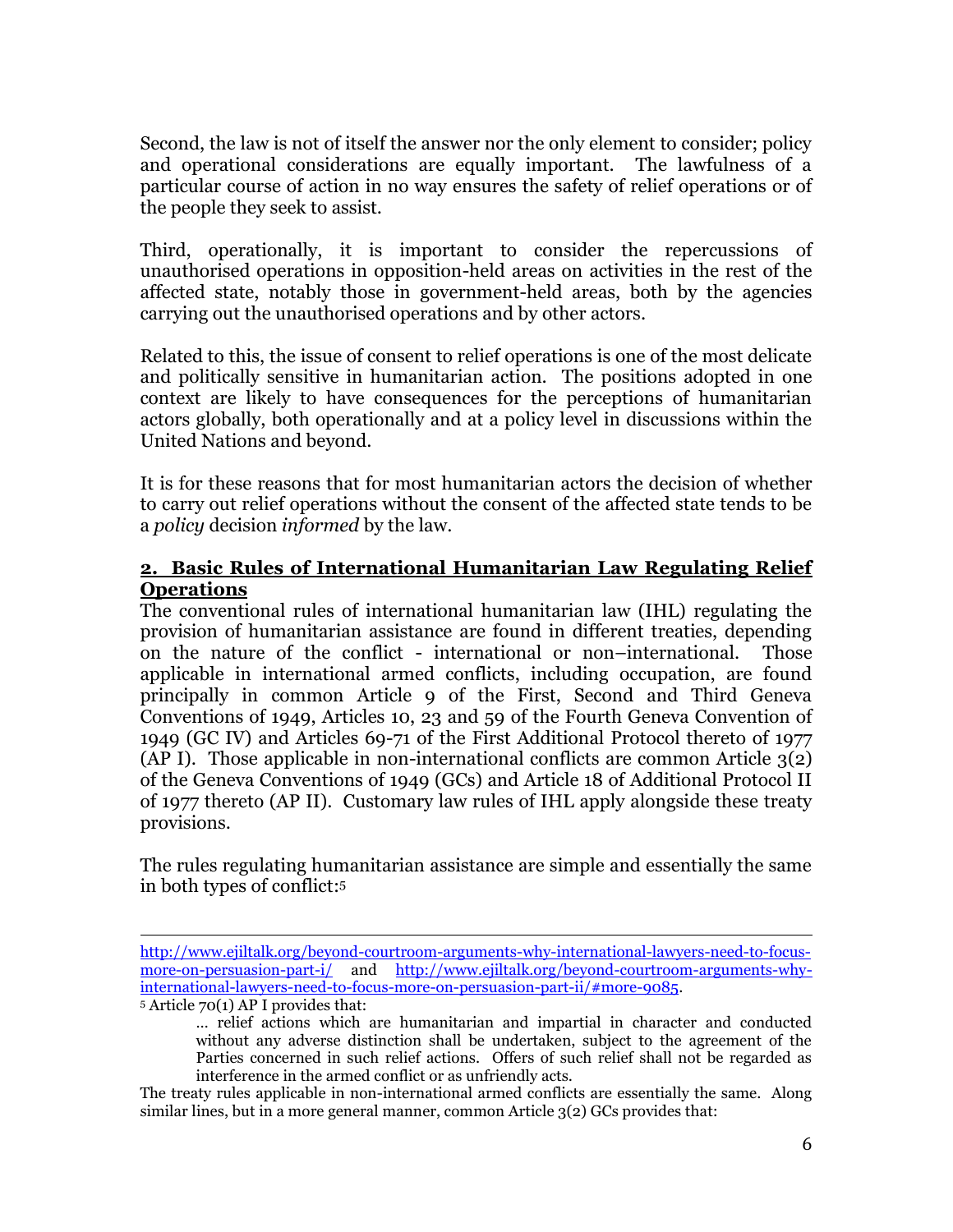Second, the law is not of itself the answer nor the only element to consider; policy and operational considerations are equally important. The lawfulness of a particular course of action in no way ensures the safety of relief operations or of the people they seek to assist.

Third, operationally, it is important to consider the repercussions of unauthorised operations in opposition-held areas on activities in the rest of the affected state, notably those in government-held areas, both by the agencies carrying out the unauthorised operations and by other actors.

Related to this, the issue of consent to relief operations is one of the most delicate and politically sensitive in humanitarian action. The positions adopted in one context are likely to have consequences for the perceptions of humanitarian actors globally, both operationally and at a policy level in discussions within the United Nations and beyond.

It is for these reasons that for most humanitarian actors the decision of whether to carry out relief operations without the consent of the affected state tends to be a *policy* decision *informed* by the law.

## 2. Basic Rules of International Humanitarian Law Regulating Relief Operations

The conventional rules of international humanitarian law (IHL) regulating the provision of humanitarian assistance are found in different treaties, depending on the nature of the conflict - international or non–international. Those applicable in international armed conflicts, including occupation, are found principally in common Article 9 of the First, Second and Third Geneva Conventions of 1949, Articles 10, 23 and 59 of the Fourth Geneva Convention of 1949 (GC IV) and Articles 69-71 of the First Additional Protocol thereto of 1977 (AP I). Those applicable in non-international conflicts are common Article 3(2) of the Geneva Conventions of 1949 (GCs) and Article 18 of Additional Protocol II of 1977 thereto (AP II). Customary law rules of IHL apply alongside these treaty provisions.

The rules regulating humanitarian assistance are simple and essentially the same in both types of conflict:[5]

---

http://www.ejiltalk.org/beyond-courtroom-arguments-why-international-lawyers-need-to-focus-more-on-persuasion-part-i/ and http://www.ejiltalk.org/beyond-courtroom-arguments-why-international-lawyers-need-to-focus-more-on-persuasion-part-ii/#more-9085.

[5] Article 70(1) AP I provides that:

> … relief actions which are humanitarian and impartial in character and conducted without any adverse distinction shall be undertaken, subject to the agreement of the Parties concerned in such relief actions. Offers of such relief shall not be regarded as interference in the armed conflict or as unfriendly acts.

The treaty rules applicable in non-international armed conflicts are essentially the same. Along similar lines, but in a more general manner, common Article 3(2) GCs provides that: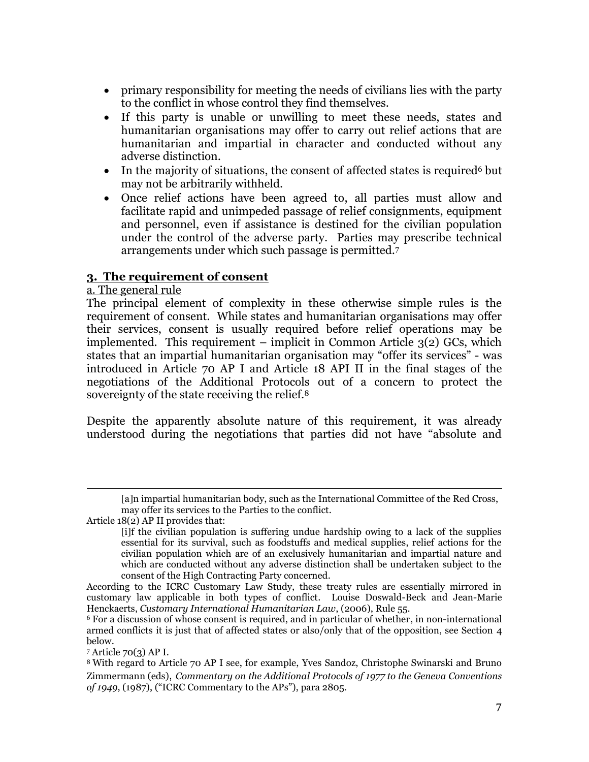- primary responsibility for meeting the needs of civilians lies with the party to the conflict in whose control they find themselves.
- If this party is unable or unwilling to meet these needs, states and humanitarian organisations may offer to carry out relief actions that are humanitarian and impartial in character and conducted without any adverse distinction.
- In the majority of situations, the consent of affected states is required[6] but may not be arbitrarily withheld.
- Once relief actions have been agreed to, all parties must allow and facilitate rapid and unimpeded passage of relief consignments, equipment and personnel, even if assistance is destined for the civilian population under the control of the adverse party. Parties may prescribe technical arrangements under which such passage is permitted.[7]

## 3. The requirement of consent

### a. The general rule

The principal element of complexity in these otherwise simple rules is the requirement of consent. While states and humanitarian organisations may offer their services, consent is usually required before relief operations may be implemented. This requirement – implicit in Common Article 3(2) GCs, which states that an impartial humanitarian organisation may "offer its services" - was introduced in Article 70 AP I and Article 18 API II in the final stages of the negotiations of the Additional Protocols out of a concern to protect the sovereignty of the state receiving the relief.[8]

Despite the apparently absolute nature of this requirement, it was already understood during the negotiations that parties did not have "absolute and

---

> [a]n impartial humanitarian body, such as the International Committee of the Red Cross, may offer its services to the Parties to the conflict.

Article 18(2) AP II provides that:

> [i]f the civilian population is suffering undue hardship owing to a lack of the supplies essential for its survival, such as foodstuffs and medical supplies, relief actions for the civilian population which are of an exclusively humanitarian and impartial nature and which are conducted without any adverse distinction shall be undertaken subject to the consent of the High Contracting Party concerned.

According to the ICRC Customary Law Study, these treaty rules are essentially mirrored in customary law applicable in both types of conflict. Louise Doswald-Beck and Jean-Marie Henckaerts, *Customary International Humanitarian Law*, (2006), Rule 55.

[6] For a discussion of whose consent is required, and in particular of whether, in non-international armed conflicts it is just that of affected states or also/only that of the opposition, see Section 4 below.

[7] Article 70(3) AP I.

[8] With regard to Article 70 AP I see, for example, Yves Sandoz, Christophe Swinarski and Bruno Zimmermann (eds), *Commentary on the Additional Protocols of 1977 to the Geneva Conventions of 1949*, (1987), ("ICRC Commentary to the APs"), para 2805.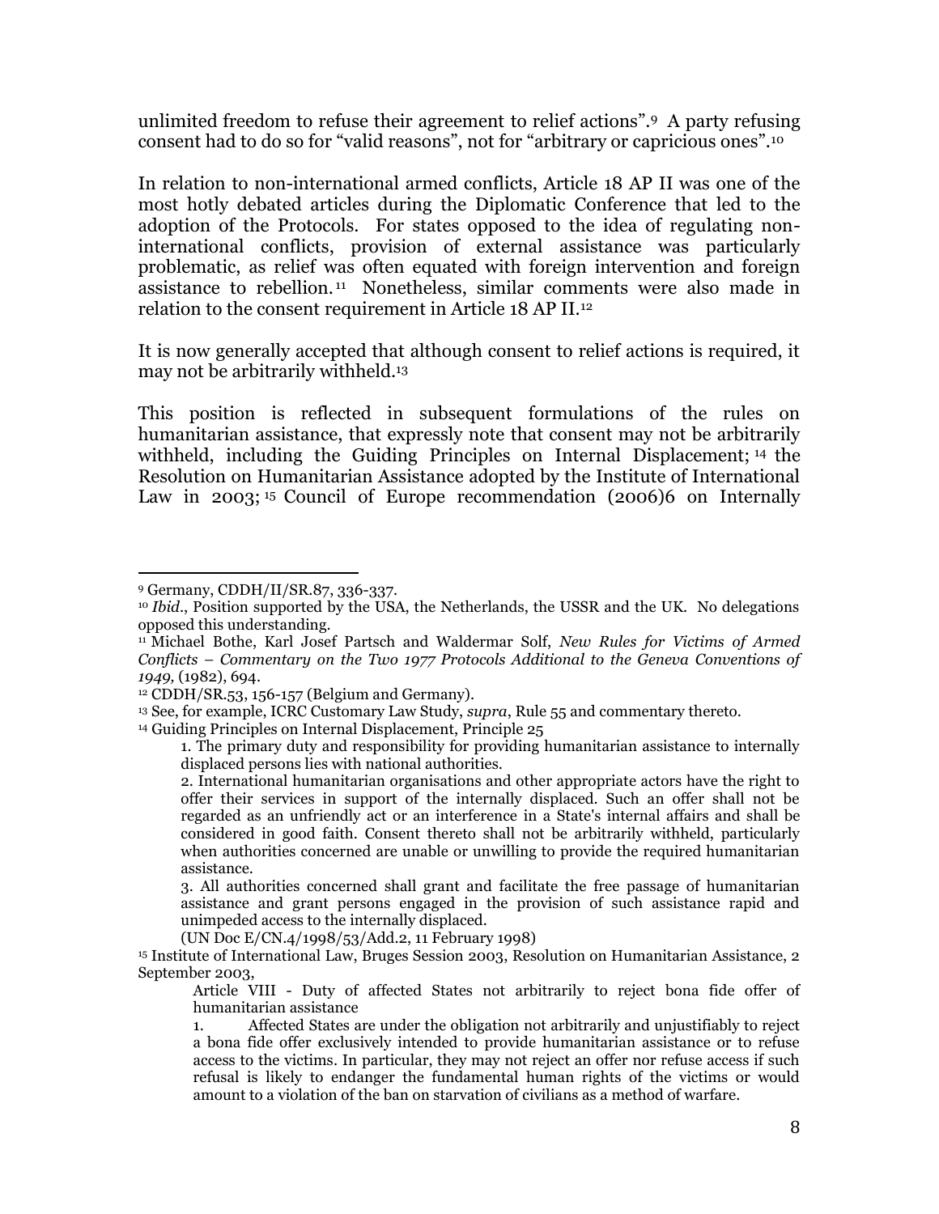unlimited freedom to refuse their agreement to relief actions".[9] A party refusing consent had to do so for "valid reasons", not for "arbitrary or capricious ones".[10]

In relation to non-international armed conflicts, Article 18 AP II was one of the most hotly debated articles during the Diplomatic Conference that led to the adoption of the Protocols. For states opposed to the idea of regulating non-international conflicts, provision of external assistance was particularly problematic, as relief was often equated with foreign intervention and foreign assistance to rebellion.[11] Nonetheless, similar comments were also made in relation to the consent requirement in Article 18 AP II.[12]

It is now generally accepted that although consent to relief actions is required, it may not be arbitrarily withheld.[13]

This position is reflected in subsequent formulations of the rules on humanitarian assistance, that expressly note that consent may not be arbitrarily withheld, including the Guiding Principles on Internal Displacement;[14] the Resolution on Humanitarian Assistance adopted by the Institute of International Law in 2003;[15] Council of Europe recommendation (2006)6 on Internally

---

[9] Germany, CDDH/II/SR.87, 336-337.

[10] *Ibid*., Position supported by the USA, the Netherlands, the USSR and the UK. No delegations opposed this understanding.

[11] Michael Bothe, Karl Josef Partsch and Waldermar Solf, *New Rules for Victims of Armed Conflicts – Commentary on the Two 1977 Protocols Additional to the Geneva Conventions of 1949,* (1982), 694.

[12] CDDH/SR.53, 156-157 (Belgium and Germany).

[13] See, for example, ICRC Customary Law Study, *supra*, Rule 55 and commentary thereto.

[14] Guiding Principles on Internal Displacement, Principle 25

> 1. The primary duty and responsibility for providing humanitarian assistance to internally displaced persons lies with national authorities.
>
> 2. International humanitarian organisations and other appropriate actors have the right to offer their services in support of the internally displaced. Such an offer shall not be regarded as an unfriendly act or an interference in a State's internal affairs and shall be considered in good faith. Consent thereto shall not be arbitrarily withheld, particularly when authorities concerned are unable or unwilling to provide the required humanitarian assistance.
>
> 3. All authorities concerned shall grant and facilitate the free passage of humanitarian assistance and grant persons engaged in the provision of such assistance rapid and unimpeded access to the internally displaced.
>
> (UN Doc E/CN.4/1998/53/Add.2, 11 February 1998)

[15] Institute of International Law, Bruges Session 2003, Resolution on Humanitarian Assistance, 2 September 2003,

> Article VIII - Duty of affected States not arbitrarily to reject bona fide offer of humanitarian assistance
>
> 1. Affected States are under the obligation not arbitrarily and unjustifiably to reject a bona fide offer exclusively intended to provide humanitarian assistance or to refuse access to the victims. In particular, they may not reject an offer nor refuse access if such refusal is likely to endanger the fundamental human rights of the victims or would amount to a violation of the ban on starvation of civilians as a method of warfare.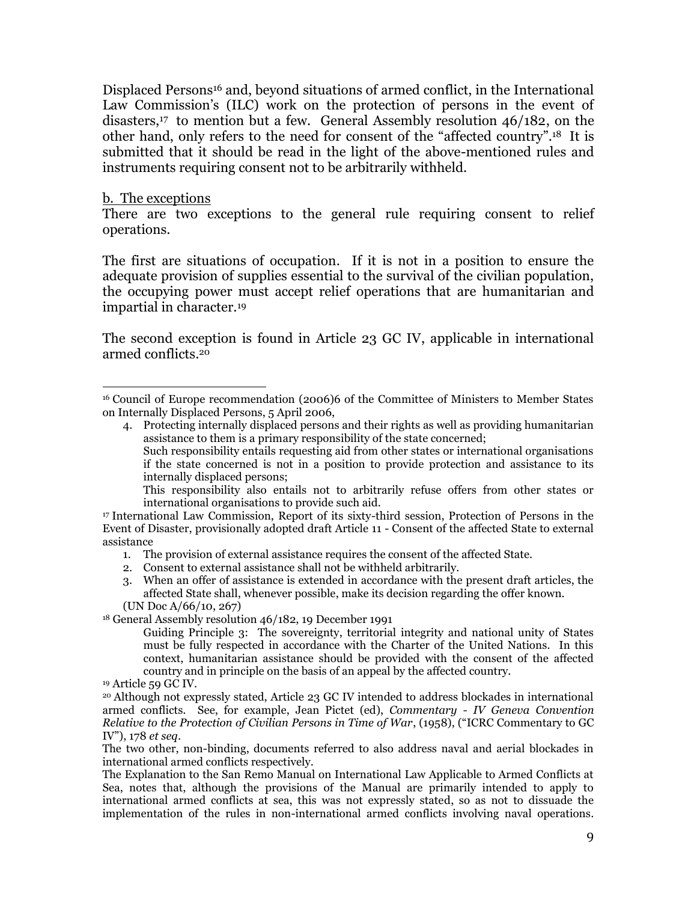Displaced Persons[16] and, beyond situations of armed conflict, in the International Law Commission's (ILC) work on the protection of persons in the event of disasters,[17] to mention but a few. General Assembly resolution 46/182, on the other hand, only refers to the need for consent of the "affected country".[18] It is submitted that it should be read in the light of the above-mentioned rules and instruments requiring consent not to be arbitrarily withheld.

b. The exceptions

There are two exceptions to the general rule requiring consent to relief operations.

The first are situations of occupation. If it is not in a position to ensure the adequate provision of supplies essential to the survival of the civilian population, the occupying power must accept relief operations that are humanitarian and impartial in character.[19]

The second exception is found in Article 23 GC IV, applicable in international armed conflicts.[20]

---

[16] Council of Europe recommendation (2006)6 of the Committee of Ministers to Member States on Internally Displaced Persons, 5 April 2006,

> 4. Protecting internally displaced persons and their rights as well as providing humanitarian assistance to them is a primary responsibility of the state concerned;
> Such responsibility entails requesting aid from other states or international organisations if the state concerned is not in a position to provide protection and assistance to its internally displaced persons;
> This responsibility also entails not to arbitrarily refuse offers from other states or international organisations to provide such aid.

[17] International Law Commission, Report of its sixty-third session, Protection of Persons in the Event of Disaster, provisionally adopted draft Article 11 - Consent of the affected State to external assistance

> 1. The provision of external assistance requires the consent of the affected State.
> 2. Consent to external assistance shall not be withheld arbitrarily.
> 3. When an offer of assistance is extended in accordance with the present draft articles, the affected State shall, whenever possible, make its decision regarding the offer known.
>
> (UN Doc A/66/10, 267)

[18] General Assembly resolution 46/182, 19 December 1991

> Guiding Principle 3: The sovereignty, territorial integrity and national unity of States must be fully respected in accordance with the Charter of the United Nations. In this context, humanitarian assistance should be provided with the consent of the affected country and in principle on the basis of an appeal by the affected country.

[19] Article 59 GC IV.

[20] Although not expressly stated, Article 23 GC IV intended to address blockades in international armed conflicts. See, for example, Jean Pictet (ed), *Commentary - IV Geneva Convention Relative to the Protection of Civilian Persons in Time of War*, (1958), ("ICRC Commentary to GC IV"), 178 *et seq*.

The two other, non-binding, documents referred to also address naval and aerial blockades in international armed conflicts respectively.

The Explanation to the San Remo Manual on International Law Applicable to Armed Conflicts at Sea, notes that, although the provisions of the Manual are primarily intended to apply to international armed conflicts at sea, this was not expressly stated, so as not to dissuade the implementation of the rules in non-international armed conflicts involving naval operations.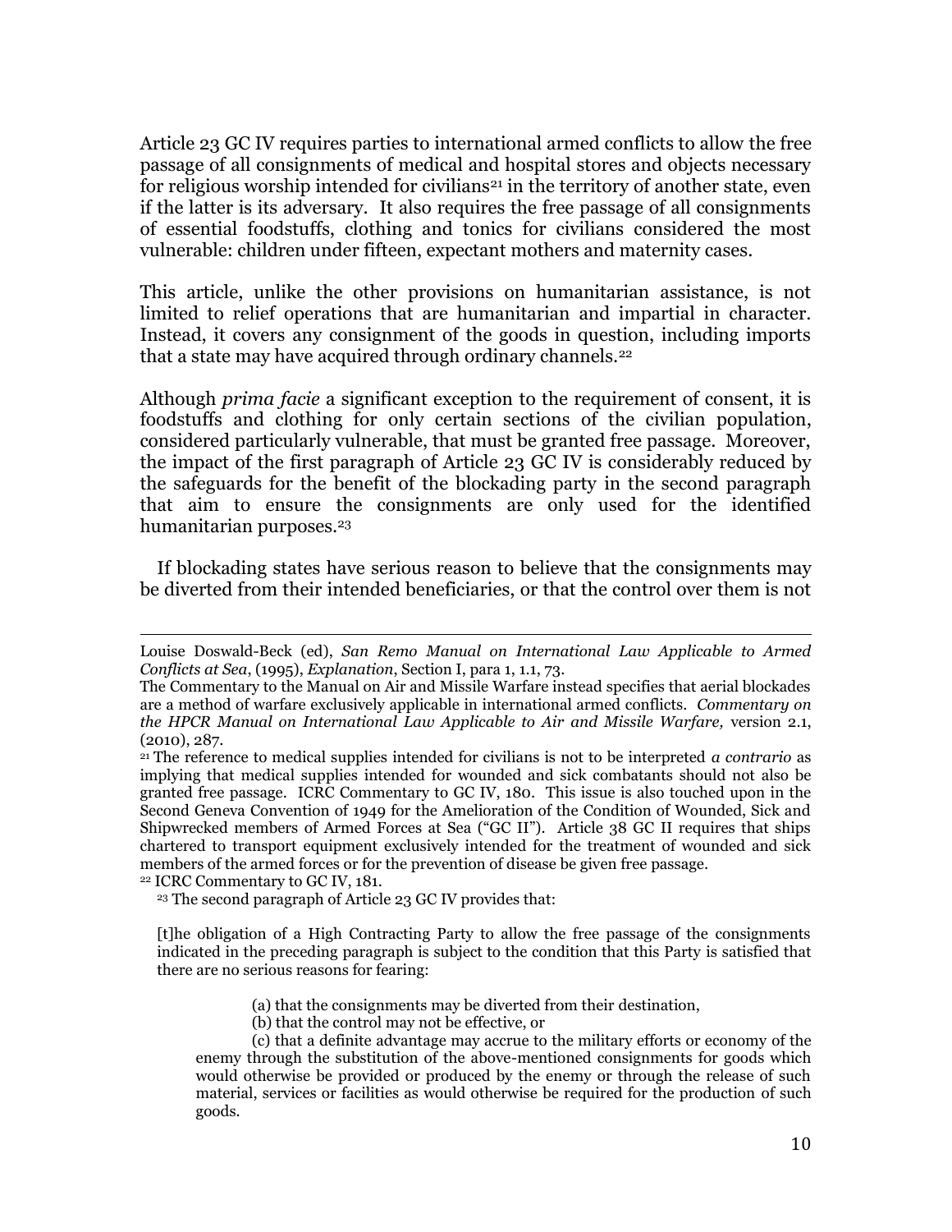Article 23 GC IV requires parties to international armed conflicts to allow the free passage of all consignments of medical and hospital stores and objects necessary for religious worship intended for civilians[21] in the territory of another state, even if the latter is its adversary. It also requires the free passage of all consignments of essential foodstuffs, clothing and tonics for civilians considered the most vulnerable: children under fifteen, expectant mothers and maternity cases.

This article, unlike the other provisions on humanitarian assistance, is not limited to relief operations that are humanitarian and impartial in character. Instead, it covers any consignment of the goods in question, including imports that a state may have acquired through ordinary channels.[22]

Although *prima facie* a significant exception to the requirement of consent, it is foodstuffs and clothing for only certain sections of the civilian population, considered particularly vulnerable, that must be granted free passage. Moreover, the impact of the first paragraph of Article 23 GC IV is considerably reduced by the safeguards for the benefit of the blockading party in the second paragraph that aim to ensure the consignments are only used for the identified humanitarian purposes.[23]

If blockading states have serious reason to believe that the consignments may be diverted from their intended beneficiaries, or that the control over them is not

---

Louise Doswald-Beck (ed), *San Remo Manual on International Law Applicable to Armed Conflicts at Sea*, (1995), *Explanation*, Section I, para 1, 1.1, 73.

The Commentary to the Manual on Air and Missile Warfare instead specifies that aerial blockades are a method of warfare exclusively applicable in international armed conflicts. *Commentary on the HPCR Manual on International Law Applicable to Air and Missile Warfare,* version 2.1, (2010), 287.

[21] The reference to medical supplies intended for civilians is not to be interpreted *a contrario* as implying that medical supplies intended for wounded and sick combatants should not also be granted free passage. ICRC Commentary to GC IV, 180. This issue is also touched upon in the Second Geneva Convention of 1949 for the Amelioration of the Condition of Wounded, Sick and Shipwrecked members of Armed Forces at Sea ("GC II"). Article 38 GC II requires that ships chartered to transport equipment exclusively intended for the treatment of wounded and sick members of the armed forces or for the prevention of disease be given free passage.

[22] ICRC Commentary to GC IV, 181.

[23] The second paragraph of Article 23 GC IV provides that:

> [t]he obligation of a High Contracting Party to allow the free passage of the consignments indicated in the preceding paragraph is subject to the condition that this Party is satisfied that there are no serious reasons for fearing:
>
> (a) that the consignments may be diverted from their destination,
>
> (b) that the control may not be effective, or
>
> (c) that a definite advantage may accrue to the military efforts or economy of the enemy through the substitution of the above-mentioned consignments for goods which would otherwise be provided or produced by the enemy or through the release of such material, services or facilities as would otherwise be required for the production of such goods.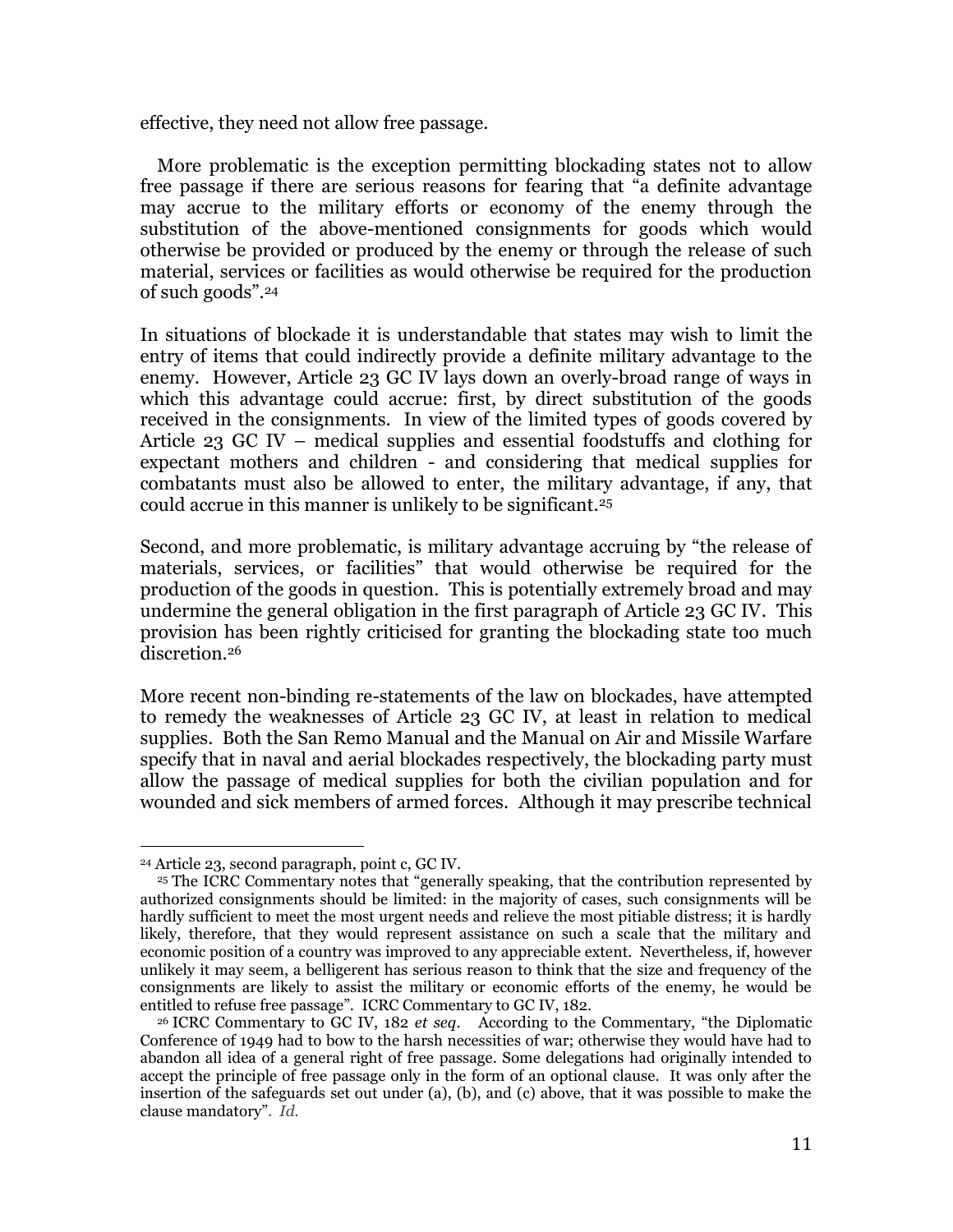effective, they need not allow free passage.

More problematic is the exception permitting blockading states not to allow free passage if there are serious reasons for fearing that "a definite advantage may accrue to the military efforts or economy of the enemy through the substitution of the above-mentioned consignments for goods which would otherwise be provided or produced by the enemy or through the release of such material, services or facilities as would otherwise be required for the production of such goods".[24]

In situations of blockade it is understandable that states may wish to limit the entry of items that could indirectly provide a definite military advantage to the enemy. However, Article 23 GC IV lays down an overly-broad range of ways in which this advantage could accrue: first, by direct substitution of the goods received in the consignments. In view of the limited types of goods covered by Article 23 GC IV – medical supplies and essential foodstuffs and clothing for expectant mothers and children - and considering that medical supplies for combatants must also be allowed to enter, the military advantage, if any, that could accrue in this manner is unlikely to be significant.[25]

Second, and more problematic, is military advantage accruing by "the release of materials, services, or facilities" that would otherwise be required for the production of the goods in question. This is potentially extremely broad and may undermine the general obligation in the first paragraph of Article 23 GC IV. This provision has been rightly criticised for granting the blockading state too much discretion.[26]

More recent non-binding re-statements of the law on blockades, have attempted to remedy the weaknesses of Article 23 GC IV, at least in relation to medical supplies. Both the San Remo Manual and the Manual on Air and Missile Warfare specify that in naval and aerial blockades respectively, the blockading party must allow the passage of medical supplies for both the civilian population and for wounded and sick members of armed forces. Although it may prescribe technical

---

[24] Article 23, second paragraph, point c, GC IV.

[25] The ICRC Commentary notes that "generally speaking, that the contribution represented by authorized consignments should be limited: in the majority of cases, such consignments will be hardly sufficient to meet the most urgent needs and relieve the most pitiable distress; it is hardly likely, therefore, that they would represent assistance on such a scale that the military and economic position of a country was improved to any appreciable extent. Nevertheless, if, however unlikely it may seem, a belligerent has serious reason to think that the size and frequency of the consignments are likely to assist the military or economic efforts of the enemy, he would be entitled to refuse free passage". ICRC Commentary to GC IV, 182.

[26] ICRC Commentary to GC IV, 182 *et seq*. According to the Commentary, "the Diplomatic Conference of 1949 had to bow to the harsh necessities of war; otherwise they would have had to abandon all idea of a general right of free passage. Some delegations had originally intended to accept the principle of free passage only in the form of an optional clause. It was only after the insertion of the safeguards set out under (a), (b), and (c) above, that it was possible to make the clause mandatory". *Id.*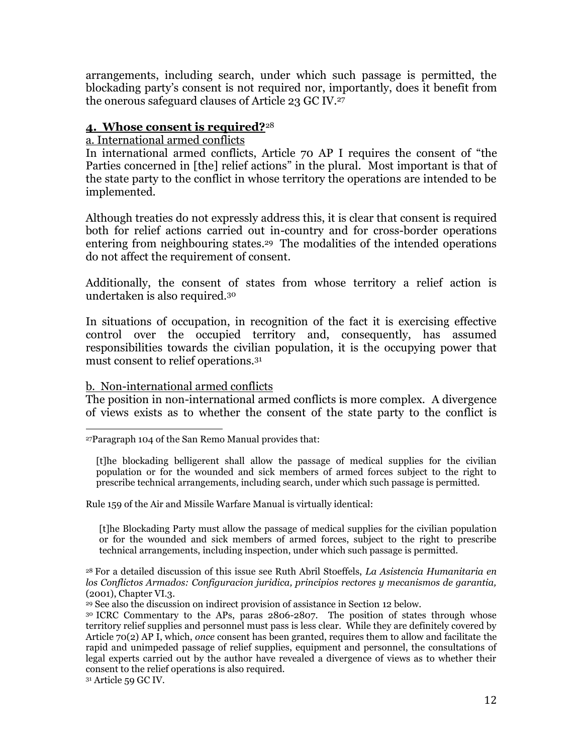arrangements, including search, under which such passage is permitted, the blockading party's consent is not required nor, importantly, does it benefit from the onerous safeguard clauses of Article 23 GC IV.[27]

## **4. Whose consent is required?**[28]

a. International armed conflicts

In international armed conflicts, Article 70 AP I requires the consent of "the Parties concerned in [the] relief actions" in the plural. Most important is that of the state party to the conflict in whose territory the operations are intended to be implemented.

Although treaties do not expressly address this, it is clear that consent is required both for relief actions carried out in-country and for cross-border operations entering from neighbouring states.[29] The modalities of the intended operations do not affect the requirement of consent.

Additionally, the consent of states from whose territory a relief action is undertaken is also required.[30]

In situations of occupation, in recognition of the fact it is exercising effective control over the occupied territory and, consequently, has assumed responsibilities towards the civilian population, it is the occupying power that must consent to relief operations.[31]

b. Non-international armed conflicts

The position in non-international armed conflicts is more complex. A divergence of views exists as to whether the consent of the state party to the conflict is

---

[27] Paragraph 104 of the San Remo Manual provides that:

> [t]he blockading belligerent shall allow the passage of medical supplies for the civilian population or for the wounded and sick members of armed forces subject to the right to prescribe technical arrangements, including search, under which such passage is permitted.

Rule 159 of the Air and Missile Warfare Manual is virtually identical:

> [t]he Blockading Party must allow the passage of medical supplies for the civilian population or for the wounded and sick members of armed forces, subject to the right to prescribe technical arrangements, including inspection, under which such passage is permitted.

[28] For a detailed discussion of this issue see Ruth Abril Stoeffels, *La Asistencia Humanitaria en los Conflictos Armados: Configuracion juridica, principios rectores y mecanismos de garantia,* (2001), Chapter VI.3.

[29] See also the discussion on indirect provision of assistance in Section 12 below.

[30] ICRC Commentary to the APs, paras 2806-2807. The position of states through whose territory relief supplies and personnel must pass is less clear. While they are definitely covered by Article 70(2) AP I, which, *once* consent has been granted, requires them to allow and facilitate the rapid and unimpeded passage of relief supplies, equipment and personnel, the consultations of legal experts carried out by the author have revealed a divergence of views as to whether their consent to the relief operations is also required.

[31] Article 59 GC IV.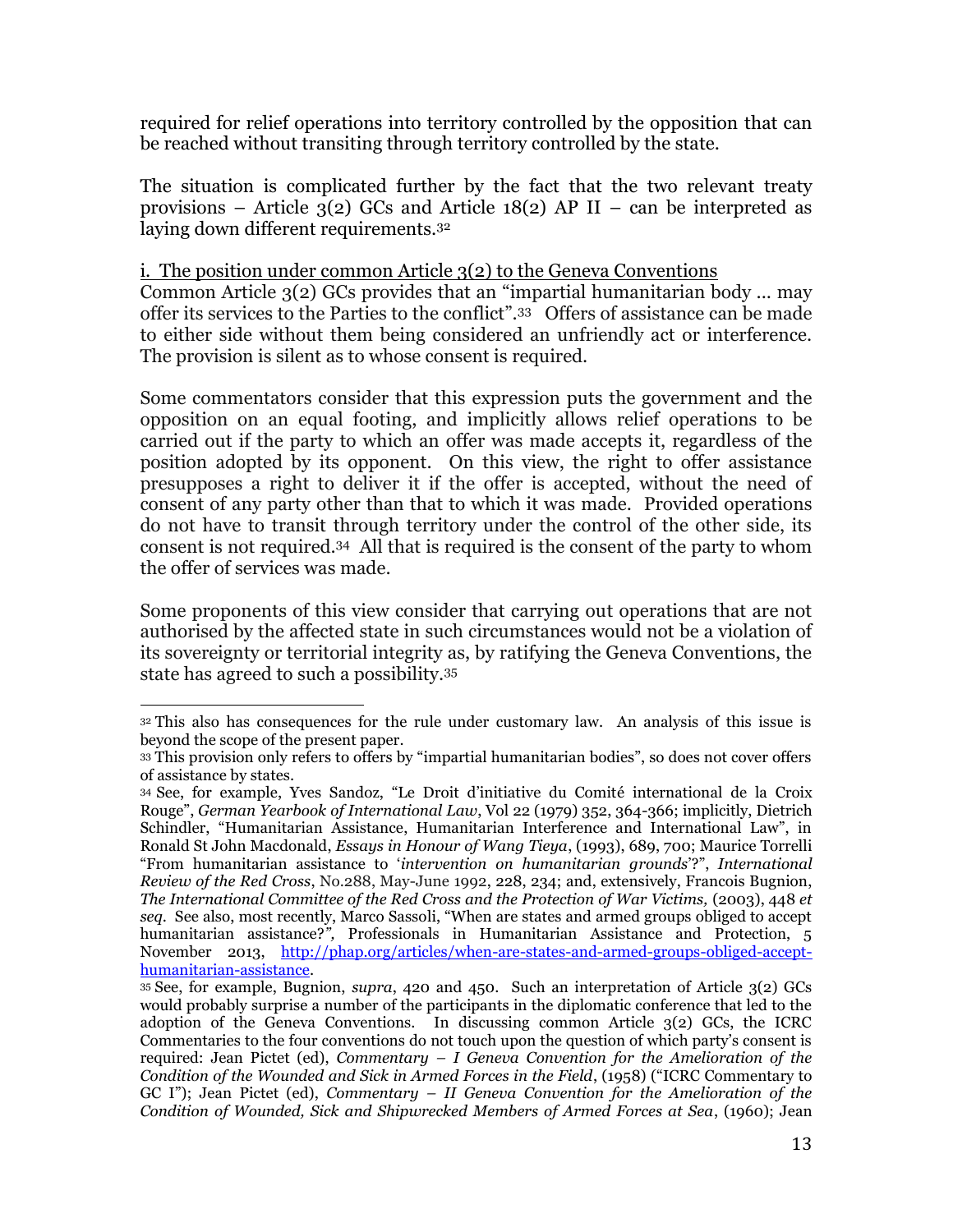required for relief operations into territory controlled by the opposition that can be reached without transiting through territory controlled by the state.

The situation is complicated further by the fact that the two relevant treaty provisions – Article 3(2) GCs and Article 18(2) AP II – can be interpreted as laying down different requirements.[32]

i. The position under common Article 3(2) to the Geneva Conventions

Common Article 3(2) GCs provides that an "impartial humanitarian body … may offer its services to the Parties to the conflict".[33] Offers of assistance can be made to either side without them being considered an unfriendly act or interference. The provision is silent as to whose consent is required.

Some commentators consider that this expression puts the government and the opposition on an equal footing, and implicitly allows relief operations to be carried out if the party to which an offer was made accepts it, regardless of the position adopted by its opponent. On this view, the right to offer assistance presupposes a right to deliver it if the offer is accepted, without the need of consent of any party other than that to which it was made. Provided operations do not have to transit through territory under the control of the other side, its consent is not required.[34] All that is required is the consent of the party to whom the offer of services was made.

Some proponents of this view consider that carrying out operations that are not authorised by the affected state in such circumstances would not be a violation of its sovereignty or territorial integrity as, by ratifying the Geneva Conventions, the state has agreed to such a possibility.[35]

---

[32] This also has consequences for the rule under customary law. An analysis of this issue is beyond the scope of the present paper.

[33] This provision only refers to offers by "impartial humanitarian bodies", so does not cover offers of assistance by states.

[34] See, for example, Yves Sandoz, "Le Droit d'initiative du Comité international de la Croix Rouge", *German Yearbook of International Law*, Vol 22 (1979) 352, 364-366; implicitly, Dietrich Schindler, "Humanitarian Assistance, Humanitarian Interference and International Law", in Ronald St John Macdonald, *Essays in Honour of Wang Tieya*, (1993), 689, 700; Maurice Torrelli "From humanitarian assistance to '*intervention on humanitarian grounds*'?", *International Review of the Red Cross*, No.288, May-June 1992, 228, 234; and, extensively, Francois Bugnion, *The International Committee of the Red Cross and the Protection of War Victims,* (2003), 448 *et seq*. See also, most recently, Marco Sassoli, "When are states and armed groups obliged to accept humanitarian assistance?*"*, Professionals in Humanitarian Assistance and Protection, 5 November 2013, http://phap.org/articles/when-are-states-and-armed-groups-obliged-accept-humanitarian-assistance.

[35] See, for example, Bugnion, *supra*, 420 and 450. Such an interpretation of Article 3(2) GCs would probably surprise a number of the participants in the diplomatic conference that led to the adoption of the Geneva Conventions. In discussing common Article 3(2) GCs, the ICRC Commentaries to the four conventions do not touch upon the question of which party's consent is required: Jean Pictet (ed), *Commentary – I Geneva Convention for the Amelioration of the Condition of the Wounded and Sick in Armed Forces in the Field*, (1958) ("ICRC Commentary to GC I"); Jean Pictet (ed), *Commentary – II Geneva Convention for the Amelioration of the Condition of Wounded, Sick and Shipwrecked Members of Armed Forces at Sea*, (1960); Jean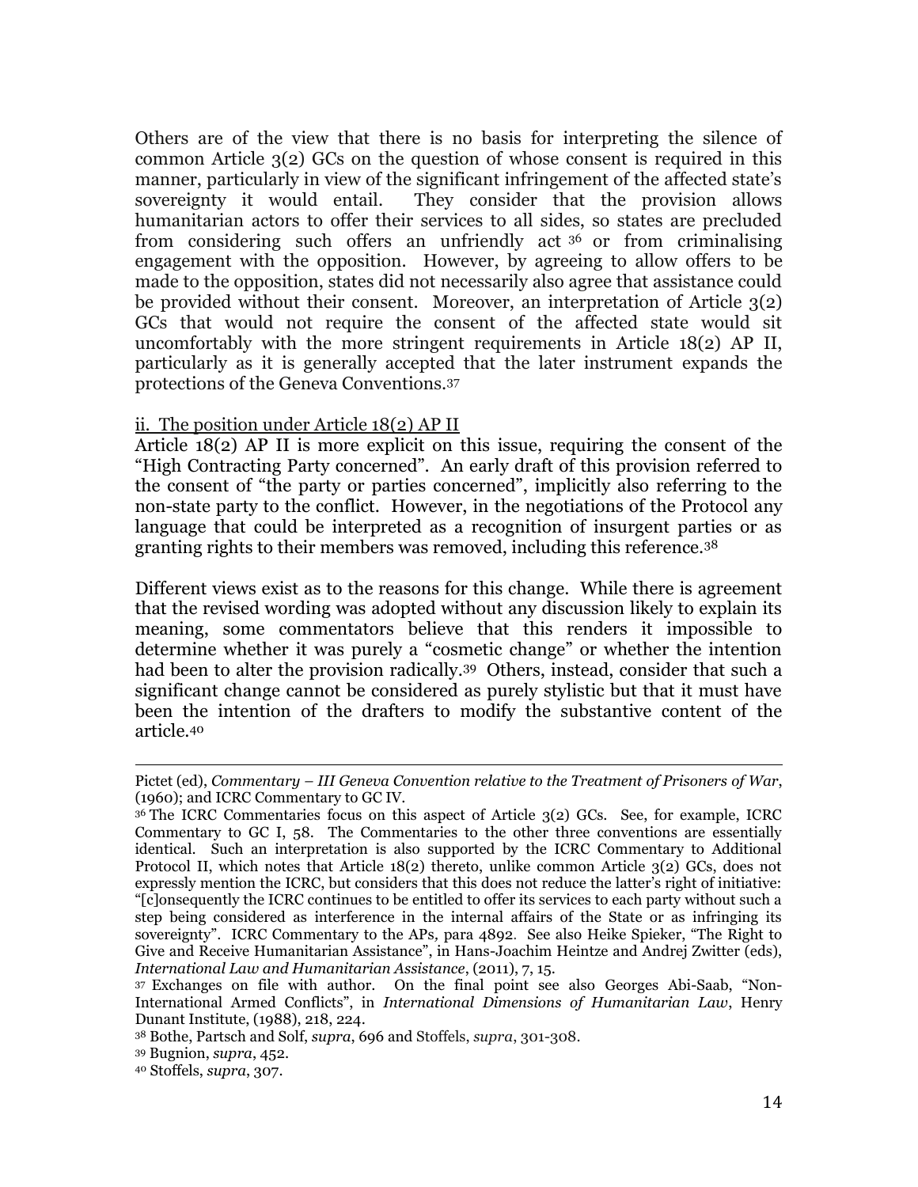Others are of the view that there is no basis for interpreting the silence of common Article 3(2) GCs on the question of whose consent is required in this manner, particularly in view of the significant infringement of the affected state's sovereignty it would entail. They consider that the provision allows humanitarian actors to offer their services to all sides, so states are precluded from considering such offers an unfriendly act [36] or from criminalising engagement with the opposition. However, by agreeing to allow offers to be made to the opposition, states did not necessarily also agree that assistance could be provided without their consent. Moreover, an interpretation of Article 3(2) GCs that would not require the consent of the affected state would sit uncomfortably with the more stringent requirements in Article 18(2) AP II, particularly as it is generally accepted that the later instrument expands the protections of the Geneva Conventions.[37]

ii. The position under Article 18(2) AP II

Article 18(2) AP II is more explicit on this issue, requiring the consent of the "High Contracting Party concerned". An early draft of this provision referred to the consent of "the party or parties concerned", implicitly also referring to the non-state party to the conflict. However, in the negotiations of the Protocol any language that could be interpreted as a recognition of insurgent parties or as granting rights to their members was removed, including this reference.[38]

Different views exist as to the reasons for this change. While there is agreement that the revised wording was adopted without any discussion likely to explain its meaning, some commentators believe that this renders it impossible to determine whether it was purely a "cosmetic change" or whether the intention had been to alter the provision radically.[39] Others, instead, consider that such a significant change cannot be considered as purely stylistic but that it must have been the intention of the drafters to modify the substantive content of the article.[40]

---

Pictet (ed), *Commentary – III Geneva Convention relative to the Treatment of Prisoners of War*, (1960); and ICRC Commentary to GC IV.

[36] The ICRC Commentaries focus on this aspect of Article 3(2) GCs. See, for example, ICRC Commentary to GC I, 58. The Commentaries to the other three conventions are essentially identical. Such an interpretation is also supported by the ICRC Commentary to Additional Protocol II, which notes that Article 18(2) thereto, unlike common Article 3(2) GCs, does not expressly mention the ICRC, but considers that this does not reduce the latter's right of initiative: "[c]onsequently the ICRC continues to be entitled to offer its services to each party without such a step being considered as interference in the internal affairs of the State or as infringing its sovereignty". ICRC Commentary to the APs, para 4892. See also Heike Spieker, "The Right to Give and Receive Humanitarian Assistance", in Hans-Joachim Heintze and Andrej Zwitter (eds), *International Law and Humanitarian Assistance*, (2011), 7, 15.

[37] Exchanges on file with author. On the final point see also Georges Abi-Saab, "Non-International Armed Conflicts", in *International Dimensions of Humanitarian Law*, Henry Dunant Institute, (1988), 218, 224.

[38] Bothe, Partsch and Solf, *supra*, 696 and Stoffels, *supra*, 301-308.

[39] Bugnion, *supra*, 452.

[40] Stoffels, *supra*, 307.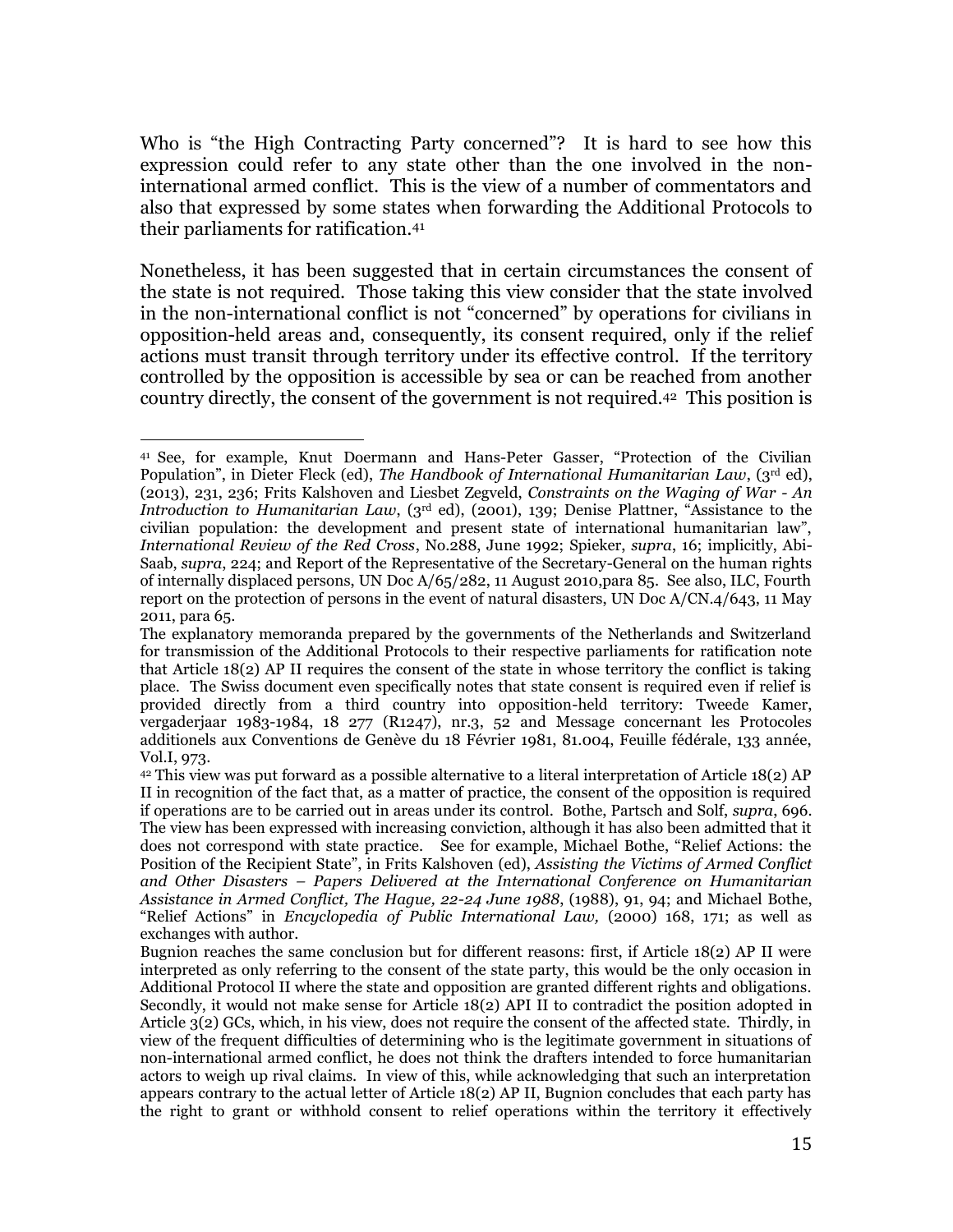Who is "the High Contracting Party concerned"? It is hard to see how this expression could refer to any state other than the one involved in the non-international armed conflict. This is the view of a number of commentators and also that expressed by some states when forwarding the Additional Protocols to their parliaments for ratification.[41]

Nonetheless, it has been suggested that in certain circumstances the consent of the state is not required. Those taking this view consider that the state involved in the non-international conflict is not "concerned" by operations for civilians in opposition-held areas and, consequently, its consent required, only if the relief actions must transit through territory under its effective control. If the territory controlled by the opposition is accessible by sea or can be reached from another country directly, the consent of the government is not required.[42] This position is

---

[41] See, for example, Knut Doermann and Hans-Peter Gasser, "Protection of the Civilian Population", in Dieter Fleck (ed), *The Handbook of International Humanitarian Law*, (3rd ed), (2013), 231, 236; Frits Kalshoven and Liesbet Zegveld, *Constraints on the Waging of War - An Introduction to Humanitarian Law*, (3rd ed), (2001), 139; Denise Plattner, "Assistance to the civilian population: the development and present state of international humanitarian law", *International Review of the Red Cross*, No.288, June 1992; Spieker, *supra*, 16; implicitly, Abi-Saab, *supra*, 224; and Report of the Representative of the Secretary-General on the human rights of internally displaced persons, UN Doc A/65/282, 11 August 2010,para 85. See also, ILC, Fourth report on the protection of persons in the event of natural disasters, UN Doc A/CN.4/643, 11 May 2011, para 65.

The explanatory memoranda prepared by the governments of the Netherlands and Switzerland for transmission of the Additional Protocols to their respective parliaments for ratification note that Article 18(2) AP II requires the consent of the state in whose territory the conflict is taking place. The Swiss document even specifically notes that state consent is required even if relief is provided directly from a third country into opposition-held territory: Tweede Kamer, vergaderjaar 1983-1984, 18 277 (R1247), nr.3, 52 and Message concernant les Protocoles additionels aux Conventions de Genève du 18 Février 1981, 81.004, Feuille fédérale, 133 année, Vol.I, 973.

[42] This view was put forward as a possible alternative to a literal interpretation of Article 18(2) AP II in recognition of the fact that, as a matter of practice, the consent of the opposition is required if operations are to be carried out in areas under its control. Bothe, Partsch and Solf, *supra*, 696. The view has been expressed with increasing conviction, although it has also been admitted that it does not correspond with state practice. See for example, Michael Bothe, "Relief Actions: the Position of the Recipient State", in Frits Kalshoven (ed), *Assisting the Victims of Armed Conflict and Other Disasters – Papers Delivered at the International Conference on Humanitarian Assistance in Armed Conflict, The Hague, 22-24 June 1988*, (1988), 91, 94; and Michael Bothe, "Relief Actions" in *Encyclopedia of Public International Law,* (2000) 168, 171; as well as exchanges with author.

Bugnion reaches the same conclusion but for different reasons: first, if Article 18(2) AP II were interpreted as only referring to the consent of the state party, this would be the only occasion in Additional Protocol II where the state and opposition are granted different rights and obligations. Secondly, it would not make sense for Article 18(2) API II to contradict the position adopted in Article 3(2) GCs, which, in his view, does not require the consent of the affected state. Thirdly, in view of the frequent difficulties of determining who is the legitimate government in situations of non-international armed conflict, he does not think the drafters intended to force humanitarian actors to weigh up rival claims. In view of this, while acknowledging that such an interpretation appears contrary to the actual letter of Article 18(2) AP II, Bugnion concludes that each party has the right to grant or withhold consent to relief operations within the territory it effectively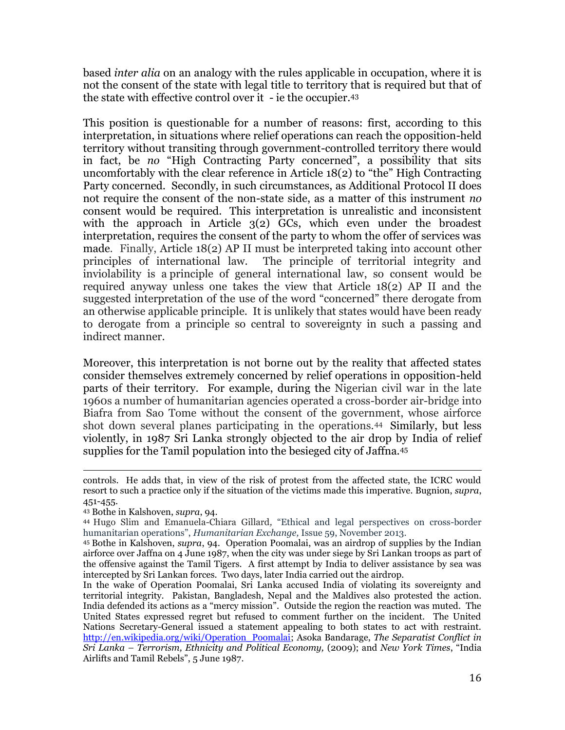based *inter alia* on an analogy with the rules applicable in occupation, where it is not the consent of the state with legal title to territory that is required but that of the state with effective control over it - ie the occupier.[43]

This position is questionable for a number of reasons: first, according to this interpretation, in situations where relief operations can reach the opposition-held territory without transiting through government-controlled territory there would in fact, be *no* "High Contracting Party concerned", a possibility that sits uncomfortably with the clear reference in Article 18(2) to "the" High Contracting Party concerned. Secondly, in such circumstances, as Additional Protocol II does not require the consent of the non-state side, as a matter of this instrument *no* consent would be required. This interpretation is unrealistic and inconsistent with the approach in Article 3(2) GCs, which even under the broadest interpretation, requires the consent of the party to whom the offer of services was made. Finally, Article 18(2) AP II must be interpreted taking into account other principles of international law. The principle of territorial integrity and inviolability is a principle of general international law, so consent would be required anyway unless one takes the view that Article 18(2) AP II and the suggested interpretation of the use of the word "concerned" there derogate from an otherwise applicable principle. It is unlikely that states would have been ready to derogate from a principle so central to sovereignty in such a passing and indirect manner.

Moreover, this interpretation is not borne out by the reality that affected states consider themselves extremely concerned by relief operations in opposition-held parts of their territory. For example, during the Nigerian civil war in the late 1960s a number of humanitarian agencies operated a cross-border air-bridge into Biafra from Sao Tome without the consent of the government, whose airforce shot down several planes participating in the operations.[44] Similarly, but less violently, in 1987 Sri Lanka strongly objected to the air drop by India of relief supplies for the Tamil population into the besieged city of Jaffna.[45]

---

controls. He adds that, in view of the risk of protest from the affected state, the ICRC would resort to such a practice only if the situation of the victims made this imperative. Bugnion, *supra*, 451-455.

[43] Bothe in Kalshoven, *supra*, 94.

[44] Hugo Slim and Emanuela-Chiara Gillard, "Ethical and legal perspectives on cross-border humanitarian operations", *Humanitarian Exchange,* Issue 59, November 2013.

[45] Bothe in Kalshoven, *supra*, 94. Operation Poomalai, was an airdrop of supplies by the Indian airforce over Jaffna on 4 June 1987, when the city was under siege by Sri Lankan troops as part of the offensive against the Tamil Tigers. A first attempt by India to deliver assistance by sea was intercepted by Sri Lankan forces. Two days, later India carried out the airdrop.

In the wake of Operation Poomalai, Sri Lanka accused India of violating its sovereignty and territorial integrity. Pakistan, Bangladesh, Nepal and the Maldives also protested the action. India defended its actions as a "mercy mission". Outside the region the reaction was muted. The United States expressed regret but refused to comment further on the incident. The United Nations Secretary-General issued a statement appealing to both states to act with restraint. http://en.wikipedia.org/wiki/Operation_Poomalai; Asoka Bandarage, *The Separatist Conflict in Sri Lanka – Terrorism, Ethnicity and Political Economy,* (2009); and *New York Times*, "India Airlifts and Tamil Rebels", 5 June 1987.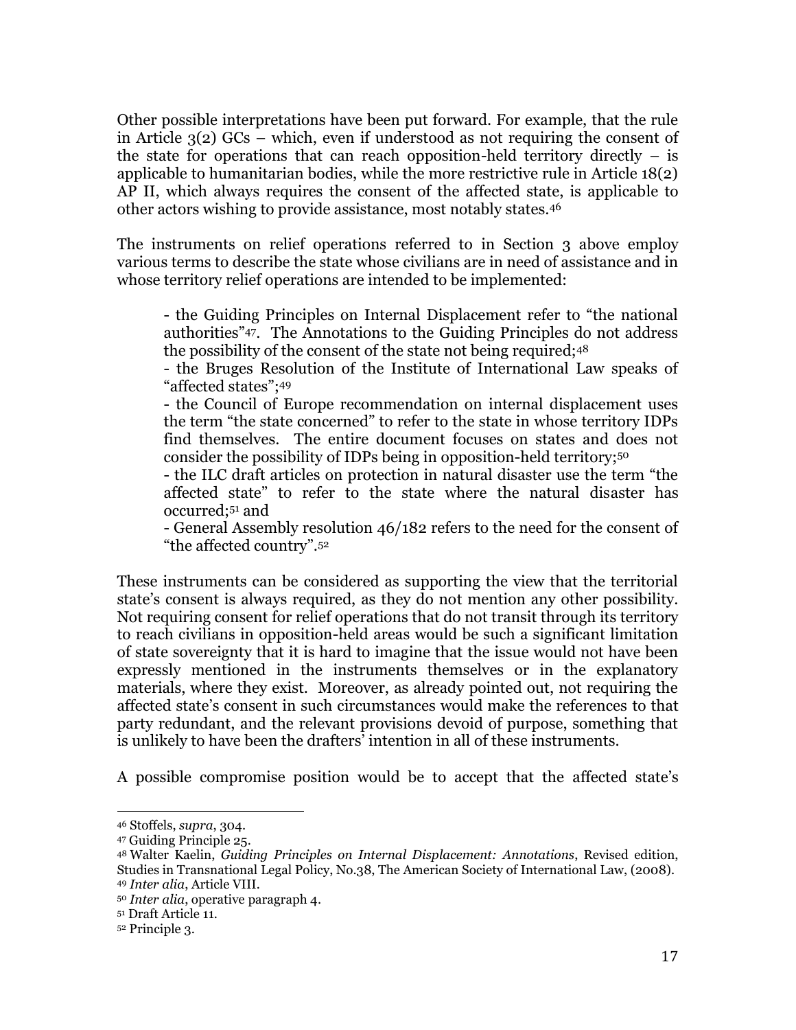Other possible interpretations have been put forward. For example, that the rule in Article 3(2) GCs – which, even if understood as not requiring the consent of the state for operations that can reach opposition-held territory directly – is applicable to humanitarian bodies, while the more restrictive rule in Article 18(2) AP II, which always requires the consent of the affected state, is applicable to other actors wishing to provide assistance, most notably states.[46]

The instruments on relief operations referred to in Section 3 above employ various terms to describe the state whose civilians are in need of assistance and in whose territory relief operations are intended to be implemented:

> - the Guiding Principles on Internal Displacement refer to "the national authorities"[47]. The Annotations to the Guiding Principles do not address the possibility of the consent of the state not being required;[48]
> - the Bruges Resolution of the Institute of International Law speaks of "affected states";[49]
> - the Council of Europe recommendation on internal displacement uses the term "the state concerned" to refer to the state in whose territory IDPs find themselves. The entire document focuses on states and does not consider the possibility of IDPs being in opposition-held territory;[50]
> - the ILC draft articles on protection in natural disaster use the term "the affected state" to refer to the state where the natural disaster has occurred;[51] and
> - General Assembly resolution 46/182 refers to the need for the consent of "the affected country".[52]

These instruments can be considered as supporting the view that the territorial state's consent is always required, as they do not mention any other possibility. Not requiring consent for relief operations that do not transit through its territory to reach civilians in opposition-held areas would be such a significant limitation of state sovereignty that it is hard to imagine that the issue would not have been expressly mentioned in the instruments themselves or in the explanatory materials, where they exist. Moreover, as already pointed out, not requiring the affected state's consent in such circumstances would make the references to that party redundant, and the relevant provisions devoid of purpose, something that is unlikely to have been the drafters' intention in all of these instruments.

A possible compromise position would be to accept that the affected state's

---

[46] Stoffels, *supra*, 304.
[47] Guiding Principle 25.
[48] Walter Kaelin, *Guiding Principles on Internal Displacement: Annotations*, Revised edition, Studies in Transnational Legal Policy, No.38, The American Society of International Law, (2008).
[49] *Inter alia*, Article VIII.
[50] *Inter alia*, operative paragraph 4.
[51] Draft Article 11.
[52] Principle 3.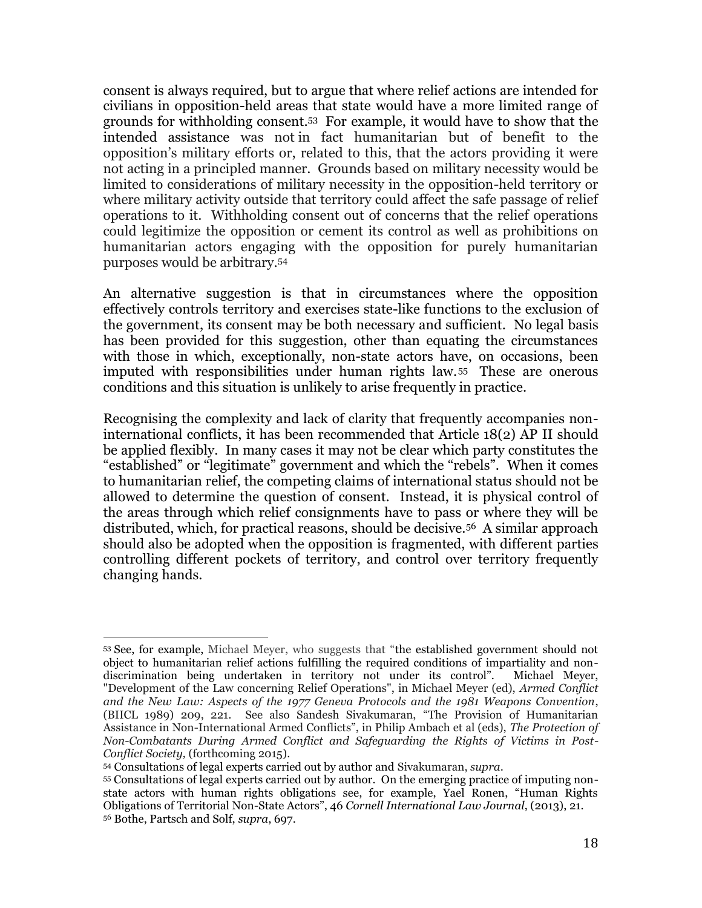consent is always required, but to argue that where relief actions are intended for civilians in opposition-held areas that state would have a more limited range of grounds for withholding consent.[53] For example, it would have to show that the intended assistance was not in fact humanitarian but of benefit to the opposition's military efforts or, related to this, that the actors providing it were not acting in a principled manner. Grounds based on military necessity would be limited to considerations of military necessity in the opposition-held territory or where military activity outside that territory could affect the safe passage of relief operations to it. Withholding consent out of concerns that the relief operations could legitimize the opposition or cement its control as well as prohibitions on humanitarian actors engaging with the opposition for purely humanitarian purposes would be arbitrary.[54]

An alternative suggestion is that in circumstances where the opposition effectively controls territory and exercises state-like functions to the exclusion of the government, its consent may be both necessary and sufficient. No legal basis has been provided for this suggestion, other than equating the circumstances with those in which, exceptionally, non-state actors have, on occasions, been imputed with responsibilities under human rights law.[55] These are onerous conditions and this situation is unlikely to arise frequently in practice.

Recognising the complexity and lack of clarity that frequently accompanies non-international conflicts, it has been recommended that Article 18(2) AP II should be applied flexibly. In many cases it may not be clear which party constitutes the "established" or "legitimate" government and which the "rebels". When it comes to humanitarian relief, the competing claims of international status should not be allowed to determine the question of consent. Instead, it is physical control of the areas through which relief consignments have to pass or where they will be distributed, which, for practical reasons, should be decisive.[56] A similar approach should also be adopted when the opposition is fragmented, with different parties controlling different pockets of territory, and control over territory frequently changing hands.

---

[53] See, for example, Michael Meyer, who suggests that "the established government should not object to humanitarian relief actions fulfilling the required conditions of impartiality and non-discrimination being undertaken in territory not under its control". Michael Meyer, "Development of the Law concerning Relief Operations", in Michael Meyer (ed), *Armed Conflict and the New Law: Aspects of the 1977 Geneva Protocols and the 1981 Weapons Convention*, (BIICL 1989) 209, 221. See also Sandesh Sivakumaran, "The Provision of Humanitarian Assistance in Non-International Armed Conflicts", in Philip Ambach et al (eds), *The Protection of Non-Combatants During Armed Conflict and Safeguarding the Rights of Victims in Post-Conflict Society,* (forthcoming 2015).

[54] Consultations of legal experts carried out by author and Sivakumaran, *supra*.

[55] Consultations of legal experts carried out by author. On the emerging practice of imputing non-state actors with human rights obligations see, for example, Yael Ronen, "Human Rights Obligations of Territorial Non-State Actors", 46 *Cornell International Law Journal*, (2013), 21.

[56] Bothe, Partsch and Solf, *supra*, 697.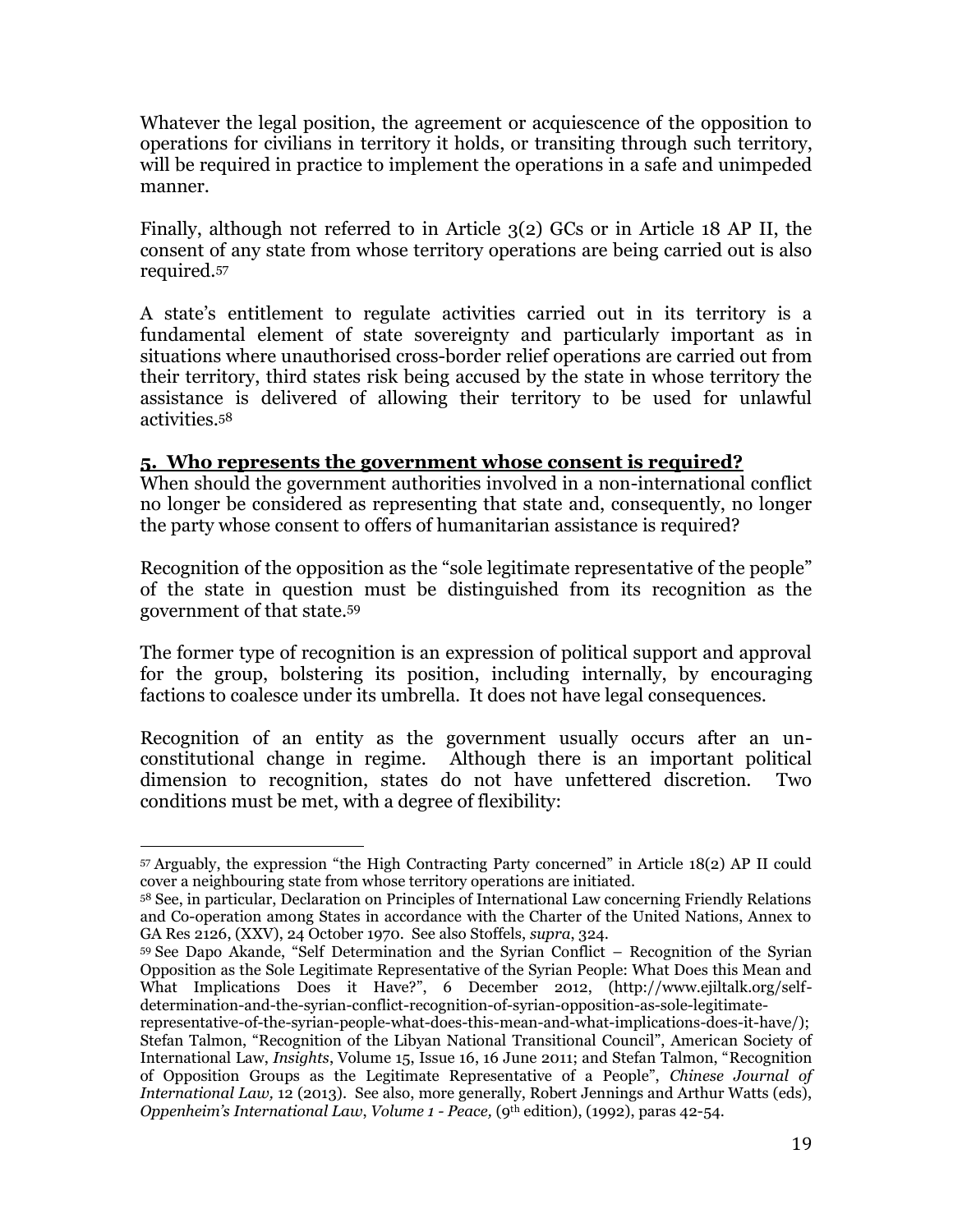Whatever the legal position, the agreement or acquiescence of the opposition to operations for civilians in territory it holds, or transiting through such territory, will be required in practice to implement the operations in a safe and unimpeded manner.

Finally, although not referred to in Article 3(2) GCs or in Article 18 AP II, the consent of any state from whose territory operations are being carried out is also required.[57]

A state's entitlement to regulate activities carried out in its territory is a fundamental element of state sovereignty and particularly important as in situations where unauthorised cross-border relief operations are carried out from their territory, third states risk being accused by the state in whose territory the assistance is delivered of allowing their territory to be used for unlawful activities.[58]

## 5. Who represents the government whose consent is required?

When should the government authorities involved in a non-international conflict no longer be considered as representing that state and, consequently, no longer the party whose consent to offers of humanitarian assistance is required?

Recognition of the opposition as the "sole legitimate representative of the people" of the state in question must be distinguished from its recognition as the government of that state.[59]

The former type of recognition is an expression of political support and approval for the group, bolstering its position, including internally, by encouraging factions to coalesce under its umbrella. It does not have legal consequences.

Recognition of an entity as the government usually occurs after an un-constitutional change in regime. Although there is an important political dimension to recognition, states do not have unfettered discretion. Two conditions must be met, with a degree of flexibility:

---

[57] Arguably, the expression "the High Contracting Party concerned" in Article 18(2) AP II could cover a neighbouring state from whose territory operations are initiated.

[58] See, in particular, Declaration on Principles of International Law concerning Friendly Relations and Co-operation among States in accordance with the Charter of the United Nations, Annex to GA Res 2126, (XXV), 24 October 1970. See also Stoffels, *supra*, 324.

[59] See Dapo Akande, "Self Determination and the Syrian Conflict – Recognition of the Syrian Opposition as the Sole Legitimate Representative of the Syrian People: What Does this Mean and What Implications Does it Have?", 6 December 2012, (http://www.ejiltalk.org/self-determination-and-the-syrian-conflict-recognition-of-syrian-opposition-as-sole-legitimate-representative-of-the-syrian-people-what-does-this-mean-and-what-implications-does-it-have/); Stefan Talmon, "Recognition of the Libyan National Transitional Council", American Society of International Law, *Insights*, Volume 15, Issue 16, 16 June 2011; and Stefan Talmon, "Recognition of Opposition Groups as the Legitimate Representative of a People", *Chinese Journal of International Law,* 12 (2013). See also, more generally, Robert Jennings and Arthur Watts (eds), *Oppenheim's International Law*, *Volume 1 - Peace,* (9th edition), (1992), paras 42-54.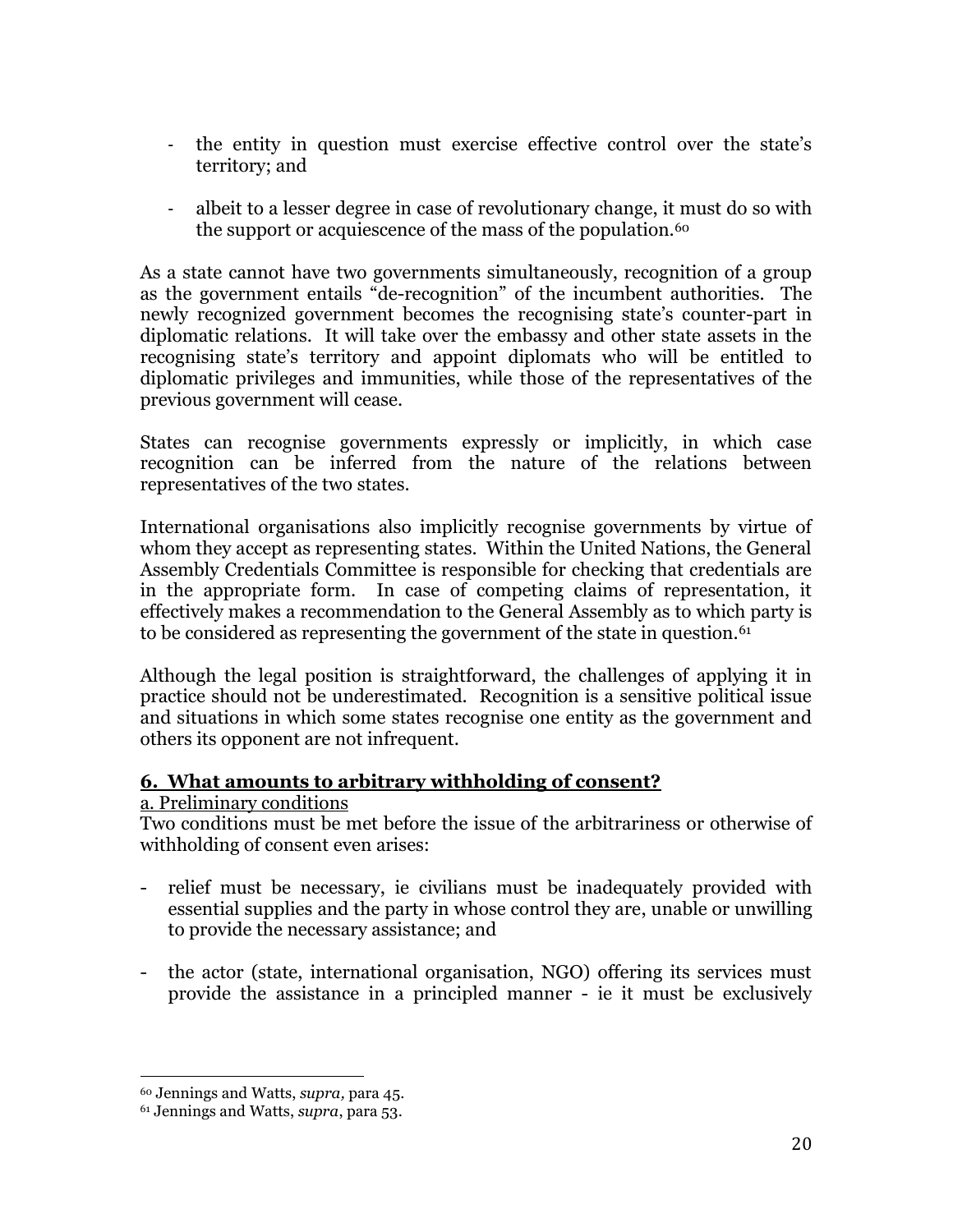- the entity in question must exercise effective control over the state's territory; and

- albeit to a lesser degree in case of revolutionary change, it must do so with the support or acquiescence of the mass of the population.[60]

As a state cannot have two governments simultaneously, recognition of a group as the government entails "de-recognition" of the incumbent authorities. The newly recognized government becomes the recognising state's counter-part in diplomatic relations. It will take over the embassy and other state assets in the recognising state's territory and appoint diplomats who will be entitled to diplomatic privileges and immunities, while those of the representatives of the previous government will cease.

States can recognise governments expressly or implicitly, in which case recognition can be inferred from the nature of the relations between representatives of the two states.

International organisations also implicitly recognise governments by virtue of whom they accept as representing states. Within the United Nations, the General Assembly Credentials Committee is responsible for checking that credentials are in the appropriate form. In case of competing claims of representation, it effectively makes a recommendation to the General Assembly as to which party is to be considered as representing the government of the state in question.[61]

Although the legal position is straightforward, the challenges of applying it in practice should not be underestimated. Recognition is a sensitive political issue and situations in which some states recognise one entity as the government and others its opponent are not infrequent.

## 6. What amounts to arbitrary withholding of consent?

### a. Preliminary conditions

Two conditions must be met before the issue of the arbitrariness or otherwise of withholding of consent even arises:

- relief must be necessary, ie civilians must be inadequately provided with essential supplies and the party in whose control they are, unable or unwilling to provide the necessary assistance; and

- the actor (state, international organisation, NGO) offering its services must provide the assistance in a principled manner - ie it must be exclusively

---

[60] Jennings and Watts, *supra,* para 45.

[61] Jennings and Watts, *supra*, para 53.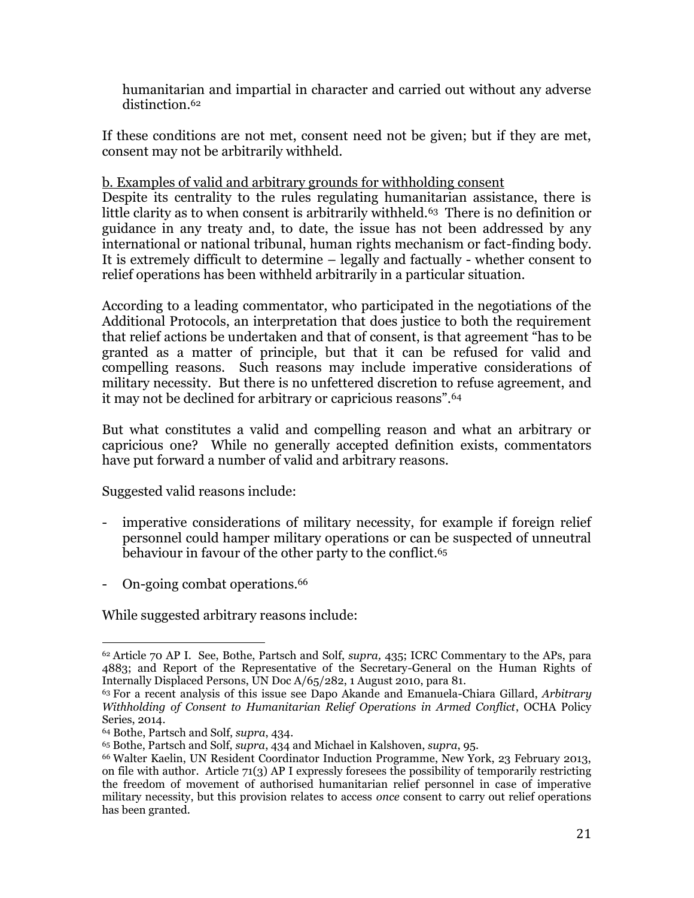humanitarian and impartial in character and carried out without any adverse distinction.[62]

If these conditions are not met, consent need not be given; but if they are met, consent may not be arbitrarily withheld.

b. Examples of valid and arbitrary grounds for withholding consent

Despite its centrality to the rules regulating humanitarian assistance, there is little clarity as to when consent is arbitrarily withheld.[63] There is no definition or guidance in any treaty and, to date, the issue has not been addressed by any international or national tribunal, human rights mechanism or fact-finding body. It is extremely difficult to determine – legally and factually - whether consent to relief operations has been withheld arbitrarily in a particular situation.

According to a leading commentator, who participated in the negotiations of the Additional Protocols, an interpretation that does justice to both the requirement that relief actions be undertaken and that of consent, is that agreement "has to be granted as a matter of principle, but that it can be refused for valid and compelling reasons. Such reasons may include imperative considerations of military necessity. But there is no unfettered discretion to refuse agreement, and it may not be declined for arbitrary or capricious reasons".[64]

But what constitutes a valid and compelling reason and what an arbitrary or capricious one? While no generally accepted definition exists, commentators have put forward a number of valid and arbitrary reasons.

Suggested valid reasons include:

- imperative considerations of military necessity, for example if foreign relief personnel could hamper military operations or can be suspected of unneutral behaviour in favour of the other party to the conflict.[65]

- On-going combat operations.[66]

While suggested arbitrary reasons include:

---

[62] Article 70 AP I. See, Bothe, Partsch and Solf, *supra,* 435; ICRC Commentary to the APs, para 4883; and Report of the Representative of the Secretary-General on the Human Rights of Internally Displaced Persons, UN Doc A/65/282, 1 August 2010, para 81.

[63] For a recent analysis of this issue see Dapo Akande and Emanuela-Chiara Gillard, *Arbitrary Withholding of Consent to Humanitarian Relief Operations in Armed Conflict*, OCHA Policy Series, 2014.

[64] Bothe, Partsch and Solf, *supra*, 434.

[65] Bothe, Partsch and Solf, *supra*, 434 and Michael in Kalshoven, *supra*, 95.

[66] Walter Kaelin, UN Resident Coordinator Induction Programme, New York, 23 February 2013, on file with author. Article 71(3) AP I expressly foresees the possibility of temporarily restricting the freedom of movement of authorised humanitarian relief personnel in case of imperative military necessity, but this provision relates to access *once* consent to carry out relief operations has been granted.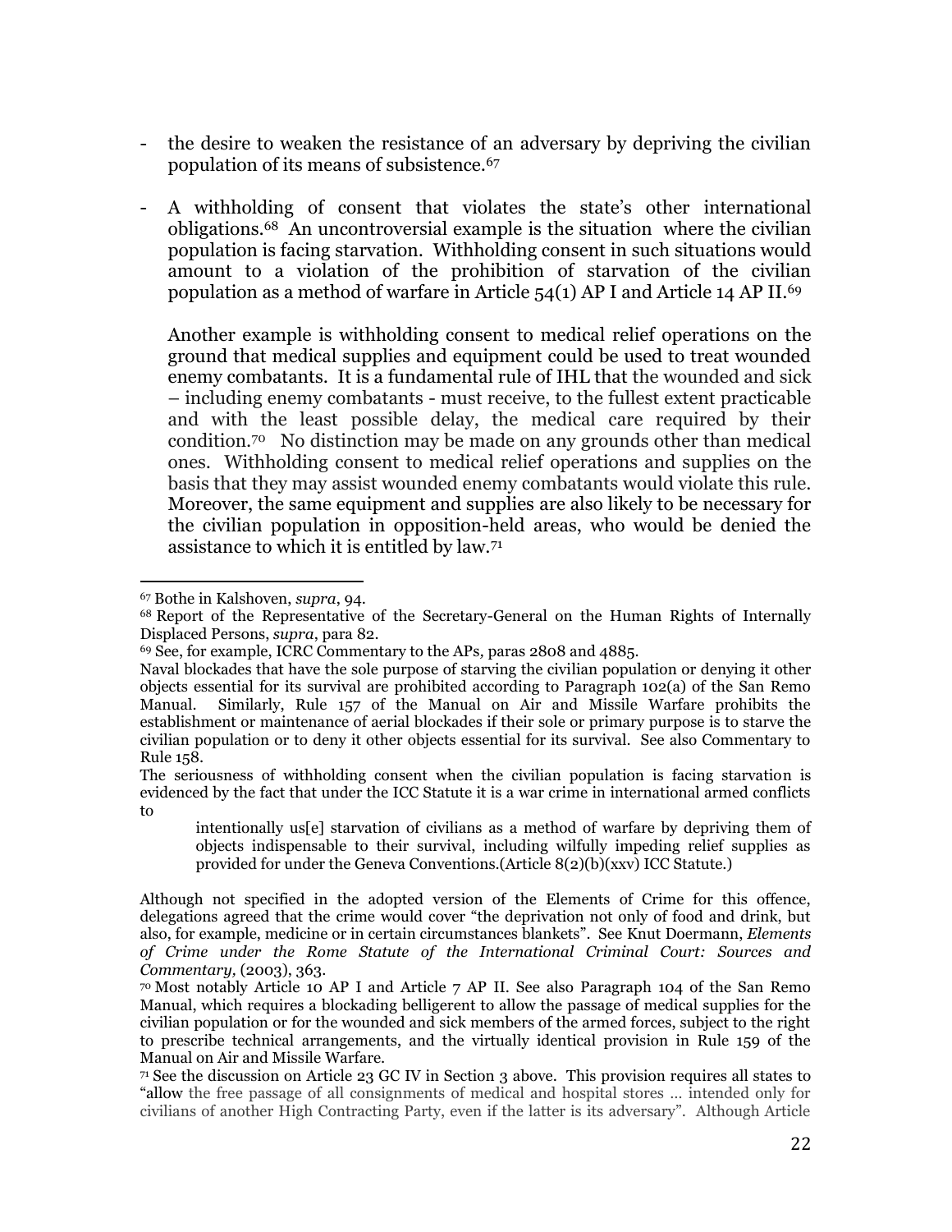- the desire to weaken the resistance of an adversary by depriving the civilian population of its means of subsistence.[67]

- A withholding of consent that violates the state's other international obligations.[68] An uncontroversial example is the situation where the civilian population is facing starvation. Withholding consent in such situations would amount to a violation of the prohibition of starvation of the civilian population as a method of warfare in Article 54(1) AP I and Article 14 AP II.[69]

  Another example is withholding consent to medical relief operations on the ground that medical supplies and equipment could be used to treat wounded enemy combatants. It is a fundamental rule of IHL that the wounded and sick – including enemy combatants - must receive, to the fullest extent practicable and with the least possible delay, the medical care required by their condition.[70] No distinction may be made on any grounds other than medical ones. Withholding consent to medical relief operations and supplies on the basis that they may assist wounded enemy combatants would violate this rule. Moreover, the same equipment and supplies are also likely to be necessary for the civilian population in opposition-held areas, who would be denied the assistance to which it is entitled by law.[71]

---

[67] Bothe in Kalshoven, *supra*, 94.

[68] Report of the Representative of the Secretary-General on the Human Rights of Internally Displaced Persons, *supra*, para 82.

[69] See, for example, ICRC Commentary to the APs, paras 2808 and 4885.

Naval blockades that have the sole purpose of starving the civilian population or denying it other objects essential for its survival are prohibited according to Paragraph 102(a) of the San Remo Manual. Similarly, Rule 157 of the Manual on Air and Missile Warfare prohibits the establishment or maintenance of aerial blockades if their sole or primary purpose is to starve the civilian population or to deny it other objects essential for its survival. See also Commentary to Rule 158.

The seriousness of withholding consent when the civilian population is facing starvation is evidenced by the fact that under the ICC Statute it is a war crime in international armed conflicts to

> intentionally us[e] starvation of civilians as a method of warfare by depriving them of objects indispensable to their survival, including wilfully impeding relief supplies as provided for under the Geneva Conventions.(Article 8(2)(b)(xxv) ICC Statute.)

Although not specified in the adopted version of the Elements of Crime for this offence, delegations agreed that the crime would cover "the deprivation not only of food and drink, but also, for example, medicine or in certain circumstances blankets". See Knut Doermann, *Elements of Crime under the Rome Statute of the International Criminal Court: Sources and Commentary,* (2003), 363.

[70] Most notably Article 10 AP I and Article 7 AP II. See also Paragraph 104 of the San Remo Manual, which requires a blockading belligerent to allow the passage of medical supplies for the civilian population or for the wounded and sick members of the armed forces, subject to the right to prescribe technical arrangements, and the virtually identical provision in Rule 159 of the Manual on Air and Missile Warfare.

[71] See the discussion on Article 23 GC IV in Section 3 above. This provision requires all states to "allow the free passage of all consignments of medical and hospital stores … intended only for civilians of another High Contracting Party, even if the latter is its adversary". Although Article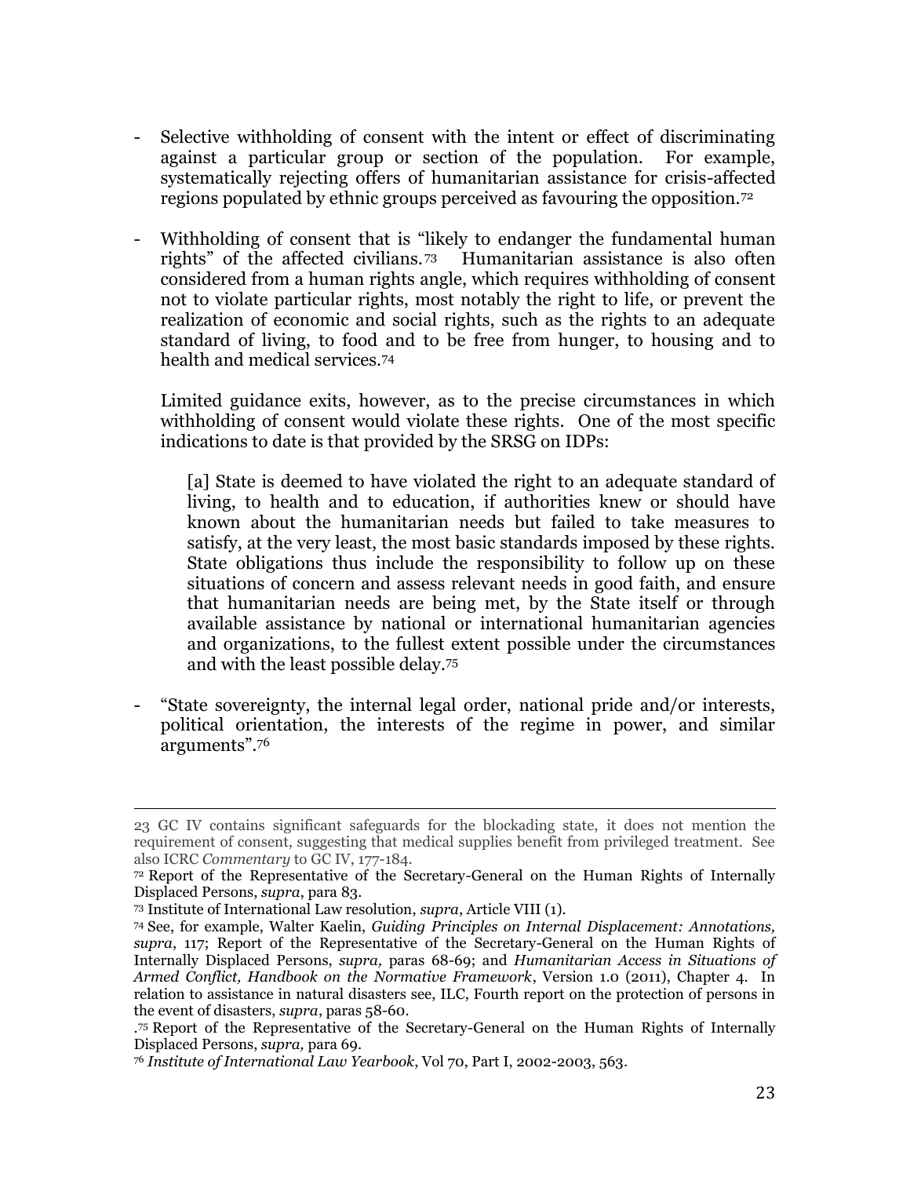- Selective withholding of consent with the intent or effect of discriminating against a particular group or section of the population. For example, systematically rejecting offers of humanitarian assistance for crisis-affected regions populated by ethnic groups perceived as favouring the opposition.[72]

- Withholding of consent that is "likely to endanger the fundamental human rights" of the affected civilians.[73] Humanitarian assistance is also often considered from a human rights angle, which requires withholding of consent not to violate particular rights, most notably the right to life, or prevent the realization of economic and social rights, such as the rights to an adequate standard of living, to food and to be free from hunger, to housing and to health and medical services.[74]

  Limited guidance exits, however, as to the precise circumstances in which withholding of consent would violate these rights. One of the most specific indications to date is that provided by the SRSG on IDPs:

  > [a] State is deemed to have violated the right to an adequate standard of living, to health and to education, if authorities knew or should have known about the humanitarian needs but failed to take measures to satisfy, at the very least, the most basic standards imposed by these rights. State obligations thus include the responsibility to follow up on these situations of concern and assess relevant needs in good faith, and ensure that humanitarian needs are being met, by the State itself or through available assistance by national or international humanitarian agencies and organizations, to the fullest extent possible under the circumstances and with the least possible delay.[75]

- "State sovereignty, the internal legal order, national pride and/or interests, political orientation, the interests of the regime in power, and similar arguments".[76]

---

23 GC IV contains significant safeguards for the blockading state, it does not mention the requirement of consent, suggesting that medical supplies benefit from privileged treatment. See also ICRC *Commentary* to GC IV, 177-184.

[72] Report of the Representative of the Secretary-General on the Human Rights of Internally Displaced Persons, *supra*, para 83.

[73] Institute of International Law resolution, *supra*, Article VIII (1).

[74] See, for example, Walter Kaelin, *Guiding Principles on Internal Displacement: Annotations, supra*, 117; Report of the Representative of the Secretary-General on the Human Rights of Internally Displaced Persons, *supra,* paras 68-69; and *Humanitarian Access in Situations of Armed Conflict, Handbook on the Normative Framework*, Version 1.0 (2011), Chapter 4. In relation to assistance in natural disasters see, ILC, Fourth report on the protection of persons in the event of disasters, *supra*, paras 58-60.

.[75] Report of the Representative of the Secretary-General on the Human Rights of Internally Displaced Persons, *supra,* para 69.

[76] *Institute of International Law Yearbook*, Vol 70, Part I, 2002-2003, 563.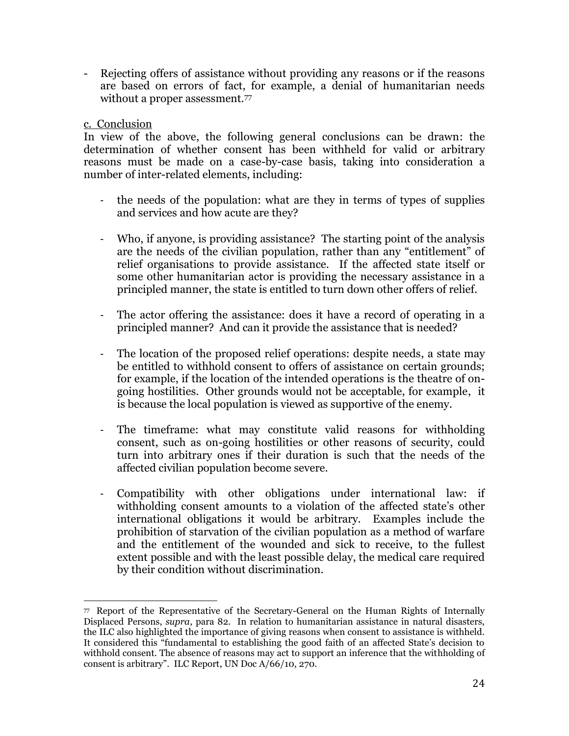- Rejecting offers of assistance without providing any reasons or if the reasons are based on errors of fact, for example, a denial of humanitarian needs without a proper assessment.[77]

c. Conclusion

In view of the above, the following general conclusions can be drawn: the determination of whether consent has been withheld for valid or arbitrary reasons must be made on a case-by-case basis, taking into consideration a number of inter-related elements, including:

- the needs of the population: what are they in terms of types of supplies and services and how acute are they?

- Who, if anyone, is providing assistance? The starting point of the analysis are the needs of the civilian population, rather than any "entitlement" of relief organisations to provide assistance. If the affected state itself or some other humanitarian actor is providing the necessary assistance in a principled manner, the state is entitled to turn down other offers of relief.

- The actor offering the assistance: does it have a record of operating in a principled manner? And can it provide the assistance that is needed?

- The location of the proposed relief operations: despite needs, a state may be entitled to withhold consent to offers of assistance on certain grounds; for example, if the location of the intended operations is the theatre of on-going hostilities. Other grounds would not be acceptable, for example, it is because the local population is viewed as supportive of the enemy.

- The timeframe: what may constitute valid reasons for withholding consent, such as on-going hostilities or other reasons of security, could turn into arbitrary ones if their duration is such that the needs of the affected civilian population become severe.

- Compatibility with other obligations under international law: if withholding consent amounts to a violation of the affected state's other international obligations it would be arbitrary. Examples include the prohibition of starvation of the civilian population as a method of warfare and the entitlement of the wounded and sick to receive, to the fullest extent possible and with the least possible delay, the medical care required by their condition without discrimination.

---

[77] Report of the Representative of the Secretary-General on the Human Rights of Internally Displaced Persons, *supra*, para 82. In relation to humanitarian assistance in natural disasters, the ILC also highlighted the importance of giving reasons when consent to assistance is withheld. It considered this "fundamental to establishing the good faith of an affected State's decision to withhold consent. The absence of reasons may act to support an inference that the withholding of consent is arbitrary". ILC Report, UN Doc A/66/10, 270.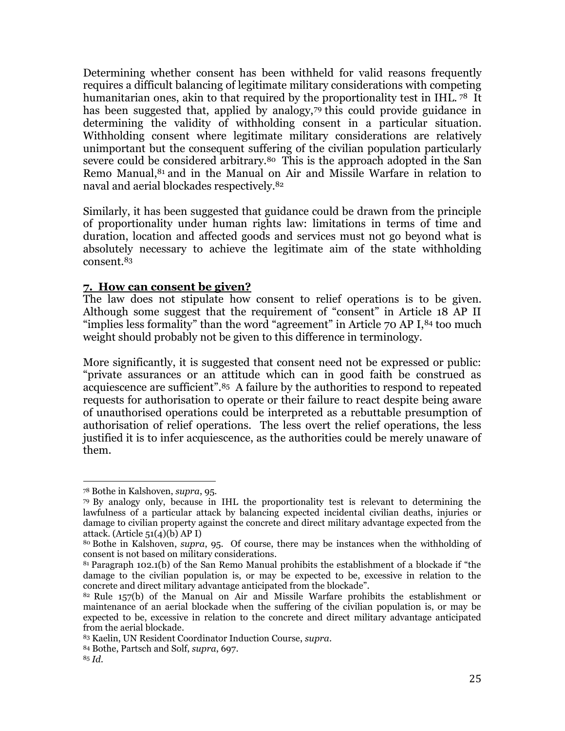Determining whether consent has been withheld for valid reasons frequently requires a difficult balancing of legitimate military considerations with competing humanitarian ones, akin to that required by the proportionality test in IHL.[78] It has been suggested that, applied by analogy,[79] this could provide guidance in determining the validity of withholding consent in a particular situation. Withholding consent where legitimate military considerations are relatively unimportant but the consequent suffering of the civilian population particularly severe could be considered arbitrary.[80] This is the approach adopted in the San Remo Manual,[81] and in the Manual on Air and Missile Warfare in relation to naval and aerial blockades respectively.[82]

Similarly, it has been suggested that guidance could be drawn from the principle of proportionality under human rights law: limitations in terms of time and duration, location and affected goods and services must not go beyond what is absolutely necessary to achieve the legitimate aim of the state withholding consent.[83]

## 7. How can consent be given?

The law does not stipulate how consent to relief operations is to be given. Although some suggest that the requirement of "consent" in Article 18 AP II "implies less formality" than the word "agreement" in Article 70 AP I,[84] too much weight should probably not be given to this difference in terminology.

More significantly, it is suggested that consent need not be expressed or public: "private assurances or an attitude which can in good faith be construed as acquiescence are sufficient".[85] A failure by the authorities to respond to repeated requests for authorisation to operate or their failure to react despite being aware of unauthorised operations could be interpreted as a rebuttable presumption of authorisation of relief operations. The less overt the relief operations, the less justified it is to infer acquiescence, as the authorities could be merely unaware of them.

---

[78] Bothe in Kalshoven, *supra*, 95.

[79] By analogy only, because in IHL the proportionality test is relevant to determining the lawfulness of a particular attack by balancing expected incidental civilian deaths, injuries or damage to civilian property against the concrete and direct military advantage expected from the attack. (Article 51(4)(b) AP I)

[80] Bothe in Kalshoven, *supra*, 95. Of course, there may be instances when the withholding of consent is not based on military considerations.

[81] Paragraph 102.1(b) of the San Remo Manual prohibits the establishment of a blockade if "the damage to the civilian population is, or may be expected to be, excessive in relation to the concrete and direct military advantage anticipated from the blockade".

[82] Rule 157(b) of the Manual on Air and Missile Warfare prohibits the establishment or maintenance of an aerial blockade when the suffering of the civilian population is, or may be expected to be, excessive in relation to the concrete and direct military advantage anticipated from the aerial blockade.

[83] Kaelin, UN Resident Coordinator Induction Course, *supra*.

[84] Bothe, Partsch and Solf, *supra*, 697.

[85] *Id.*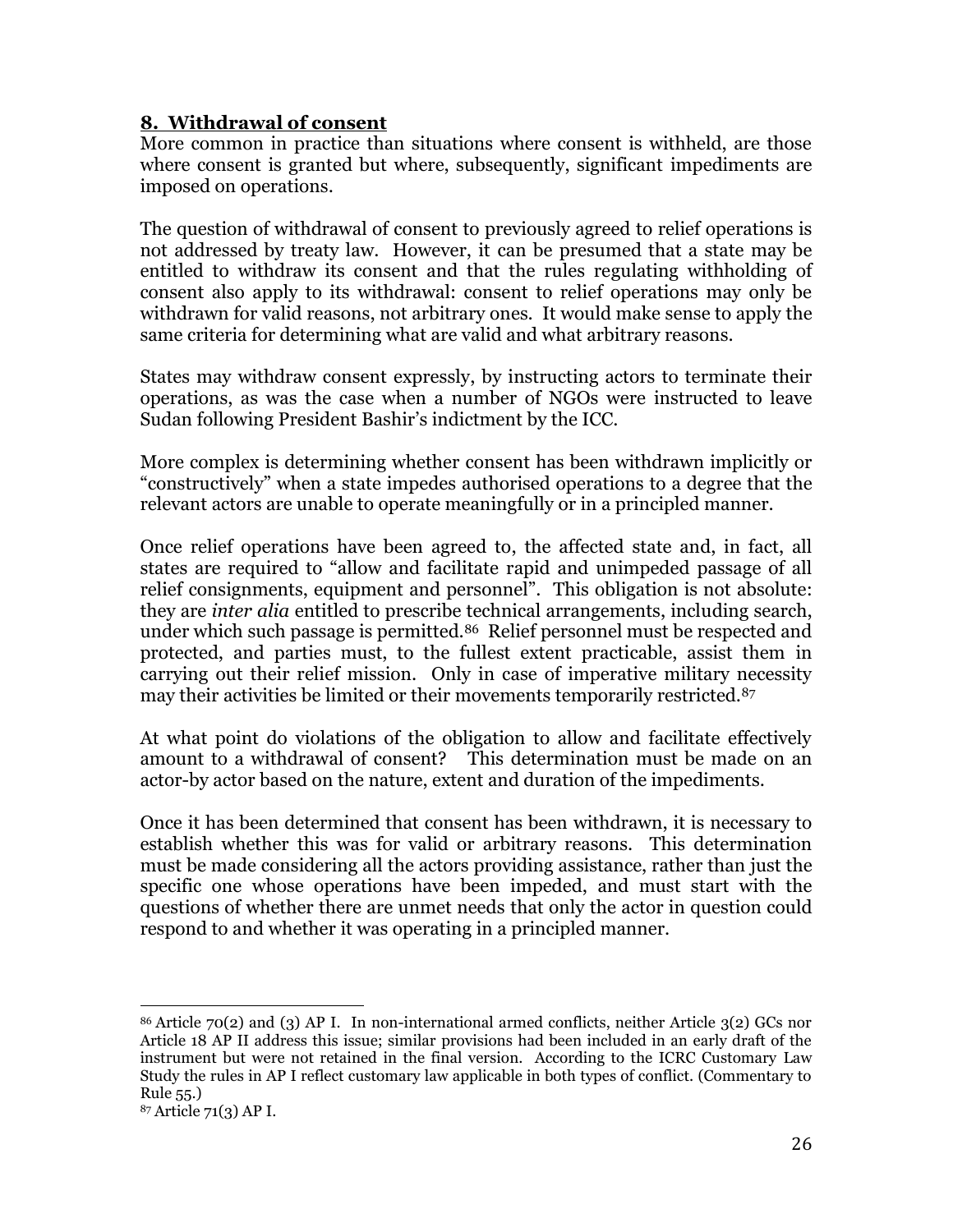## 8. Withdrawal of consent

More common in practice than situations where consent is withheld, are those where consent is granted but where, subsequently, significant impediments are imposed on operations.

The question of withdrawal of consent to previously agreed to relief operations is not addressed by treaty law. However, it can be presumed that a state may be entitled to withdraw its consent and that the rules regulating withholding of consent also apply to its withdrawal: consent to relief operations may only be withdrawn for valid reasons, not arbitrary ones. It would make sense to apply the same criteria for determining what are valid and what arbitrary reasons.

States may withdraw consent expressly, by instructing actors to terminate their operations, as was the case when a number of NGOs were instructed to leave Sudan following President Bashir's indictment by the ICC.

More complex is determining whether consent has been withdrawn implicitly or "constructively" when a state impedes authorised operations to a degree that the relevant actors are unable to operate meaningfully or in a principled manner.

Once relief operations have been agreed to, the affected state and, in fact, all states are required to "allow and facilitate rapid and unimpeded passage of all relief consignments, equipment and personnel". This obligation is not absolute: they are *inter alia* entitled to prescribe technical arrangements, including search, under which such passage is permitted.[86] Relief personnel must be respected and protected, and parties must, to the fullest extent practicable, assist them in carrying out their relief mission. Only in case of imperative military necessity may their activities be limited or their movements temporarily restricted.[87]

At what point do violations of the obligation to allow and facilitate effectively amount to a withdrawal of consent? This determination must be made on an actor-by actor based on the nature, extent and duration of the impediments.

Once it has been determined that consent has been withdrawn, it is necessary to establish whether this was for valid or arbitrary reasons. This determination must be made considering all the actors providing assistance, rather than just the specific one whose operations have been impeded, and must start with the questions of whether there are unmet needs that only the actor in question could respond to and whether it was operating in a principled manner.

---

[86] Article 70(2) and (3) AP I. In non-international armed conflicts, neither Article 3(2) GCs nor Article 18 AP II address this issue; similar provisions had been included in an early draft of the instrument but were not retained in the final version. According to the ICRC Customary Law Study the rules in AP I reflect customary law applicable in both types of conflict. (Commentary to Rule 55.)

[87] Article 71(3) AP I.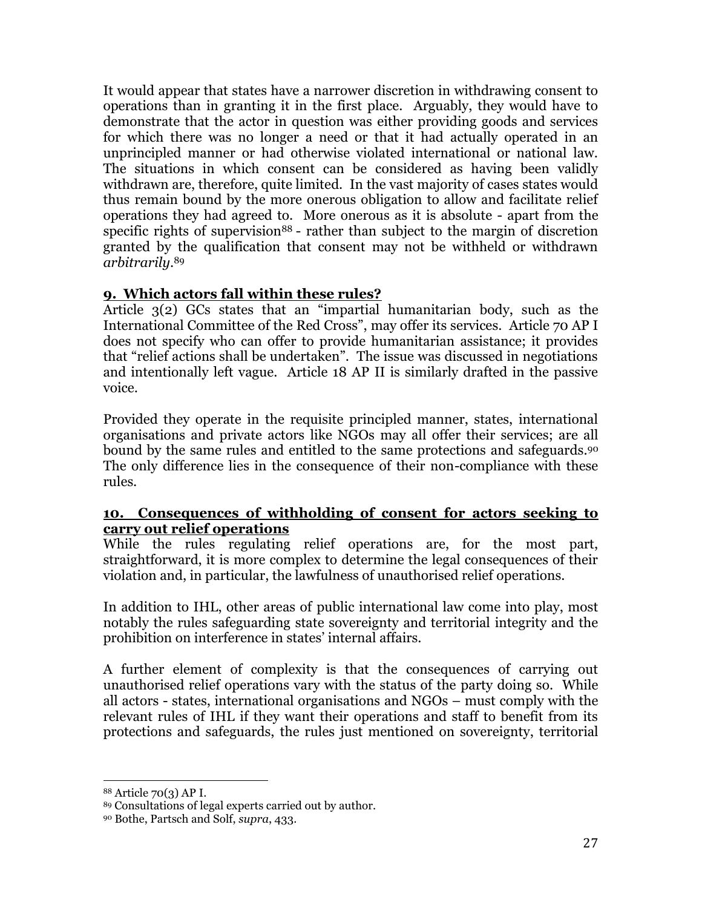It would appear that states have a narrower discretion in withdrawing consent to operations than in granting it in the first place. Arguably, they would have to demonstrate that the actor in question was either providing goods and services for which there was no longer a need or that it had actually operated in an unprincipled manner or had otherwise violated international or national law. The situations in which consent can be considered as having been validly withdrawn are, therefore, quite limited. In the vast majority of cases states would thus remain bound by the more onerous obligation to allow and facilitate relief operations they had agreed to. More onerous as it is absolute - apart from the specific rights of supervision[88] - rather than subject to the margin of discretion granted by the qualification that consent may not be withheld or withdrawn *arbitrarily*.[89]

## 9. Which actors fall within these rules?

Article 3(2) GCs states that an "impartial humanitarian body, such as the International Committee of the Red Cross", may offer its services. Article 70 AP I does not specify who can offer to provide humanitarian assistance; it provides that "relief actions shall be undertaken". The issue was discussed in negotiations and intentionally left vague. Article 18 AP II is similarly drafted in the passive voice.

Provided they operate in the requisite principled manner, states, international organisations and private actors like NGOs may all offer their services; are all bound by the same rules and entitled to the same protections and safeguards.[90] The only difference lies in the consequence of their non-compliance with these rules.

## 10. Consequences of withholding of consent for actors seeking to carry out relief operations

While the rules regulating relief operations are, for the most part, straightforward, it is more complex to determine the legal consequences of their violation and, in particular, the lawfulness of unauthorised relief operations.

In addition to IHL, other areas of public international law come into play, most notably the rules safeguarding state sovereignty and territorial integrity and the prohibition on interference in states' internal affairs.

A further element of complexity is that the consequences of carrying out unauthorised relief operations vary with the status of the party doing so. While all actors - states, international organisations and NGOs – must comply with the relevant rules of IHL if they want their operations and staff to benefit from its protections and safeguards, the rules just mentioned on sovereignty, territorial

---

[88] Article 70(3) AP I.

[89] Consultations of legal experts carried out by author.

[90] Bothe, Partsch and Solf, *supra*, 433.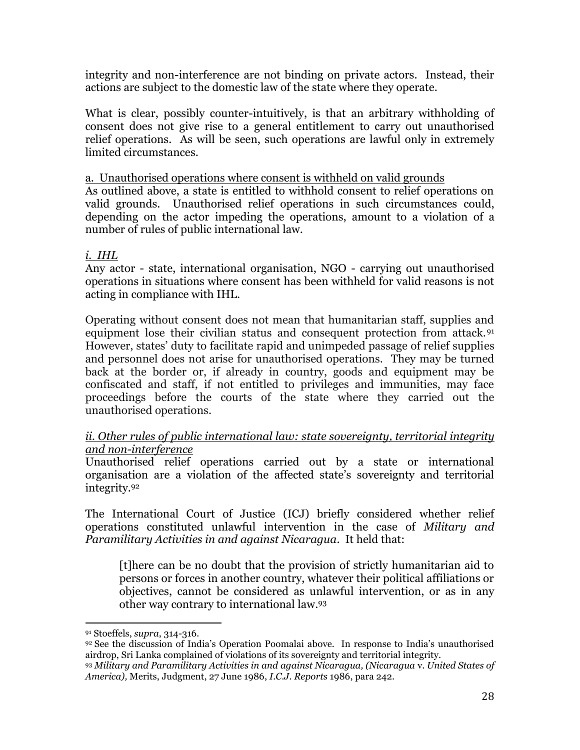integrity and non-interference are not binding on private actors. Instead, their actions are subject to the domestic law of the state where they operate.

What is clear, possibly counter-intuitively, is that an arbitrary withholding of consent does not give rise to a general entitlement to carry out unauthorised relief operations. As will be seen, such operations are lawful only in extremely limited circumstances.

<u>a. Unauthorised operations where consent is withheld on valid grounds</u>

As outlined above, a state is entitled to withhold consent to relief operations on valid grounds. Unauthorised relief operations in such circumstances could, depending on the actor impeding the operations, amount to a violation of a number of rules of public international law.

<u>*i. IHL*</u>

Any actor - state, international organisation, NGO - carrying out unauthorised operations in situations where consent has been withheld for valid reasons is not acting in compliance with IHL.

Operating without consent does not mean that humanitarian staff, supplies and equipment lose their civilian status and consequent protection from attack.[91] However, states' duty to facilitate rapid and unimpeded passage of relief supplies and personnel does not arise for unauthorised operations. They may be turned back at the border or, if already in country, goods and equipment may be confiscated and staff, if not entitled to privileges and immunities, may face proceedings before the courts of the state where they carried out the unauthorised operations.

<u>*ii. Other rules of public international law: state sovereignty, territorial integrity and non-interference*</u>

Unauthorised relief operations carried out by a state or international organisation are a violation of the affected state's sovereignty and territorial integrity.[92]

The International Court of Justice (ICJ) briefly considered whether relief operations constituted unlawful intervention in the case of *Military and Paramilitary Activities in and against Nicaragua*. It held that:

> [t]here can be no doubt that the provision of strictly humanitarian aid to persons or forces in another country, whatever their political affiliations or objectives, cannot be considered as unlawful intervention, or as in any other way contrary to international law.[93]

---

[91] Stoeffels, *supra*, 314-316.

[92] See the discussion of India's Operation Poomalai above. In response to India's unauthorised airdrop, Sri Lanka complained of violations of its sovereignty and territorial integrity.

[93] *Military and Paramilitary Activities in and against Nicaragua, (Nicaragua* v. *United States of America),* Merits, Judgment, 27 June 1986, *I.C.J. Reports* 1986, para 242.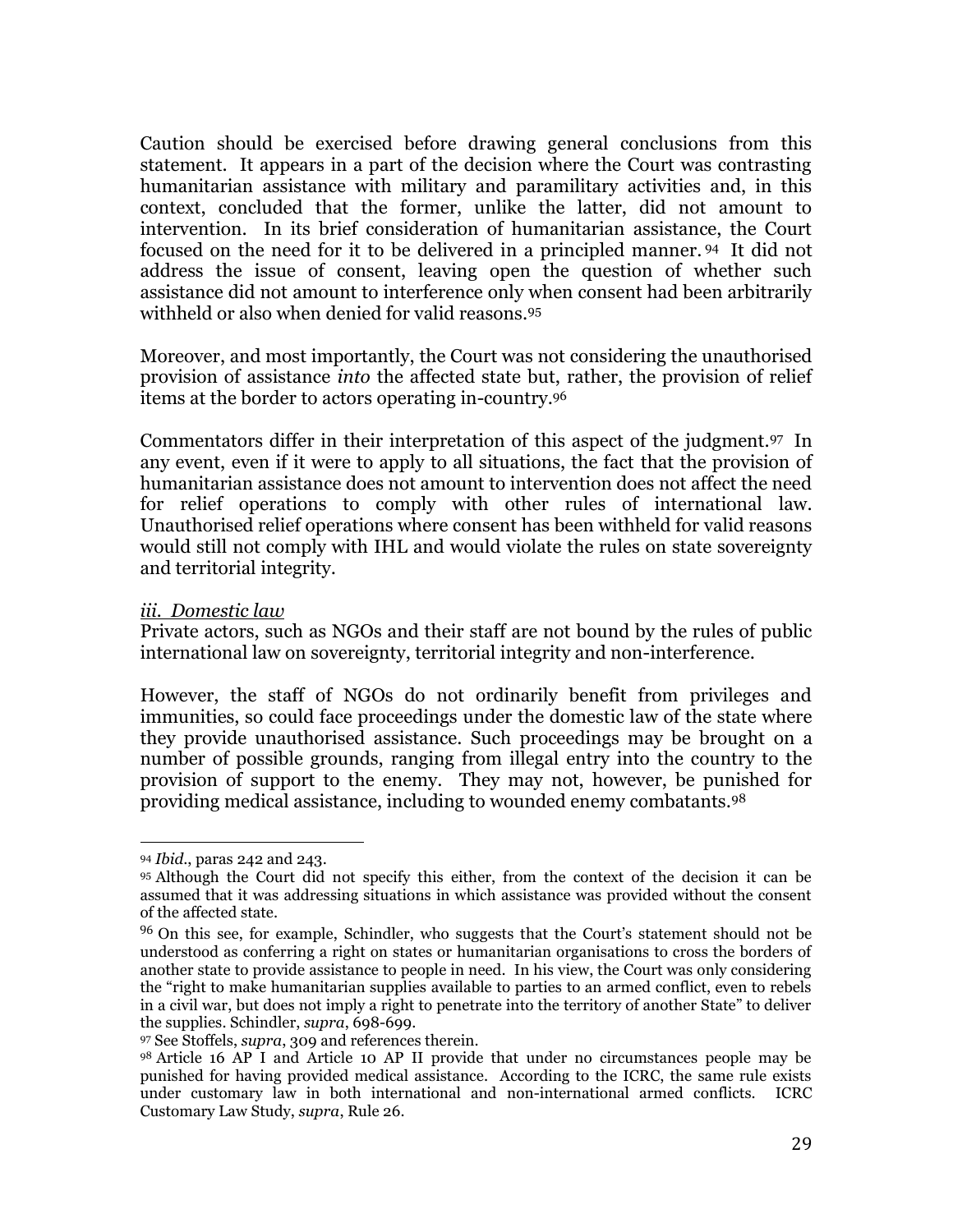Caution should be exercised before drawing general conclusions from this statement. It appears in a part of the decision where the Court was contrasting humanitarian assistance with military and paramilitary activities and, in this context, concluded that the former, unlike the latter, did not amount to intervention. In its brief consideration of humanitarian assistance, the Court focused on the need for it to be delivered in a principled manner.[94] It did not address the issue of consent, leaving open the question of whether such assistance did not amount to interference only when consent had been arbitrarily withheld or also when denied for valid reasons.[95]

Moreover, and most importantly, the Court was not considering the unauthorised provision of assistance *into* the affected state but, rather, the provision of relief items at the border to actors operating in-country.[96]

Commentators differ in their interpretation of this aspect of the judgment.[97] In any event, even if it were to apply to all situations, the fact that the provision of humanitarian assistance does not amount to intervention does not affect the need for relief operations to comply with other rules of international law. Unauthorised relief operations where consent has been withheld for valid reasons would still not comply with IHL and would violate the rules on state sovereignty and territorial integrity.

*iii. Domestic law*

Private actors, such as NGOs and their staff are not bound by the rules of public international law on sovereignty, territorial integrity and non-interference.

However, the staff of NGOs do not ordinarily benefit from privileges and immunities, so could face proceedings under the domestic law of the state where they provide unauthorised assistance. Such proceedings may be brought on a number of possible grounds, ranging from illegal entry into the country to the provision of support to the enemy. They may not, however, be punished for providing medical assistance, including to wounded enemy combatants.[98]

---

[94] *Ibid.*, paras 242 and 243.

[95] Although the Court did not specify this either, from the context of the decision it can be assumed that it was addressing situations in which assistance was provided without the consent of the affected state.

[96] On this see, for example, Schindler, who suggests that the Court's statement should not be understood as conferring a right on states or humanitarian organisations to cross the borders of another state to provide assistance to people in need. In his view, the Court was only considering the "right to make humanitarian supplies available to parties to an armed conflict, even to rebels in a civil war, but does not imply a right to penetrate into the territory of another State" to deliver the supplies. Schindler, *supra*, 698-699.

[97] See Stoffels, *supra*, 309 and references therein.

[98] Article 16 AP I and Article 10 AP II provide that under no circumstances people may be punished for having provided medical assistance. According to the ICRC, the same rule exists under customary law in both international and non-international armed conflicts. ICRC Customary Law Study, *supra*, Rule 26.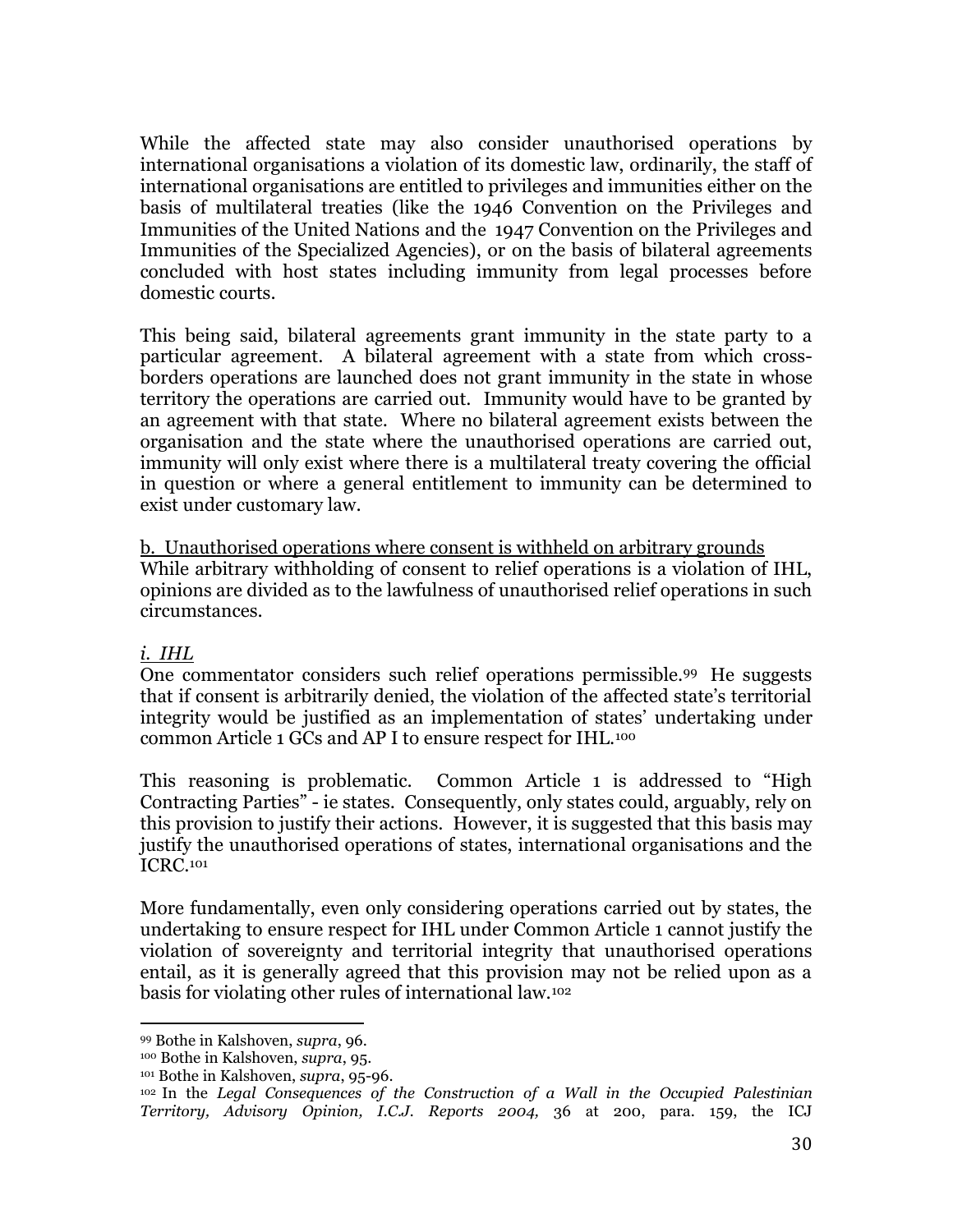While the affected state may also consider unauthorised operations by international organisations a violation of its domestic law, ordinarily, the staff of international organisations are entitled to privileges and immunities either on the basis of multilateral treaties (like the 1946 Convention on the Privileges and Immunities of the United Nations and the 1947 Convention on the Privileges and Immunities of the Specialized Agencies), or on the basis of bilateral agreements concluded with host states including immunity from legal processes before domestic courts.

This being said, bilateral agreements grant immunity in the state party to a particular agreement. A bilateral agreement with a state from which cross-borders operations are launched does not grant immunity in the state in whose territory the operations are carried out. Immunity would have to be granted by an agreement with that state. Where no bilateral agreement exists between the organisation and the state where the unauthorised operations are carried out, immunity will only exist where there is a multilateral treaty covering the official in question or where a general entitlement to immunity can be determined to exist under customary law.

b. Unauthorised operations where consent is withheld on arbitrary grounds

While arbitrary withholding of consent to relief operations is a violation of IHL, opinions are divided as to the lawfulness of unauthorised relief operations in such circumstances.

*i. IHL*

One commentator considers such relief operations permissible.[99] He suggests that if consent is arbitrarily denied, the violation of the affected state's territorial integrity would be justified as an implementation of states' undertaking under common Article 1 GCs and AP I to ensure respect for IHL.[100]

This reasoning is problematic. Common Article 1 is addressed to "High Contracting Parties" - ie states. Consequently, only states could, arguably, rely on this provision to justify their actions. However, it is suggested that this basis may justify the unauthorised operations of states, international organisations and the ICRC.[101]

More fundamentally, even only considering operations carried out by states, the undertaking to ensure respect for IHL under Common Article 1 cannot justify the violation of sovereignty and territorial integrity that unauthorised operations entail, as it is generally agreed that this provision may not be relied upon as a basis for violating other rules of international law.[102]

---

[99] Bothe in Kalshoven, *supra*, 96.

[100] Bothe in Kalshoven, *supra*, 95.

[101] Bothe in Kalshoven, *supra*, 95-96.

[102] In the *Legal Consequences of the Construction of a Wall in the Occupied Palestinian Territory, Advisory Opinion, I.C.J. Reports 2004,* 36 at 200, para. 159, the ICJ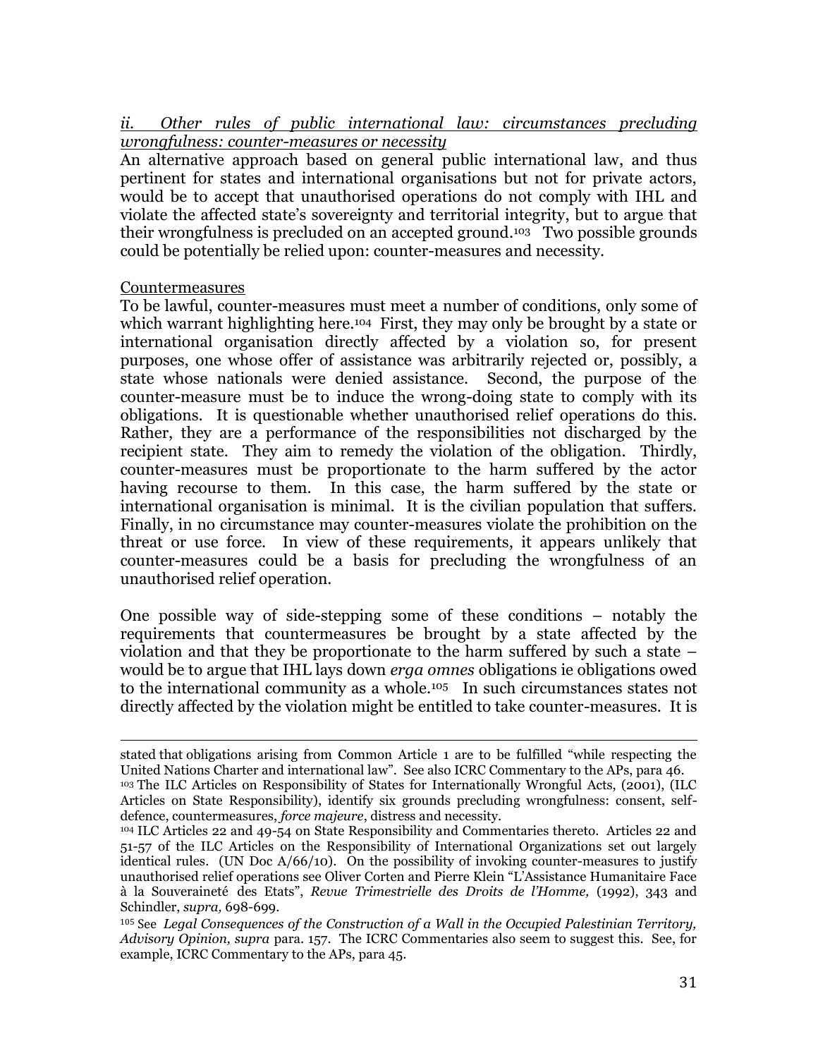*ii. Other rules of public international law: circumstances precluding wrongfulness: counter-measures or necessity*

An alternative approach based on general public international law, and thus pertinent for states and international organisations but not for private actors, would be to accept that unauthorised operations do not comply with IHL and violate the affected state's sovereignty and territorial integrity, but to argue that their wrongfulness is precluded on an accepted ground.[103] Two possible grounds could be potentially be relied upon: counter-measures and necessity.

Countermeasures

To be lawful, counter-measures must meet a number of conditions, only some of which warrant highlighting here.[104] First, they may only be brought by a state or international organisation directly affected by a violation so, for present purposes, one whose offer of assistance was arbitrarily rejected or, possibly, a state whose nationals were denied assistance. Second, the purpose of the counter-measure must be to induce the wrong-doing state to comply with its obligations. It is questionable whether unauthorised relief operations do this. Rather, they are a performance of the responsibilities not discharged by the recipient state. They aim to remedy the violation of the obligation. Thirdly, counter-measures must be proportionate to the harm suffered by the actor having recourse to them. In this case, the harm suffered by the state or international organisation is minimal. It is the civilian population that suffers. Finally, in no circumstance may counter-measures violate the prohibition on the threat or use force. In view of these requirements, it appears unlikely that counter-measures could be a basis for precluding the wrongfulness of an unauthorised relief operation.

One possible way of side-stepping some of these conditions – notably the requirements that countermeasures be brought by a state affected by the violation and that they be proportionate to the harm suffered by such a state – would be to argue that IHL lays down *erga omnes* obligations ie obligations owed to the international community as a whole.[105] In such circumstances states not directly affected by the violation might be entitled to take counter-measures. It is

---

stated that obligations arising from Common Article 1 are to be fulfilled "while respecting the United Nations Charter and international law". See also ICRC Commentary to the APs, para 46.

[103] The ILC Articles on Responsibility of States for Internationally Wrongful Acts, (2001), (ILC Articles on State Responsibility), identify six grounds precluding wrongfulness: consent, self-defence, countermeasures, *force majeure*, distress and necessity.

[104] ILC Articles 22 and 49-54 on State Responsibility and Commentaries thereto. Articles 22 and 51-57 of the ILC Articles on the Responsibility of International Organizations set out largely identical rules. (UN Doc A/66/10). On the possibility of invoking counter-measures to justify unauthorised relief operations see Oliver Corten and Pierre Klein "L'Assistance Humanitaire Face à la Souveraineté des Etats", *Revue Trimestrielle des Droits de l'Homme,* (1992), 343 and Schindler, *supra,* 698-699.

[105] See *Legal Consequences of the Construction of a Wall in the Occupied Palestinian Territory, Advisory Opinion, supra* para. 157. The ICRC Commentaries also seem to suggest this. See, for example, ICRC Commentary to the APs, para 45.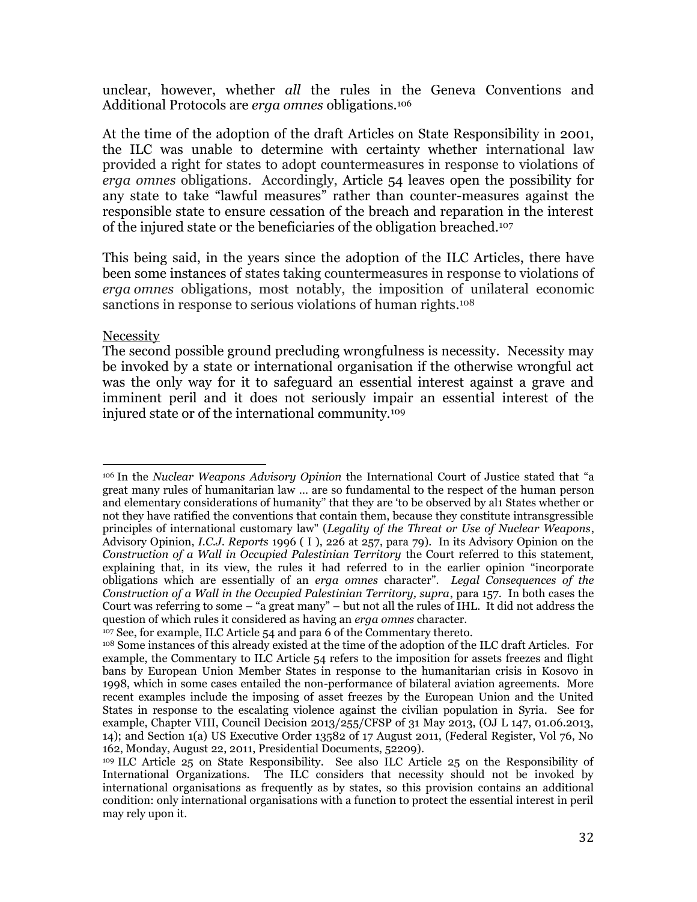unclear, however, whether *all* the rules in the Geneva Conventions and Additional Protocols are *erga omnes* obligations.[106]

At the time of the adoption of the draft Articles on State Responsibility in 2001, the ILC was unable to determine with certainty whether international law provided a right for states to adopt countermeasures in response to violations of *erga omnes* obligations. Accordingly, Article 54 leaves open the possibility for any state to take "lawful measures" rather than counter-measures against the responsible state to ensure cessation of the breach and reparation in the interest of the injured state or the beneficiaries of the obligation breached.[107]

This being said, in the years since the adoption of the ILC Articles, there have been some instances of states taking countermeasures in response to violations of *erga omnes* obligations, most notably, the imposition of unilateral economic sanctions in response to serious violations of human rights.[108]

Necessity

The second possible ground precluding wrongfulness is necessity. Necessity may be invoked by a state or international organisation if the otherwise wrongful act was the only way for it to safeguard an essential interest against a grave and imminent peril and it does not seriously impair an essential interest of the injured state or of the international community.[109]

---

[106] In the *Nuclear Weapons Advisory Opinion* the International Court of Justice stated that "a great many rules of humanitarian law … are so fundamental to the respect of the human person and elementary considerations of humanity" that they are 'to be observed by al1 States whether or not they have ratified the conventions that contain them, because they constitute intransgressible principles of international customary law" (*Legality of the Threat or Use of Nuclear Weapons*, Advisory Opinion, *I.C.J. Reports* 1996 ( I ), 226 at 257, para 79). In its Advisory Opinion on the *Construction of a Wall in Occupied Palestinian Territory* the Court referred to this statement, explaining that, in its view, the rules it had referred to in the earlier opinion "incorporate obligations which are essentially of an *erga omnes* character". *Legal Consequences of the Construction of a Wall in the Occupied Palestinian Territory, supra*, para 157. In both cases the Court was referring to some – "a great many" – but not all the rules of IHL. It did not address the question of which rules it considered as having an *erga omnes* character.

[107] See, for example, ILC Article 54 and para 6 of the Commentary thereto.

[108] Some instances of this already existed at the time of the adoption of the ILC draft Articles. For example, the Commentary to ILC Article 54 refers to the imposition for assets freezes and flight bans by European Union Member States in response to the humanitarian crisis in Kosovo in 1998, which in some cases entailed the non-performance of bilateral aviation agreements. More recent examples include the imposing of asset freezes by the European Union and the United States in response to the escalating violence against the civilian population in Syria. See for example, Chapter VIII, Council Decision 2013/255/CFSP of 31 May 2013, (OJ L 147, 01.06.2013, 14); and Section 1(a) US Executive Order 13582 of 17 August 2011, (Federal Register, Vol 76, No 162, Monday, August 22, 2011, Presidential Documents, 52209).

[109] ILC Article 25 on State Responsibility. See also ILC Article 25 on the Responsibility of International Organizations. The ILC considers that necessity should not be invoked by international organisations as frequently as by states, so this provision contains an additional condition: only international organisations with a function to protect the essential interest in peril may rely upon it.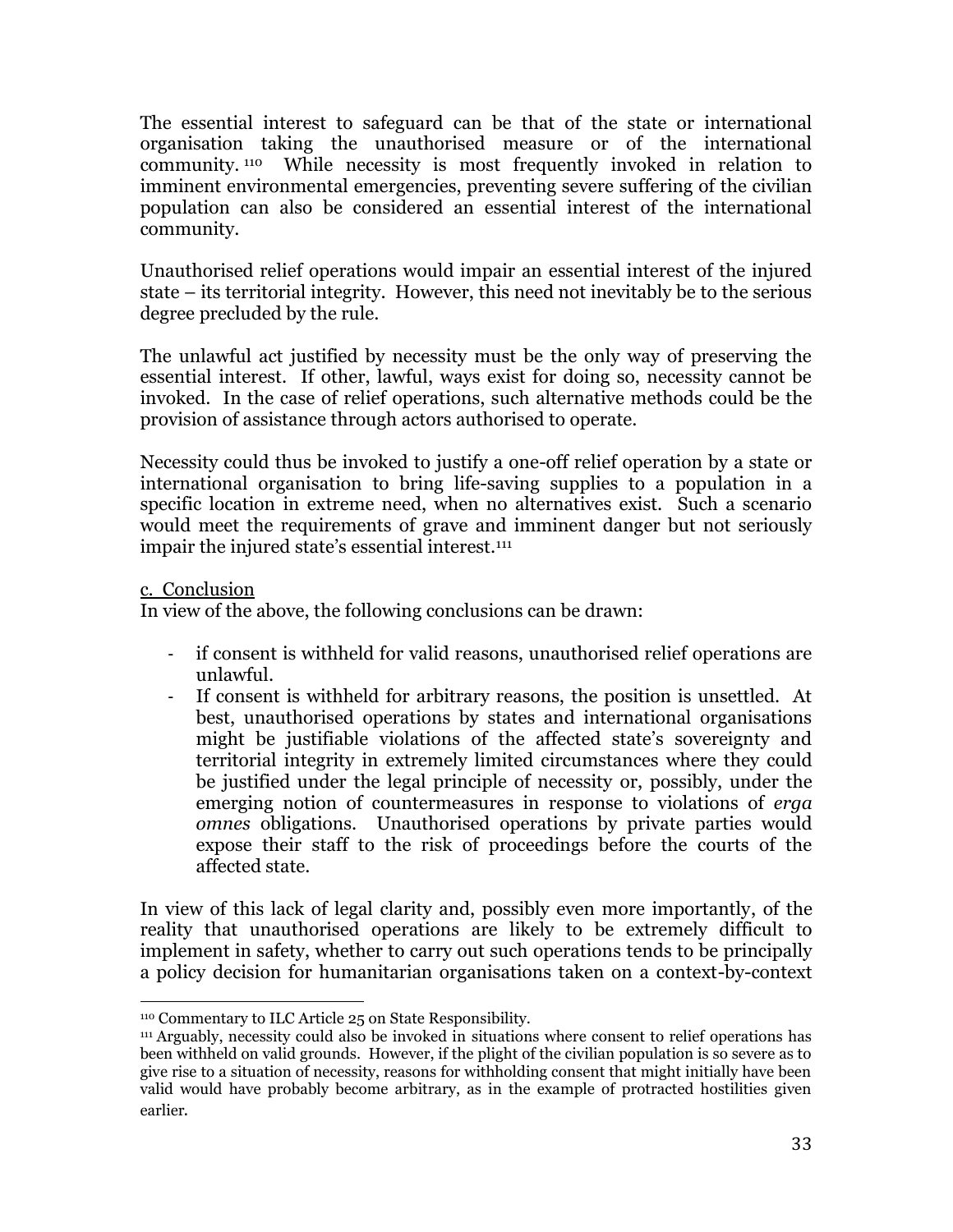The essential interest to safeguard can be that of the state or international organisation taking the unauthorised measure or of the international community.[110] While necessity is most frequently invoked in relation to imminent environmental emergencies, preventing severe suffering of the civilian population can also be considered an essential interest of the international community.

Unauthorised relief operations would impair an essential interest of the injured state – its territorial integrity. However, this need not inevitably be to the serious degree precluded by the rule.

The unlawful act justified by necessity must be the only way of preserving the essential interest. If other, lawful, ways exist for doing so, necessity cannot be invoked. In the case of relief operations, such alternative methods could be the provision of assistance through actors authorised to operate.

Necessity could thus be invoked to justify a one-off relief operation by a state or international organisation to bring life-saving supplies to a population in a specific location in extreme need, when no alternatives exist. Such a scenario would meet the requirements of grave and imminent danger but not seriously impair the injured state's essential interest.[111]

c. Conclusion

In view of the above, the following conclusions can be drawn:

- if consent is withheld for valid reasons, unauthorised relief operations are unlawful.
- If consent is withheld for arbitrary reasons, the position is unsettled. At best, unauthorised operations by states and international organisations might be justifiable violations of the affected state's sovereignty and territorial integrity in extremely limited circumstances where they could be justified under the legal principle of necessity or, possibly, under the emerging notion of countermeasures in response to violations of *erga omnes* obligations. Unauthorised operations by private parties would expose their staff to the risk of proceedings before the courts of the affected state.

In view of this lack of legal clarity and, possibly even more importantly, of the reality that unauthorised operations are likely to be extremely difficult to implement in safety, whether to carry out such operations tends to be principally a policy decision for humanitarian organisations taken on a context-by-context

---

[110] Commentary to ILC Article 25 on State Responsibility.

[111] Arguably, necessity could also be invoked in situations where consent to relief operations has been withheld on valid grounds. However, if the plight of the civilian population is so severe as to give rise to a situation of necessity, reasons for withholding consent that might initially have been valid would have probably become arbitrary, as in the example of protracted hostilities given earlier.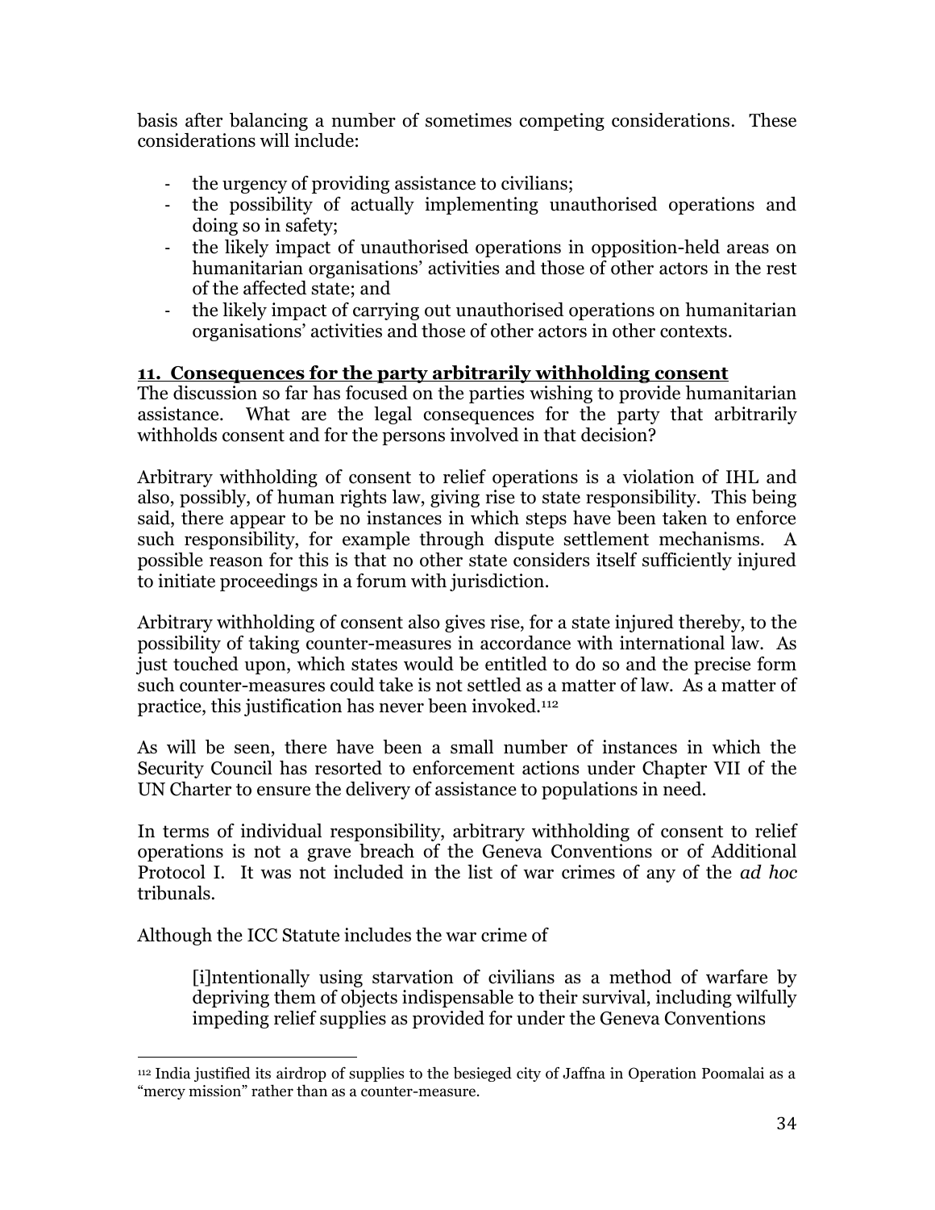basis after balancing a number of sometimes competing considerations. These considerations will include:

- the urgency of providing assistance to civilians;
- the possibility of actually implementing unauthorised operations and doing so in safety;
- the likely impact of unauthorised operations in opposition-held areas on humanitarian organisations' activities and those of other actors in the rest of the affected state; and
- the likely impact of carrying out unauthorised operations on humanitarian organisations' activities and those of other actors in other contexts.

## 11. Consequences for the party arbitrarily withholding consent

The discussion so far has focused on the parties wishing to provide humanitarian assistance. What are the legal consequences for the party that arbitrarily withholds consent and for the persons involved in that decision?

Arbitrary withholding of consent to relief operations is a violation of IHL and also, possibly, of human rights law, giving rise to state responsibility. This being said, there appear to be no instances in which steps have been taken to enforce such responsibility, for example through dispute settlement mechanisms. A possible reason for this is that no other state considers itself sufficiently injured to initiate proceedings in a forum with jurisdiction.

Arbitrary withholding of consent also gives rise, for a state injured thereby, to the possibility of taking counter-measures in accordance with international law. As just touched upon, which states would be entitled to do so and the precise form such counter-measures could take is not settled as a matter of law. As a matter of practice, this justification has never been invoked.[112]

As will be seen, there have been a small number of instances in which the Security Council has resorted to enforcement actions under Chapter VII of the UN Charter to ensure the delivery of assistance to populations in need.

In terms of individual responsibility, arbitrary withholding of consent to relief operations is not a grave breach of the Geneva Conventions or of Additional Protocol I. It was not included in the list of war crimes of any of the *ad hoc* tribunals.

Although the ICC Statute includes the war crime of

> [i]ntentionally using starvation of civilians as a method of warfare by depriving them of objects indispensable to their survival, including wilfully impeding relief supplies as provided for under the Geneva Conventions

---

[112] India justified its airdrop of supplies to the besieged city of Jaffna in Operation Poomalai as a "mercy mission" rather than as a counter-measure.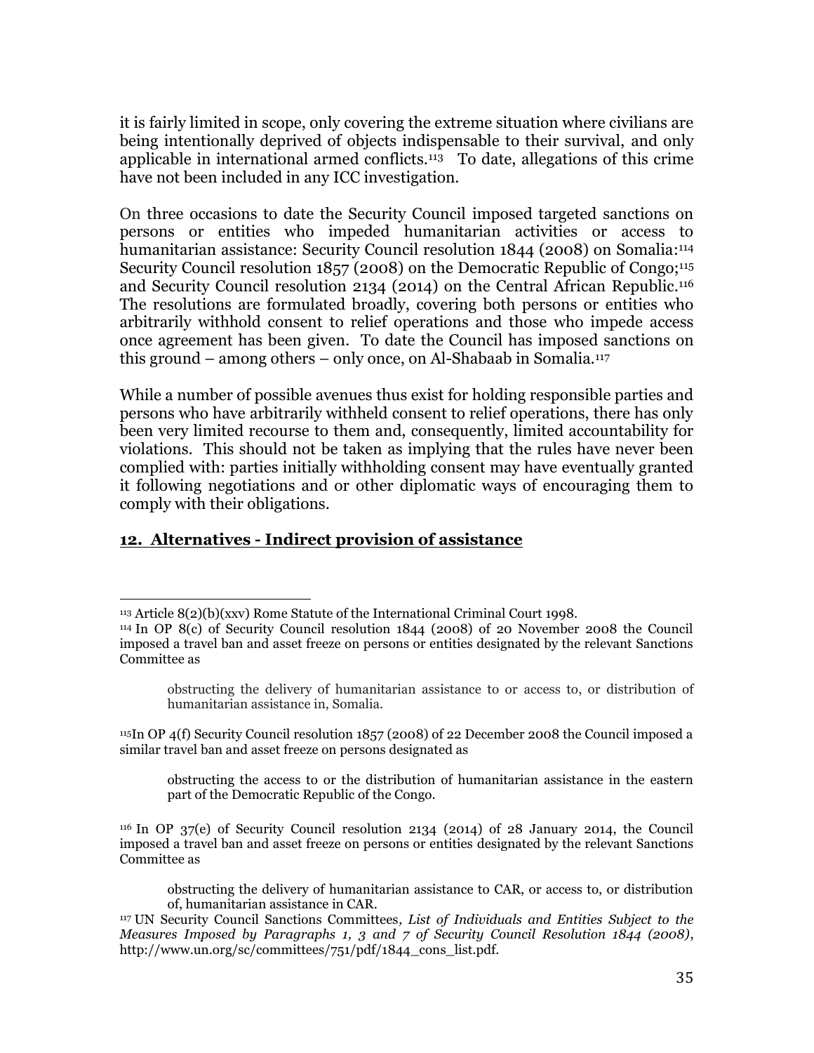it is fairly limited in scope, only covering the extreme situation where civilians are being intentionally deprived of objects indispensable to their survival, and only applicable in international armed conflicts.[113] To date, allegations of this crime have not been included in any ICC investigation.

On three occasions to date the Security Council imposed targeted sanctions on persons or entities who impeded humanitarian activities or access to humanitarian assistance: Security Council resolution 1844 (2008) on Somalia:[114] Security Council resolution 1857 (2008) on the Democratic Republic of Congo;[115] and Security Council resolution 2134 (2014) on the Central African Republic.[116] The resolutions are formulated broadly, covering both persons or entities who arbitrarily withhold consent to relief operations and those who impede access once agreement has been given. To date the Council has imposed sanctions on this ground – among others – only once, on Al-Shabaab in Somalia.[117]

While a number of possible avenues thus exist for holding responsible parties and persons who have arbitrarily withheld consent to relief operations, there has only been very limited recourse to them and, consequently, limited accountability for violations. This should not be taken as implying that the rules have never been complied with: parties initially withholding consent may have eventually granted it following negotiations and or other diplomatic ways of encouraging them to comply with their obligations.

## 12. Alternatives - Indirect provision of assistance

---

[113] Article 8(2)(b)(xxv) Rome Statute of the International Criminal Court 1998.

[114] In OP 8(c) of Security Council resolution 1844 (2008) of 20 November 2008 the Council imposed a travel ban and asset freeze on persons or entities designated by the relevant Sanctions Committee as

> obstructing the delivery of humanitarian assistance to or access to, or distribution of humanitarian assistance in, Somalia.

[115] In OP 4(f) Security Council resolution 1857 (2008) of 22 December 2008 the Council imposed a similar travel ban and asset freeze on persons designated as

> obstructing the access to or the distribution of humanitarian assistance in the eastern part of the Democratic Republic of the Congo.

[116] In OP 37(e) of Security Council resolution 2134 (2014) of 28 January 2014, the Council imposed a travel ban and asset freeze on persons or entities designated by the relevant Sanctions Committee as

> obstructing the delivery of humanitarian assistance to CAR, or access to, or distribution of, humanitarian assistance in CAR.

[117] UN Security Council Sanctions Committees, *List of Individuals and Entities Subject to the Measures Imposed by Paragraphs 1, 3 and 7 of Security Council Resolution 1844 (2008)*, http://www.un.org/sc/committees/751/pdf/1844_cons_list.pdf.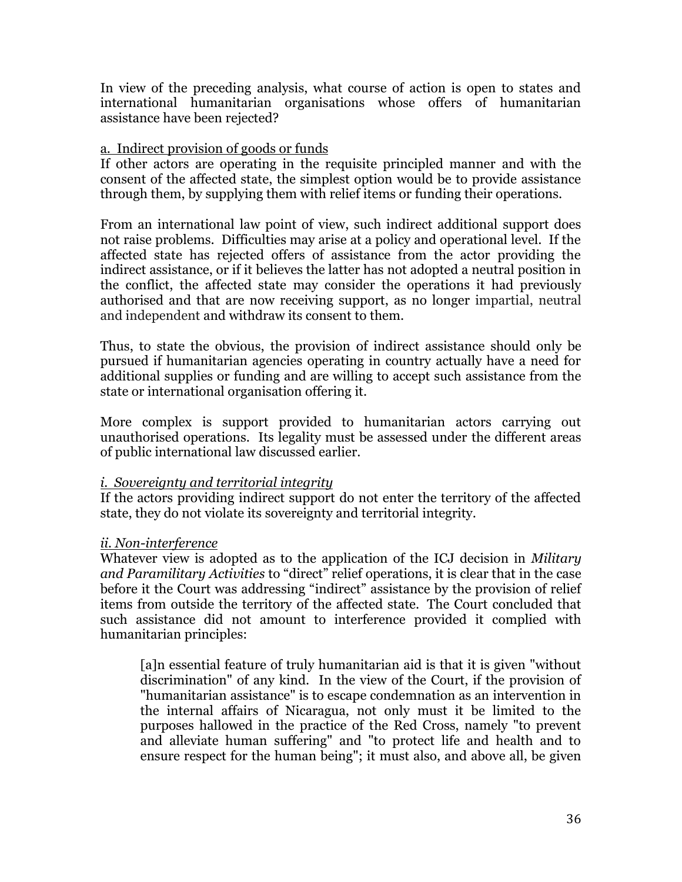In view of the preceding analysis, what course of action is open to states and international humanitarian organisations whose offers of humanitarian assistance have been rejected?

a. Indirect provision of goods or funds

If other actors are operating in the requisite principled manner and with the consent of the affected state, the simplest option would be to provide assistance through them, by supplying them with relief items or funding their operations.

From an international law point of view, such indirect additional support does not raise problems. Difficulties may arise at a policy and operational level. If the affected state has rejected offers of assistance from the actor providing the indirect assistance, or if it believes the latter has not adopted a neutral position in the conflict, the affected state may consider the operations it had previously authorised and that are now receiving support, as no longer impartial, neutral and independent and withdraw its consent to them.

Thus, to state the obvious, the provision of indirect assistance should only be pursued if humanitarian agencies operating in country actually have a need for additional supplies or funding and are willing to accept such assistance from the state or international organisation offering it.

More complex is support provided to humanitarian actors carrying out unauthorised operations. Its legality must be assessed under the different areas of public international law discussed earlier.

*i. Sovereignty and territorial integrity*

If the actors providing indirect support do not enter the territory of the affected state, they do not violate its sovereignty and territorial integrity.

*ii. Non-interference*

Whatever view is adopted as to the application of the ICJ decision in *Military and Paramilitary Activities* to "direct" relief operations, it is clear that in the case before it the Court was addressing "indirect" assistance by the provision of relief items from outside the territory of the affected state. The Court concluded that such assistance did not amount to interference provided it complied with humanitarian principles:

> [a]n essential feature of truly humanitarian aid is that it is given "without discrimination" of any kind. In the view of the Court, if the provision of "humanitarian assistance" is to escape condemnation as an intervention in the internal affairs of Nicaragua, not only must it be limited to the purposes hallowed in the practice of the Red Cross, namely "to prevent and alleviate human suffering" and "to protect life and health and to ensure respect for the human being"; it must also, and above all, be given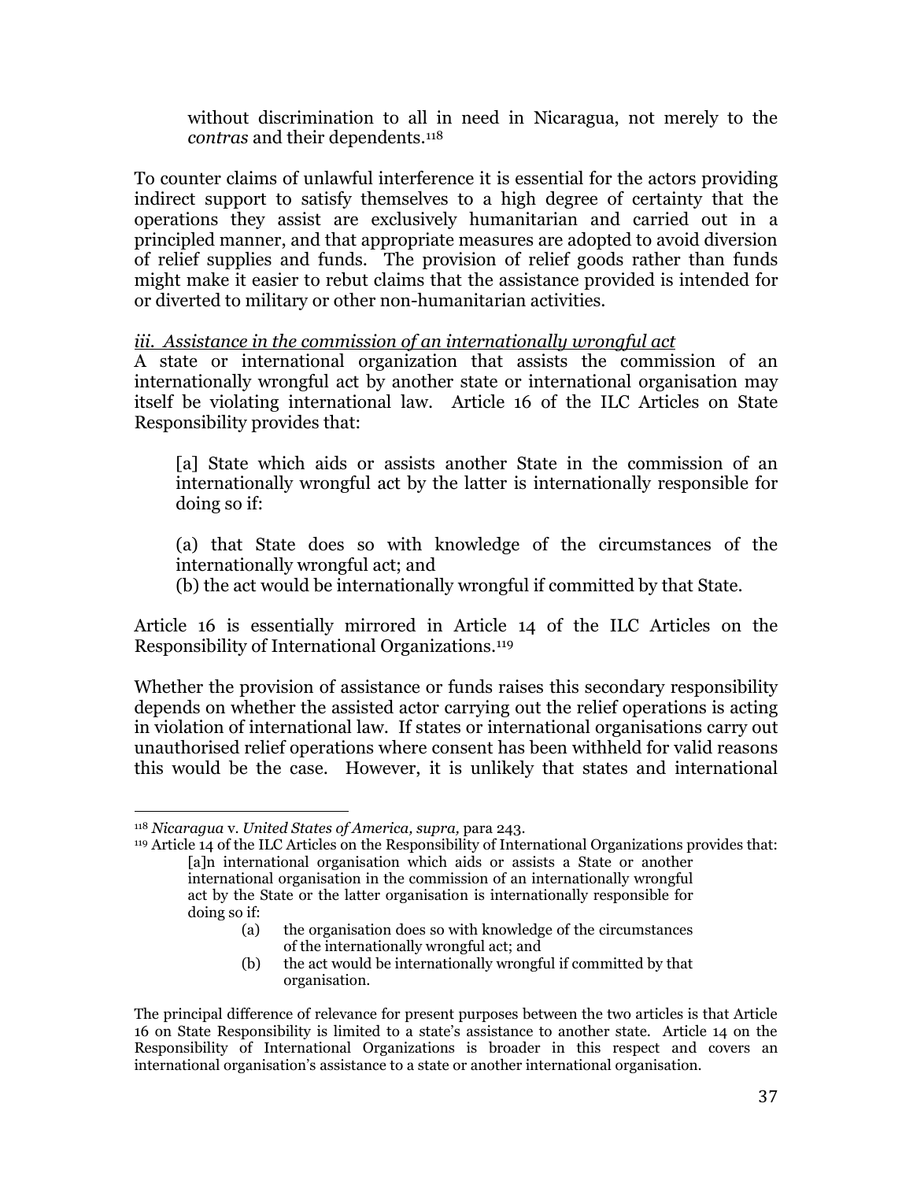without discrimination to all in need in Nicaragua, not merely to the *contras* and their dependents.[118]

To counter claims of unlawful interference it is essential for the actors providing indirect support to satisfy themselves to a high degree of certainty that the operations they assist are exclusively humanitarian and carried out in a principled manner, and that appropriate measures are adopted to avoid diversion of relief supplies and funds. The provision of relief goods rather than funds might make it easier to rebut claims that the assistance provided is intended for or diverted to military or other non-humanitarian activities.

*iii. Assistance in the commission of an internationally wrongful act*

A state or international organization that assists the commission of an internationally wrongful act by another state or international organisation may itself be violating international law. Article 16 of the ILC Articles on State Responsibility provides that:

> [a] State which aids or assists another State in the commission of an internationally wrongful act by the latter is internationally responsible for doing so if:
>
> (a) that State does so with knowledge of the circumstances of the internationally wrongful act; and
> (b) the act would be internationally wrongful if committed by that State.

Article 16 is essentially mirrored in Article 14 of the ILC Articles on the Responsibility of International Organizations.[119]

Whether the provision of assistance or funds raises this secondary responsibility depends on whether the assisted actor carrying out the relief operations is acting in violation of international law. If states or international organisations carry out unauthorised relief operations where consent has been withheld for valid reasons this would be the case. However, it is unlikely that states and international

---

[118] *Nicaragua* v. *United States of America, supra,* para 243.

[119] Article 14 of the ILC Articles on the Responsibility of International Organizations provides that:

> [a]n international organisation which aids or assists a State or another international organisation in the commission of an internationally wrongful act by the State or the latter organisation is internationally responsible for doing so if:
>
> (a) the organisation does so with knowledge of the circumstances of the internationally wrongful act; and
>
> (b) the act would be internationally wrongful if committed by that organisation.

The principal difference of relevance for present purposes between the two articles is that Article 16 on State Responsibility is limited to a state's assistance to another state. Article 14 on the Responsibility of International Organizations is broader in this respect and covers an international organisation's assistance to a state or another international organisation.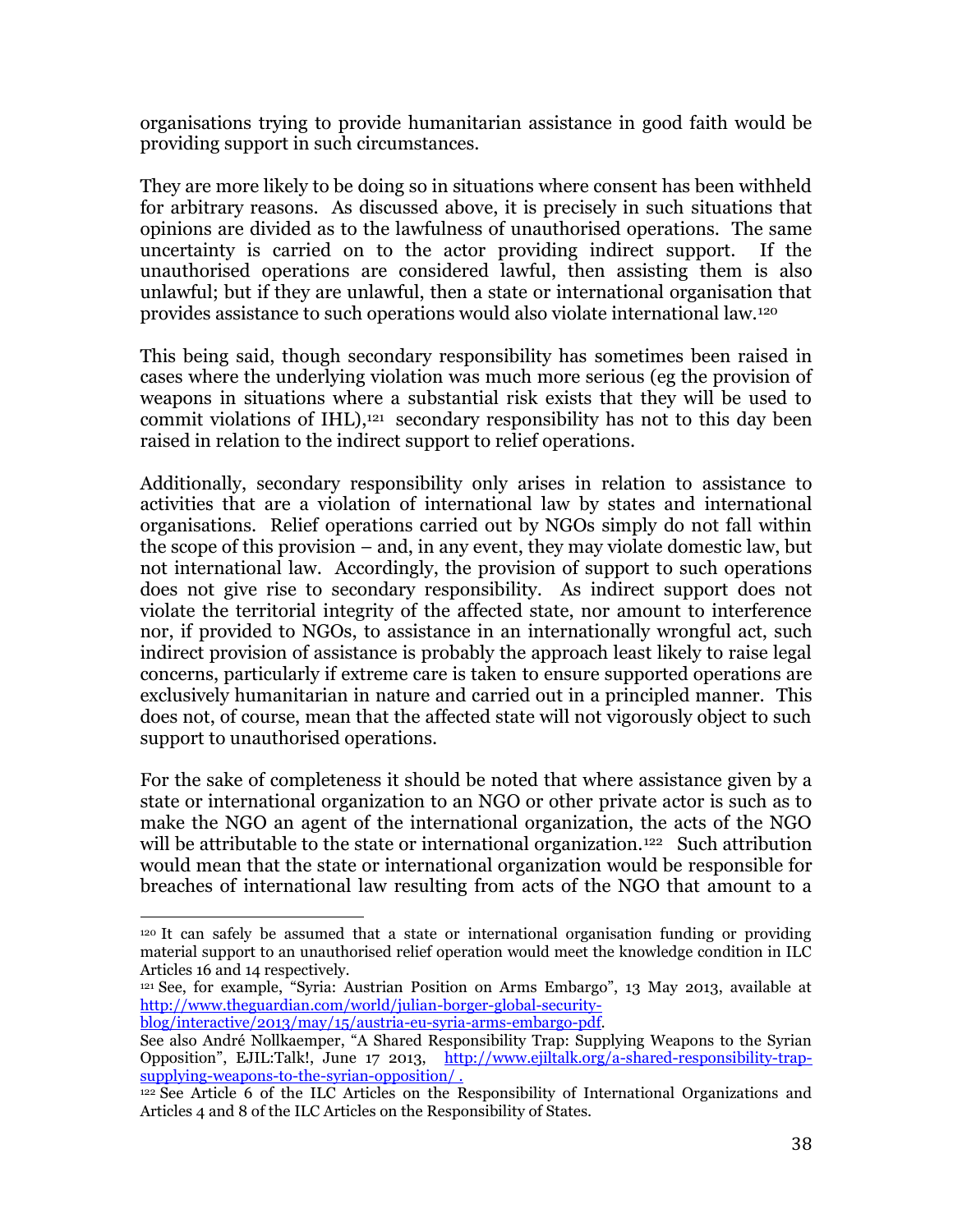organisations trying to provide humanitarian assistance in good faith would be providing support in such circumstances.

They are more likely to be doing so in situations where consent has been withheld for arbitrary reasons. As discussed above, it is precisely in such situations that opinions are divided as to the lawfulness of unauthorised operations. The same uncertainty is carried on to the actor providing indirect support. If the unauthorised operations are considered lawful, then assisting them is also unlawful; but if they are unlawful, then a state or international organisation that provides assistance to such operations would also violate international law.[120]

This being said, though secondary responsibility has sometimes been raised in cases where the underlying violation was much more serious (eg the provision of weapons in situations where a substantial risk exists that they will be used to commit violations of IHL),[121] secondary responsibility has not to this day been raised in relation to the indirect support to relief operations.

Additionally, secondary responsibility only arises in relation to assistance to activities that are a violation of international law by states and international organisations. Relief operations carried out by NGOs simply do not fall within the scope of this provision – and, in any event, they may violate domestic law, but not international law. Accordingly, the provision of support to such operations does not give rise to secondary responsibility. As indirect support does not violate the territorial integrity of the affected state, nor amount to interference nor, if provided to NGOs, to assistance in an internationally wrongful act, such indirect provision of assistance is probably the approach least likely to raise legal concerns, particularly if extreme care is taken to ensure supported operations are exclusively humanitarian in nature and carried out in a principled manner. This does not, of course, mean that the affected state will not vigorously object to such support to unauthorised operations.

For the sake of completeness it should be noted that where assistance given by a state or international organization to an NGO or other private actor is such as to make the NGO an agent of the international organization, the acts of the NGO will be attributable to the state or international organization.[122] Such attribution would mean that the state or international organization would be responsible for breaches of international law resulting from acts of the NGO that amount to a

---

[120] It can safely be assumed that a state or international organisation funding or providing material support to an unauthorised relief operation would meet the knowledge condition in ILC Articles 16 and 14 respectively.

[121] See, for example, "Syria: Austrian Position on Arms Embargo", 13 May 2013, available at http://www.theguardian.com/world/julian-borger-global-security-blog/interactive/2013/may/15/austria-eu-syria-arms-embargo-pdf.
See also André Nollkaemper, "A Shared Responsibility Trap: Supplying Weapons to the Syrian Opposition", EJIL:Talk!, June 17 2013, http://www.ejiltalk.org/a-shared-responsibility-trap-supplying-weapons-to-the-syrian-opposition/ .

[122] See Article 6 of the ILC Articles on the Responsibility of International Organizations and Articles 4 and 8 of the ILC Articles on the Responsibility of States.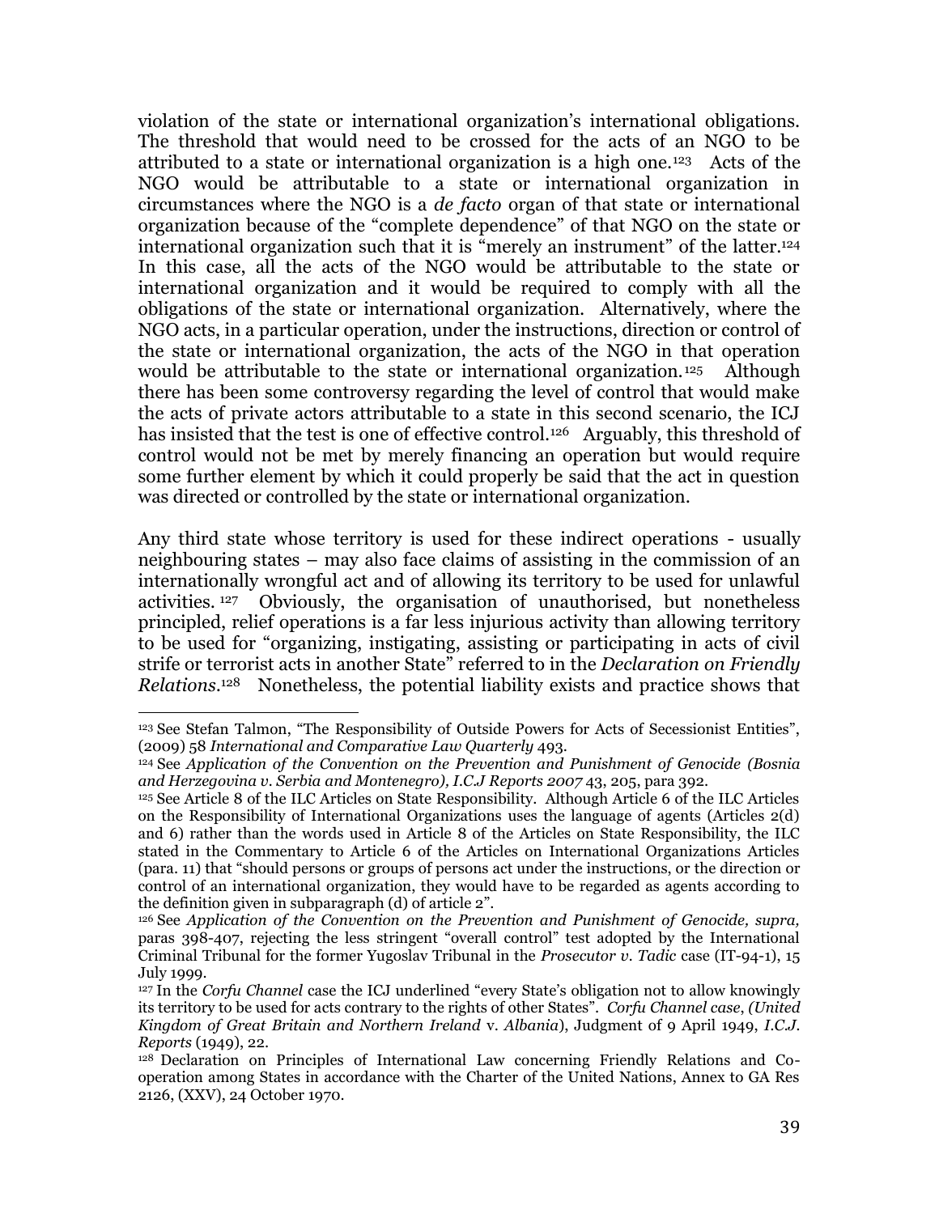violation of the state or international organization's international obligations. The threshold that would need to be crossed for the acts of an NGO to be attributed to a state or international organization is a high one.[123] Acts of the NGO would be attributable to a state or international organization in circumstances where the NGO is a *de facto* organ of that state or international organization because of the "complete dependence" of that NGO on the state or international organization such that it is "merely an instrument" of the latter.[124] In this case, all the acts of the NGO would be attributable to the state or international organization and it would be required to comply with all the obligations of the state or international organization. Alternatively, where the NGO acts, in a particular operation, under the instructions, direction or control of the state or international organization, the acts of the NGO in that operation would be attributable to the state or international organization.[125] Although there has been some controversy regarding the level of control that would make the acts of private actors attributable to a state in this second scenario, the ICJ has insisted that the test is one of effective control.[126] Arguably, this threshold of control would not be met by merely financing an operation but would require some further element by which it could properly be said that the act in question was directed or controlled by the state or international organization.

Any third state whose territory is used for these indirect operations - usually neighbouring states – may also face claims of assisting in the commission of an internationally wrongful act and of allowing its territory to be used for unlawful activities.[127] Obviously, the organisation of unauthorised, but nonetheless principled, relief operations is a far less injurious activity than allowing territory to be used for "organizing, instigating, assisting or participating in acts of civil strife or terrorist acts in another State" referred to in the *Declaration on Friendly Relations*.[128] Nonetheless, the potential liability exists and practice shows that

---

[123] See Stefan Talmon, "The Responsibility of Outside Powers for Acts of Secessionist Entities", (2009) 58 *International and Comparative Law Quarterly* 493.

[124] See *Application of the Convention on the Prevention and Punishment of Genocide (Bosnia and Herzegovina v. Serbia and Montenegro), I.C.J Reports 2007* 43, 205, para 392.

[125] See Article 8 of the ILC Articles on State Responsibility. Although Article 6 of the ILC Articles on the Responsibility of International Organizations uses the language of agents (Articles 2(d) and 6) rather than the words used in Article 8 of the Articles on State Responsibility, the ILC stated in the Commentary to Article 6 of the Articles on International Organizations Articles (para. 11) that "should persons or groups of persons act under the instructions, or the direction or control of an international organization, they would have to be regarded as agents according to the definition given in subparagraph (d) of article 2".

[126] See *Application of the Convention on the Prevention and Punishment of Genocide, supra,* paras 398-407, rejecting the less stringent "overall control" test adopted by the International Criminal Tribunal for the former Yugoslav Tribunal in the *Prosecutor v. Tadic* case (IT-94-1), 15 July 1999.

[127] In the *Corfu Channel* case the ICJ underlined "every State's obligation not to allow knowingly its territory to be used for acts contrary to the rights of other States". *Corfu Channel case, (United Kingdom of Great Britain and Northern Ireland* v. *Albania*), Judgment of 9 April 1949, *I.C.J. Reports* (1949), 22.

[128] Declaration on Principles of International Law concerning Friendly Relations and Co-operation among States in accordance with the Charter of the United Nations, Annex to GA Res 2126, (XXV), 24 October 1970.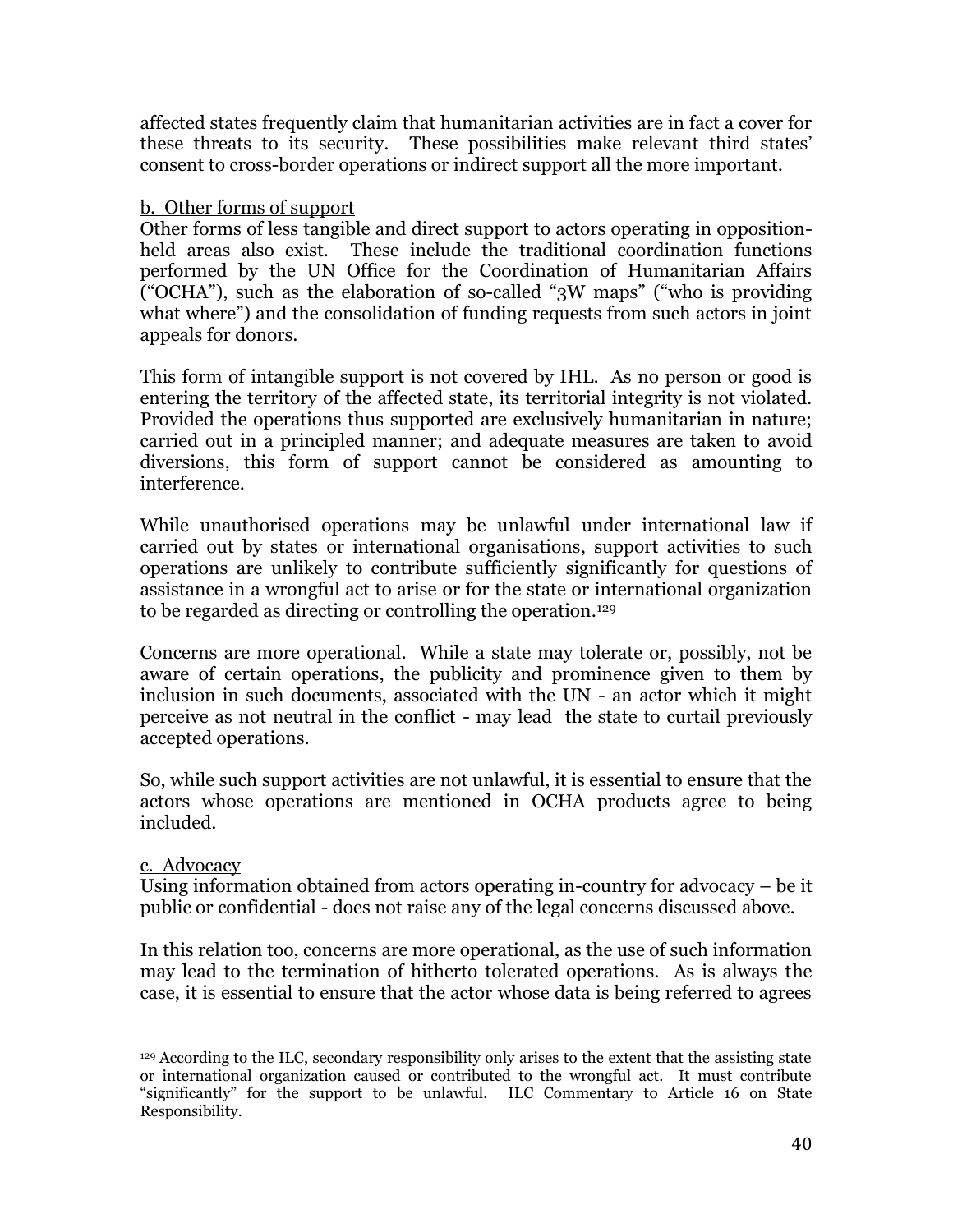affected states frequently claim that humanitarian activities are in fact a cover for these threats to its security. These possibilities make relevant third states' consent to cross-border operations or indirect support all the more important.

b. Other forms of support

Other forms of less tangible and direct support to actors operating in opposition-held areas also exist. These include the traditional coordination functions performed by the UN Office for the Coordination of Humanitarian Affairs ("OCHA"), such as the elaboration of so-called "3W maps" ("who is providing what where") and the consolidation of funding requests from such actors in joint appeals for donors.

This form of intangible support is not covered by IHL. As no person or good is entering the territory of the affected state, its territorial integrity is not violated. Provided the operations thus supported are exclusively humanitarian in nature; carried out in a principled manner; and adequate measures are taken to avoid diversions, this form of support cannot be considered as amounting to interference.

While unauthorised operations may be unlawful under international law if carried out by states or international organisations, support activities to such operations are unlikely to contribute sufficiently significantly for questions of assistance in a wrongful act to arise or for the state or international organization to be regarded as directing or controlling the operation.[129]

Concerns are more operational. While a state may tolerate or, possibly, not be aware of certain operations, the publicity and prominence given to them by inclusion in such documents, associated with the UN - an actor which it might perceive as not neutral in the conflict - may lead the state to curtail previously accepted operations.

So, while such support activities are not unlawful, it is essential to ensure that the actors whose operations are mentioned in OCHA products agree to being included.

c. Advocacy

Using information obtained from actors operating in-country for advocacy – be it public or confidential - does not raise any of the legal concerns discussed above.

In this relation too, concerns are more operational, as the use of such information may lead to the termination of hitherto tolerated operations. As is always the case, it is essential to ensure that the actor whose data is being referred to agrees

---

[129] According to the ILC, secondary responsibility only arises to the extent that the assisting state or international organization caused or contributed to the wrongful act. It must contribute "significantly" for the support to be unlawful. ILC Commentary to Article 16 on State Responsibility.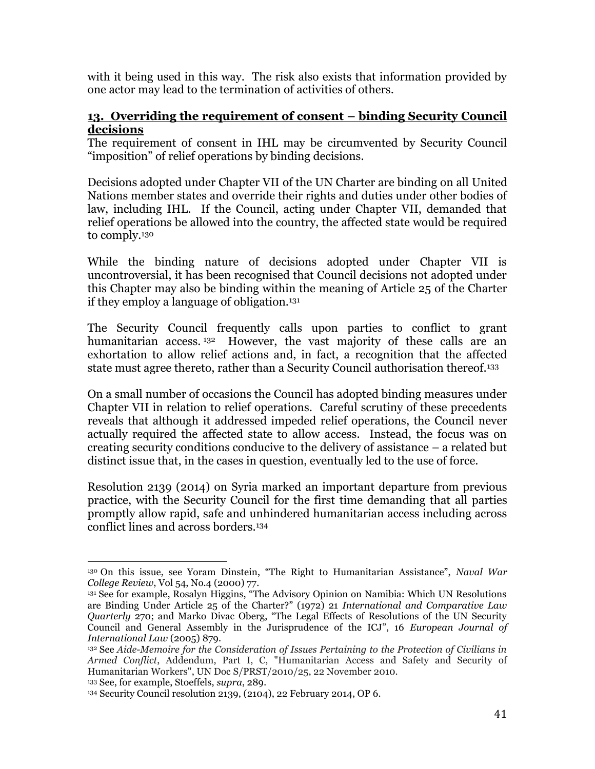with it being used in this way. The risk also exists that information provided by one actor may lead to the termination of activities of others.

## 13. Overriding the requirement of consent – binding Security Council decisions

The requirement of consent in IHL may be circumvented by Security Council "imposition" of relief operations by binding decisions.

Decisions adopted under Chapter VII of the UN Charter are binding on all United Nations member states and override their rights and duties under other bodies of law, including IHL. If the Council, acting under Chapter VII, demanded that relief operations be allowed into the country, the affected state would be required to comply.[130]

While the binding nature of decisions adopted under Chapter VII is uncontroversial, it has been recognised that Council decisions not adopted under this Chapter may also be binding within the meaning of Article 25 of the Charter if they employ a language of obligation.[131]

The Security Council frequently calls upon parties to conflict to grant humanitarian access.[132] However, the vast majority of these calls are an exhortation to allow relief actions and, in fact, a recognition that the affected state must agree thereto, rather than a Security Council authorisation thereof.[133]

On a small number of occasions the Council has adopted binding measures under Chapter VII in relation to relief operations. Careful scrutiny of these precedents reveals that although it addressed impeded relief operations, the Council never actually required the affected state to allow access. Instead, the focus was on creating security conditions conducive to the delivery of assistance – a related but distinct issue that, in the cases in question, eventually led to the use of force.

Resolution 2139 (2014) on Syria marked an important departure from previous practice, with the Security Council for the first time demanding that all parties promptly allow rapid, safe and unhindered humanitarian access including across conflict lines and across borders.[134]

---

[130] On this issue, see Yoram Dinstein, "The Right to Humanitarian Assistance", *Naval War College Review*, Vol 54, No.4 (2000) 77.

[131] See for example, Rosalyn Higgins, "The Advisory Opinion on Namibia: Which UN Resolutions are Binding Under Article 25 of the Charter?" (1972) 21 *International and Comparative Law Quarterly* 270; and Marko Divac Oberg, "The Legal Effects of Resolutions of the UN Security Council and General Assembly in the Jurisprudence of the ICJ", 16 *European Journal of International Law* (2005) 879.

[132] See *Aide-Memoire for the Consideration of Issues Pertaining to the Protection of Civilians in Armed Conflict*, Addendum, Part I, C, "Humanitarian Access and Safety and Security of Humanitarian Workers", UN Doc S/PRST/2010/25, 22 November 2010.

[133] See, for example, Stoeffels, *supra*, 289.

[134] Security Council resolution 2139, (2104), 22 February 2014, OP 6.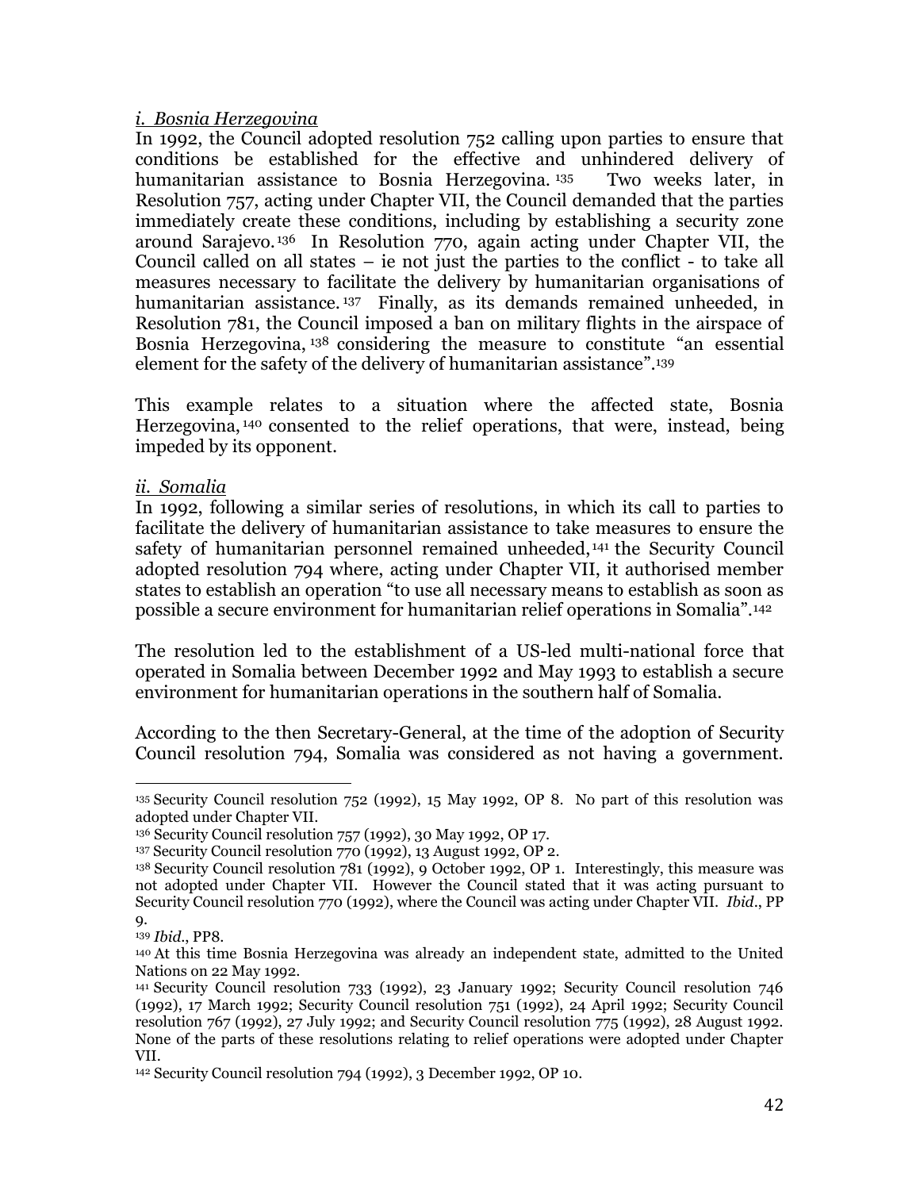*i. Bosnia Herzegovina*

In 1992, the Council adopted resolution 752 calling upon parties to ensure that conditions be established for the effective and unhindered delivery of humanitarian assistance to Bosnia Herzegovina.[135] Two weeks later, in Resolution 757, acting under Chapter VII, the Council demanded that the parties immediately create these conditions, including by establishing a security zone around Sarajevo.[136] In Resolution 770, again acting under Chapter VII, the Council called on all states – ie not just the parties to the conflict - to take all measures necessary to facilitate the delivery by humanitarian organisations of humanitarian assistance.[137] Finally, as its demands remained unheeded, in Resolution 781, the Council imposed a ban on military flights in the airspace of Bosnia Herzegovina,[138] considering the measure to constitute "an essential element for the safety of the delivery of humanitarian assistance".[139]

This example relates to a situation where the affected state, Bosnia Herzegovina,[140] consented to the relief operations, that were, instead, being impeded by its opponent.

*ii. Somalia*

In 1992, following a similar series of resolutions, in which its call to parties to facilitate the delivery of humanitarian assistance to take measures to ensure the safety of humanitarian personnel remained unheeded,[141] the Security Council adopted resolution 794 where, acting under Chapter VII, it authorised member states to establish an operation "to use all necessary means to establish as soon as possible a secure environment for humanitarian relief operations in Somalia".[142]

The resolution led to the establishment of a US-led multi-national force that operated in Somalia between December 1992 and May 1993 to establish a secure environment for humanitarian operations in the southern half of Somalia.

According to the then Secretary-General, at the time of the adoption of Security Council resolution 794, Somalia was considered as not having a government.

---

135 Security Council resolution 752 (1992), 15 May 1992, OP 8. No part of this resolution was adopted under Chapter VII.

136 Security Council resolution 757 (1992), 30 May 1992, OP 17.

137 Security Council resolution 770 (1992), 13 August 1992, OP 2.

138 Security Council resolution 781 (1992), 9 October 1992, OP 1. Interestingly, this measure was not adopted under Chapter VII. However the Council stated that it was acting pursuant to Security Council resolution 770 (1992), where the Council was acting under Chapter VII. *Ibid*., PP 9.

139 *Ibid*., PP8.

140 At this time Bosnia Herzegovina was already an independent state, admitted to the United Nations on 22 May 1992.

141 Security Council resolution 733 (1992), 23 January 1992; Security Council resolution 746 (1992), 17 March 1992; Security Council resolution 751 (1992), 24 April 1992; Security Council resolution 767 (1992), 27 July 1992; and Security Council resolution 775 (1992), 28 August 1992. None of the parts of these resolutions relating to relief operations were adopted under Chapter VII.

142 Security Council resolution 794 (1992), 3 December 1992, OP 10.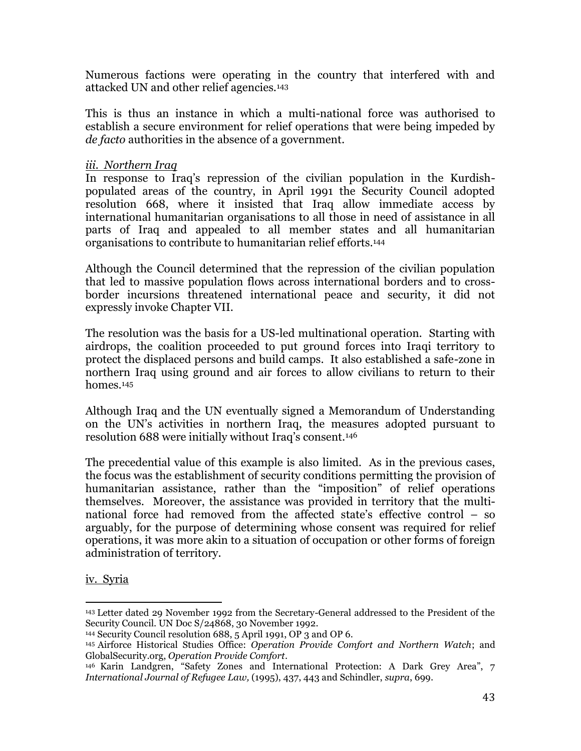Numerous factions were operating in the country that interfered with and attacked UN and other relief agencies.[143]

This is thus an instance in which a multi-national force was authorised to establish a secure environment for relief operations that were being impeded by *de facto* authorities in the absence of a government.

*iii. Northern Iraq*

In response to Iraq's repression of the civilian population in the Kurdish-populated areas of the country, in April 1991 the Security Council adopted resolution 668, where it insisted that Iraq allow immediate access by international humanitarian organisations to all those in need of assistance in all parts of Iraq and appealed to all member states and all humanitarian organisations to contribute to humanitarian relief efforts.[144]

Although the Council determined that the repression of the civilian population that led to massive population flows across international borders and to cross-border incursions threatened international peace and security, it did not expressly invoke Chapter VII.

The resolution was the basis for a US-led multinational operation. Starting with airdrops, the coalition proceeded to put ground forces into Iraqi territory to protect the displaced persons and build camps. It also established a safe-zone in northern Iraq using ground and air forces to allow civilians to return to their homes.[145]

Although Iraq and the UN eventually signed a Memorandum of Understanding on the UN's activities in northern Iraq, the measures adopted pursuant to resolution 688 were initially without Iraq's consent.[146]

The precedential value of this example is also limited. As in the previous cases, the focus was the establishment of security conditions permitting the provision of humanitarian assistance, rather than the "imposition" of relief operations themselves. Moreover, the assistance was provided in territory that the multi-national force had removed from the affected state's effective control – so arguably, for the purpose of determining whose consent was required for relief operations, it was more akin to a situation of occupation or other forms of foreign administration of territory.

iv. Syria

---

[143] Letter dated 29 November 1992 from the Secretary-General addressed to the President of the Security Council. UN Doc S/24868, 30 November 1992.

[144] Security Council resolution 688, 5 April 1991, OP 3 and OP 6.

[145] Airforce Historical Studies Office: *Operation Provide Comfort and Northern Watch*; and GlobalSecurity.org, *Operation Provide Comfort*.

[146] Karin Landgren, "Safety Zones and International Protection: A Dark Grey Area", 7 *International Journal of Refugee Law,* (1995), 437, 443 and Schindler, *supra*, 699.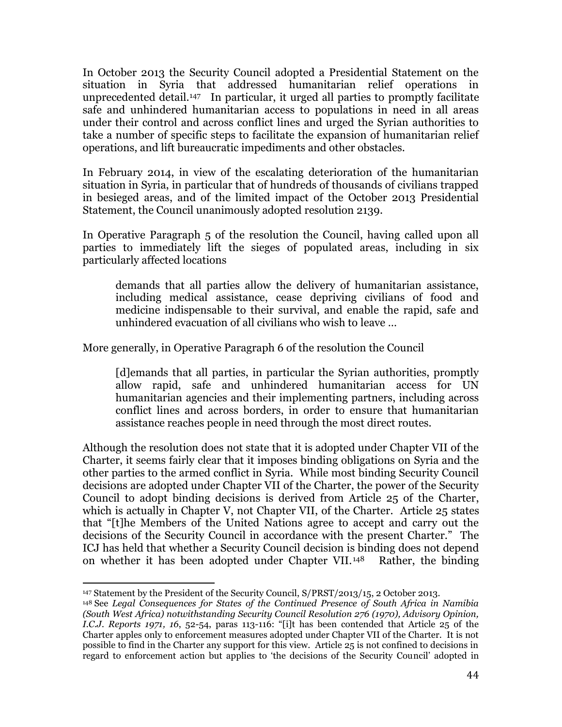In October 2013 the Security Council adopted a Presidential Statement on the situation in Syria that addressed humanitarian relief operations in unprecedented detail.[147] In particular, it urged all parties to promptly facilitate safe and unhindered humanitarian access to populations in need in all areas under their control and across conflict lines and urged the Syrian authorities to take a number of specific steps to facilitate the expansion of humanitarian relief operations, and lift bureaucratic impediments and other obstacles.

In February 2014, in view of the escalating deterioration of the humanitarian situation in Syria, in particular that of hundreds of thousands of civilians trapped in besieged areas, and of the limited impact of the October 2013 Presidential Statement, the Council unanimously adopted resolution 2139.

In Operative Paragraph 5 of the resolution the Council, having called upon all parties to immediately lift the sieges of populated areas, including in six particularly affected locations

> demands that all parties allow the delivery of humanitarian assistance, including medical assistance, cease depriving civilians of food and medicine indispensable to their survival, and enable the rapid, safe and unhindered evacuation of all civilians who wish to leave …

More generally, in Operative Paragraph 6 of the resolution the Council

> [d]emands that all parties, in particular the Syrian authorities, promptly allow rapid, safe and unhindered humanitarian access for UN humanitarian agencies and their implementing partners, including across conflict lines and across borders, in order to ensure that humanitarian assistance reaches people in need through the most direct routes.

Although the resolution does not state that it is adopted under Chapter VII of the Charter, it seems fairly clear that it imposes binding obligations on Syria and the other parties to the armed conflict in Syria. While most binding Security Council decisions are adopted under Chapter VII of the Charter, the power of the Security Council to adopt binding decisions is derived from Article 25 of the Charter, which is actually in Chapter V, not Chapter VII, of the Charter. Article 25 states that "[t]he Members of the United Nations agree to accept and carry out the decisions of the Security Council in accordance with the present Charter." The ICJ has held that whether a Security Council decision is binding does not depend on whether it has been adopted under Chapter VII.[148] Rather, the binding

---

[147] Statement by the President of the Security Council, S/PRST/2013/15, 2 October 2013.

[148] See *Legal Consequences for States of the Continued Presence of South Africa in Namibia (South West Africa) notwithstanding Security Council Resolution 276 (1970), Advisory Opinion, I.C.J. Reports 1971, 16*, 52-54, paras 113-116: "[i]t has been contended that Article 25 of the Charter apples only to enforcement measures adopted under Chapter VII of the Charter. It is not possible to find in the Charter any support for this view. Article 25 is not confined to decisions in regard to enforcement action but applies to 'the decisions of the Security Council' adopted in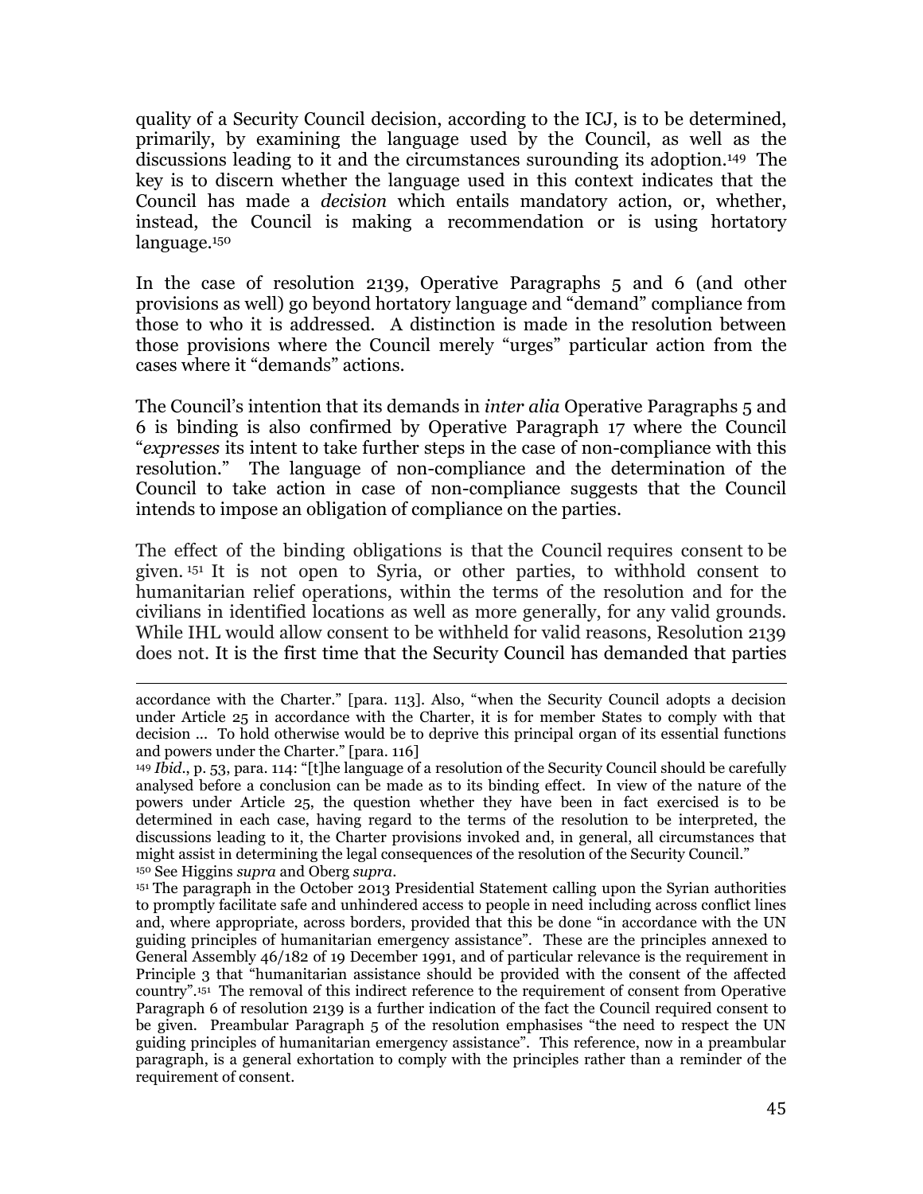quality of a Security Council decision, according to the ICJ, is to be determined, primarily, by examining the language used by the Council, as well as the discussions leading to it and the circumstances surounding its adoption.[149] The key is to discern whether the language used in this context indicates that the Council has made a *decision* which entails mandatory action, or, whether, instead, the Council is making a recommendation or is using hortatory language.[150]

In the case of resolution 2139, Operative Paragraphs 5 and 6 (and other provisions as well) go beyond hortatory language and "demand" compliance from those to who it is addressed. A distinction is made in the resolution between those provisions where the Council merely "urges" particular action from the cases where it "demands" actions.

The Council's intention that its demands in *inter alia* Operative Paragraphs 5 and 6 is binding is also confirmed by Operative Paragraph 17 where the Council "*expresses* its intent to take further steps in the case of non-compliance with this resolution." The language of non-compliance and the determination of the Council to take action in case of non-compliance suggests that the Council intends to impose an obligation of compliance on the parties.

The effect of the binding obligations is that the Council requires consent to be given.[151] It is not open to Syria, or other parties, to withhold consent to humanitarian relief operations, within the terms of the resolution and for the civilians in identified locations as well as more generally, for any valid grounds. While IHL would allow consent to be withheld for valid reasons, Resolution 2139 does not. It is the first time that the Security Council has demanded that parties

---

accordance with the Charter." [para. 113]. Also, "when the Security Council adopts a decision under Article 25 in accordance with the Charter, it is for member States to comply with that decision ... To hold otherwise would be to deprive this principal organ of its essential functions and powers under the Charter." [para. 116]

[149] *Ibid*., p. 53, para. 114: "[t]he language of a resolution of the Security Council should be carefully analysed before a conclusion can be made as to its binding effect. In view of the nature of the powers under Article 25, the question whether they have been in fact exercised is to be determined in each case, having regard to the terms of the resolution to be interpreted, the discussions leading to it, the Charter provisions invoked and, in general, all circumstances that might assist in determining the legal consequences of the resolution of the Security Council."

[150] See Higgins *supra* and Oberg *supra*.

[151] The paragraph in the October 2013 Presidential Statement calling upon the Syrian authorities to promptly facilitate safe and unhindered access to people in need including across conflict lines and, where appropriate, across borders, provided that this be done "in accordance with the UN guiding principles of humanitarian emergency assistance". These are the principles annexed to General Assembly 46/182 of 19 December 1991, and of particular relevance is the requirement in Principle 3 that "humanitarian assistance should be provided with the consent of the affected country".[151] The removal of this indirect reference to the requirement of consent from Operative Paragraph 6 of resolution 2139 is a further indication of the fact the Council required consent to be given. Preambular Paragraph 5 of the resolution emphasises "the need to respect the UN guiding principles of humanitarian emergency assistance". This reference, now in a preambular paragraph, is a general exhortation to comply with the principles rather than a reminder of the requirement of consent.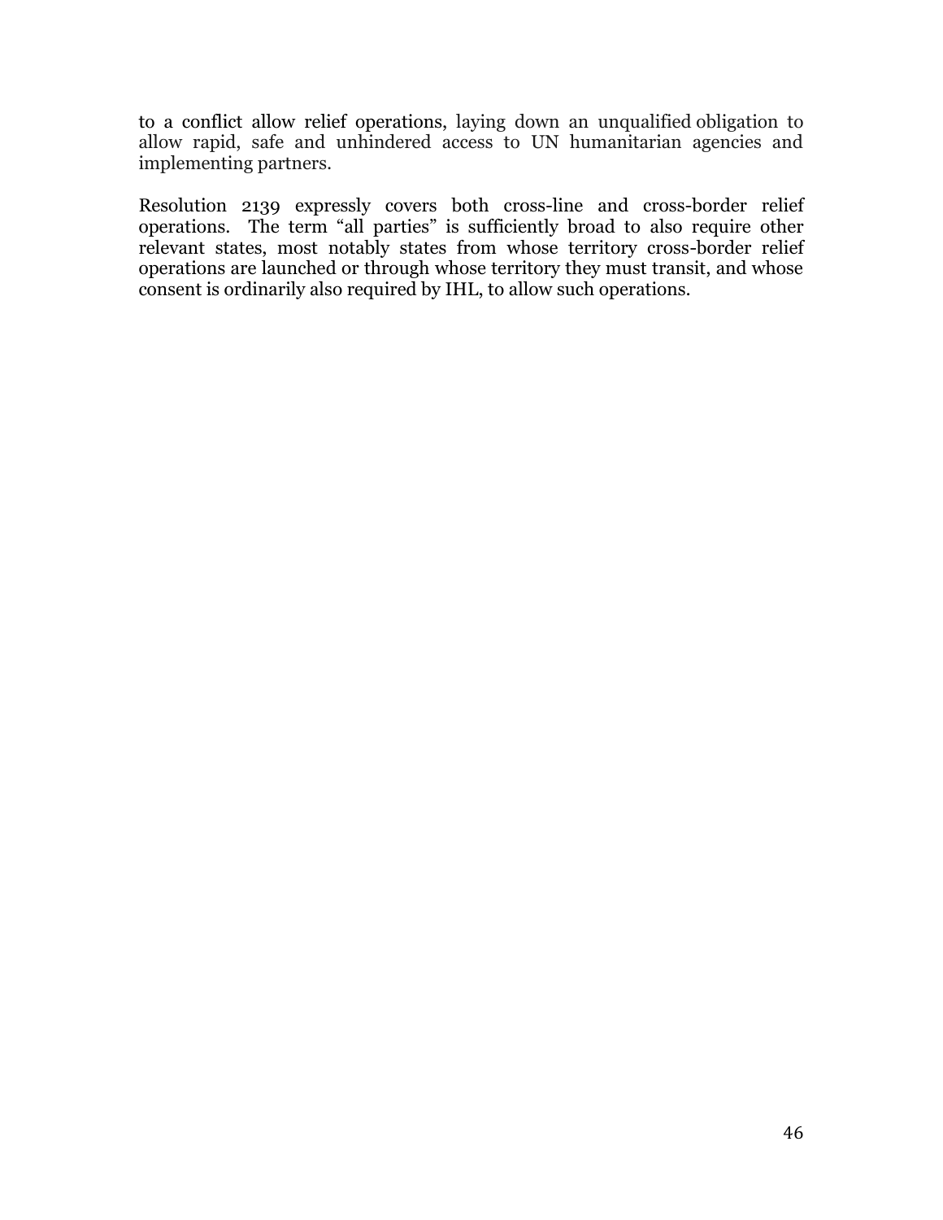to a conflict allow relief operations, laying down an unqualified obligation to allow rapid, safe and unhindered access to UN humanitarian agencies and implementing partners.

Resolution 2139 expressly covers both cross-line and cross-border relief operations. The term "all parties" is sufficiently broad to also require other relevant states, most notably states from whose territory cross-border relief operations are launched or through whose territory they must transit, and whose consent is ordinarily also required by IHL, to allow such operations.